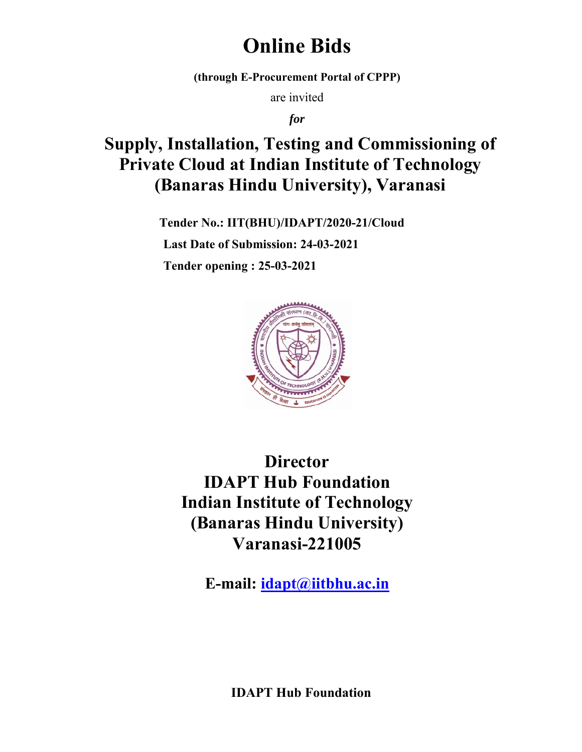# Online Bids

**(through E-Procurement Portal of CPPP)**

are invited

***for***

## Supply, Installation, Testing and Commissioning of Private Cloud at Indian Institute of Technology (Banaras Hindu University), Varanasi

**Tender No.: IIT(BHU)/IDAPT/2020-21/Cloud**

**Last Date of Submission: 24-03-2021**

**Tender opening : 25-03-2021**

## Director
## IDAPT Hub Foundation
## Indian Institute of Technology
## (Banaras Hindu University)
## Varanasi-221005

**E-mail: idapt@iitbhu.ac.in**

**IDAPT Hub Foundation**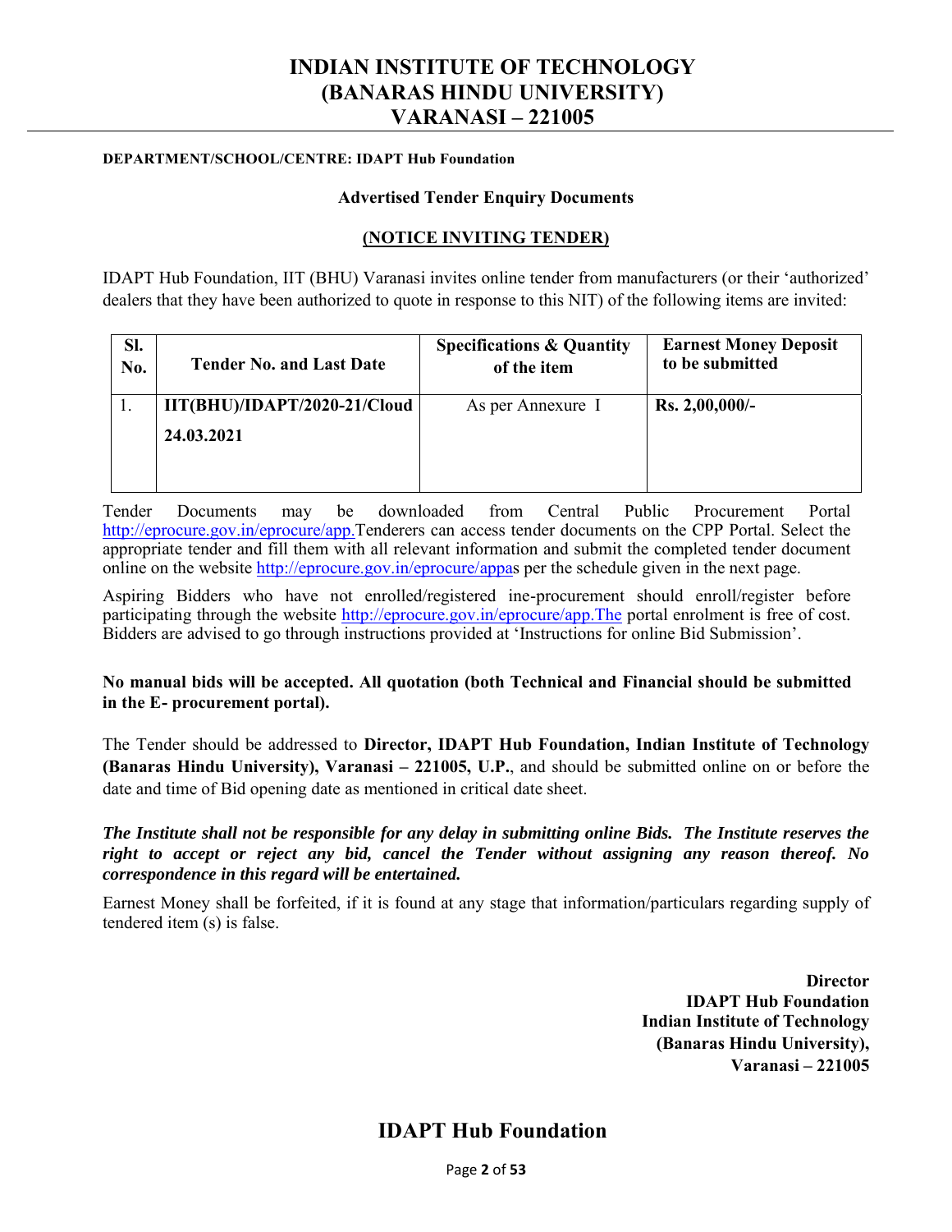# INDIAN INSTITUTE OF TECHNOLOGY
# (BANARAS HINDU UNIVERSITY)
# VARANASI – 221005

**DEPARTMENT/SCHOOL/CENTRE: IDAPT Hub Foundation**

**Advertised Tender Enquiry Documents**

**(NOTICE INVITING TENDER)**

IDAPT Hub Foundation, IIT (BHU) Varanasi invites online tender from manufacturers (or their 'authorized' dealers that they have been authorized to quote in response to this NIT) of the following items are invited:

| Sl. No. | Tender No. and Last Date | Specifications & Quantity of the item | Earnest Money Deposit to be submitted |
|---|---|---|---|
| 1. | **IIT(BHU)/IDAPT/2020-21/Cloud**<br>**24.03.2021** | As per Annexure I | **Rs. 2,00,000/-** |

Tender Documents may be downloaded from Central Public Procurement Portal http://eprocure.gov.in/eprocure/app.Tenderers can access tender documents on the CPP Portal. Select the appropriate tender and fill them with all relevant information and submit the completed tender document online on the website http://eprocure.gov.in/eprocure/appas per the schedule given in the next page.

Aspiring Bidders who have not enrolled/registered ine-procurement should enroll/register before participating through the website http://eprocure.gov.in/eprocure/app.The portal enrolment is free of cost. Bidders are advised to go through instructions provided at 'Instructions for online Bid Submission'.

**No manual bids will be accepted. All quotation (both Technical and Financial should be submitted in the E- procurement portal).**

The Tender should be addressed to **Director, IDAPT Hub Foundation, Indian Institute of Technology (Banaras Hindu University), Varanasi – 221005, U.P.**, and should be submitted online on or before the date and time of Bid opening date as mentioned in critical date sheet.

***The Institute shall not be responsible for any delay in submitting online Bids. The Institute reserves the right to accept or reject any bid, cancel the Tender without assigning any reason thereof. No correspondence in this regard will be entertained.***

Earnest Money shall be forfeited, if it is found at any stage that information/particulars regarding supply of tendered item (s) is false.

**Director**
**IDAPT Hub Foundation**
**Indian Institute of Technology**
**(Banaras Hindu University),**
**Varanasi – 221005**

## IDAPT Hub Foundation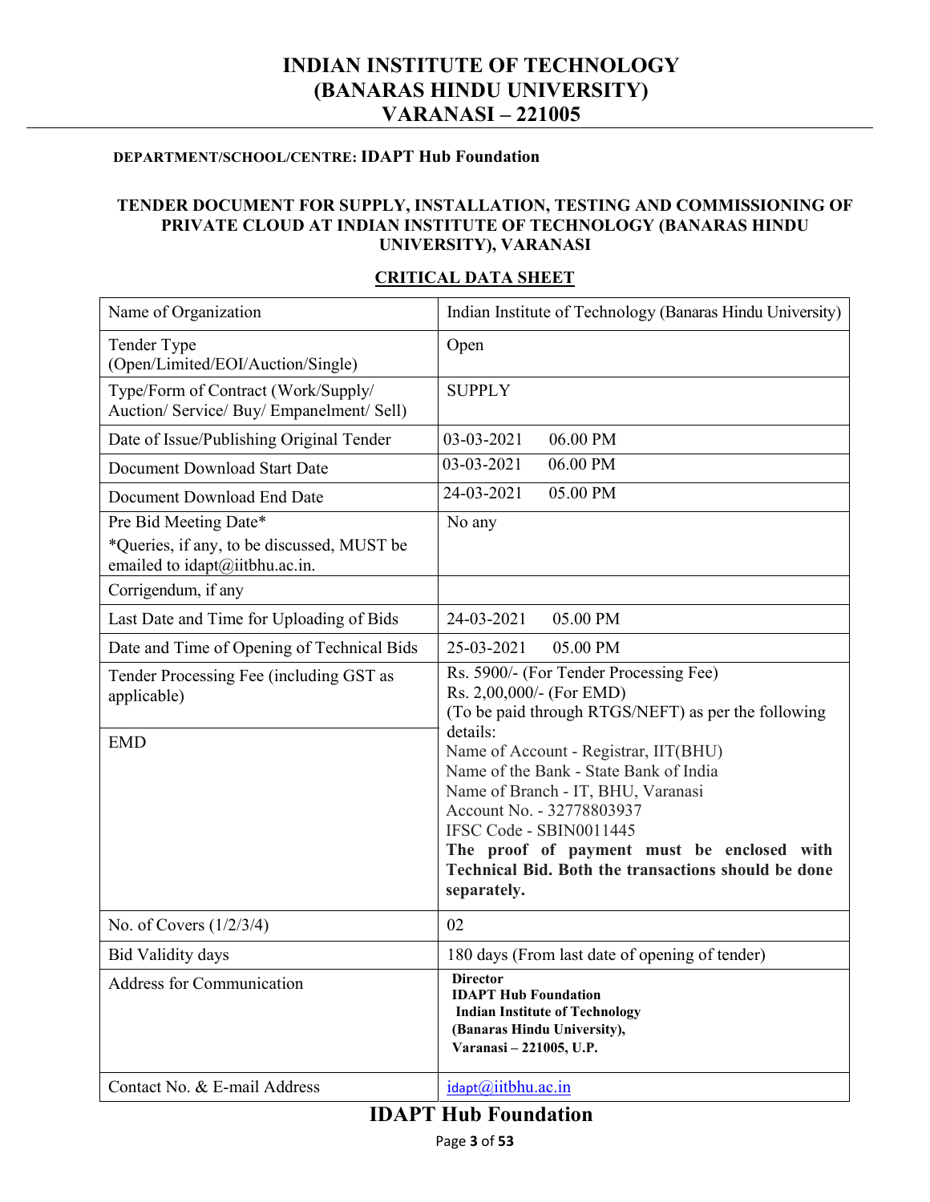# INDIAN INSTITUTE OF TECHNOLOGY (BANARAS HINDU UNIVERSITY) VARANASI – 221005

**DEPARTMENT/SCHOOL/CENTRE: IDAPT Hub Foundation**

## TENDER DOCUMENT FOR SUPPLY, INSTALLATION, TESTING AND COMMISSIONING OF PRIVATE CLOUD AT INDIAN INSTITUTE OF TECHNOLOGY (BANARAS HINDU UNIVERSITY), VARANASI

### CRITICAL DATA SHEET

| | |
|---|---|
| Name of Organization | Indian Institute of Technology (Banaras Hindu University) |
| Tender Type (Open/Limited/EOI/Auction/Single) | Open |
| Type/Form of Contract (Work/Supply/ Auction/ Service/ Buy/ Empanelment/ Sell) | SUPPLY |
| Date of Issue/Publishing Original Tender | 03-03-2021 06.00 PM |
| Document Download Start Date | 03-03-2021 06.00 PM |
| Document Download End Date | 24-03-2021 05.00 PM |
| Pre Bid Meeting Date*<br>*Queries, if any, to be discussed, MUST be emailed to idapt@iitbhu.ac.in. | No any |
| Corrigendum, if any | |
| Last Date and Time for Uploading of Bids | 24-03-2021 05.00 PM |
| Date and Time of Opening of Technical Bids | 25-03-2021 05.00 PM |
| Tender Processing Fee (including GST as applicable)<br><br>EMD | Rs. 5900/- (For Tender Processing Fee)<br>Rs. 2,00,000/- (For EMD)<br>(To be paid through RTGS/NEFT) as per the following details:<br>Name of Account - Registrar, IIT(BHU)<br>Name of the Bank - State Bank of India<br>Name of Branch - IT, BHU, Varanasi<br>Account No. - 32778803937<br>IFSC Code - SBIN0011445<br>**The proof of payment must be enclosed with Technical Bid. Both the transactions should be done separately.** |
| No. of Covers (1/2/3/4) | 02 |
| Bid Validity days | 180 days (From last date of opening of tender) |
| Address for Communication | **Director**<br>**IDAPT Hub Foundation**<br>**Indian Institute of Technology**<br>**(Banaras Hindu University),**<br>**Varanasi – 221005, U.P.** |
| Contact No. & E-mail Address | idapt@iitbhu.ac.in |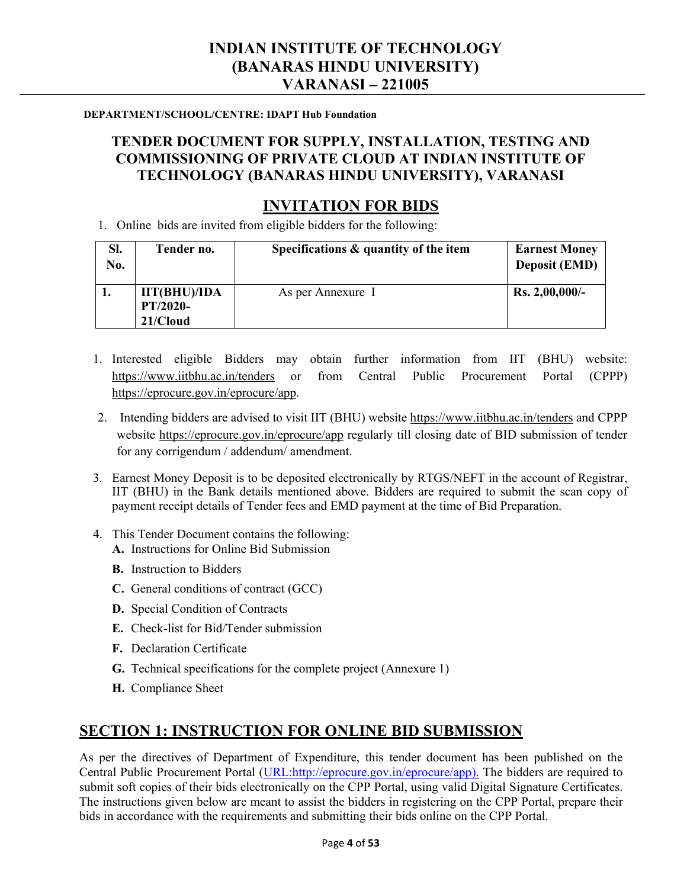# INDIAN INSTITUTE OF TECHNOLOGY (BANARAS HINDU UNIVERSITY) VARANASI – 221005

**DEPARTMENT/SCHOOL/CENTRE: IDAPT Hub Foundation**

## TENDER DOCUMENT FOR SUPPLY, INSTALLATION, TESTING AND COMMISSIONING OF PRIVATE CLOUD AT INDIAN INSTITUTE OF TECHNOLOGY (BANARAS HINDU UNIVERSITY), VARANASI

## INVITATION FOR BIDS

1. Online bids are invited from eligible bidders for the following:

| Sl. No. | Tender no. | Specifications & quantity of the item | Earnest Money Deposit (EMD) |
|---|---|---|---|
| **1.** | **IIT(BHU)/IDAPT/2020-21/Cloud** | As per Annexure I | **Rs. 2,00,000/-** |

1. Interested eligible Bidders may obtain further information from IIT (BHU) website: https://www.iitbhu.ac.in/tenders or from Central Public Procurement Portal (CPPP) https://eprocure.gov.in/eprocure/app.
2. Intending bidders are advised to visit IIT (BHU) website https://www.iitbhu.ac.in/tenders and CPPP website https://eprocure.gov.in/eprocure/app regularly till closing date of BID submission of tender for any corrigendum / addendum/ amendment.
3. Earnest Money Deposit is to be deposited electronically by RTGS/NEFT in the account of Registrar, IIT (BHU) in the Bank details mentioned above. Bidders are required to submit the scan copy of payment receipt details of Tender fees and EMD payment at the time of Bid Preparation.
4. This Tender Document contains the following:
   - **A.** Instructions for Online Bid Submission
   - **B.** Instruction to Bidders
   - **C.** General conditions of contract (GCC)
   - **D.** Special Condition of Contracts
   - **E.** Check-list for Bid/Tender submission
   - **F.** Declaration Certificate
   - **G.** Technical specifications for the complete project (Annexure 1)
   - **H.** Compliance Sheet

## SECTION 1: INSTRUCTION FOR ONLINE BID SUBMISSION

As per the directives of Department of Expenditure, this tender document has been published on the Central Public Procurement Portal (URL:http://eprocure.gov.in/eprocure/app). The bidders are required to submit soft copies of their bids electronically on the CPP Portal, using valid Digital Signature Certificates. The instructions given below are meant to assist the bidders in registering on the CPP Portal, prepare their bids in accordance with the requirements and submitting their bids online on the CPP Portal.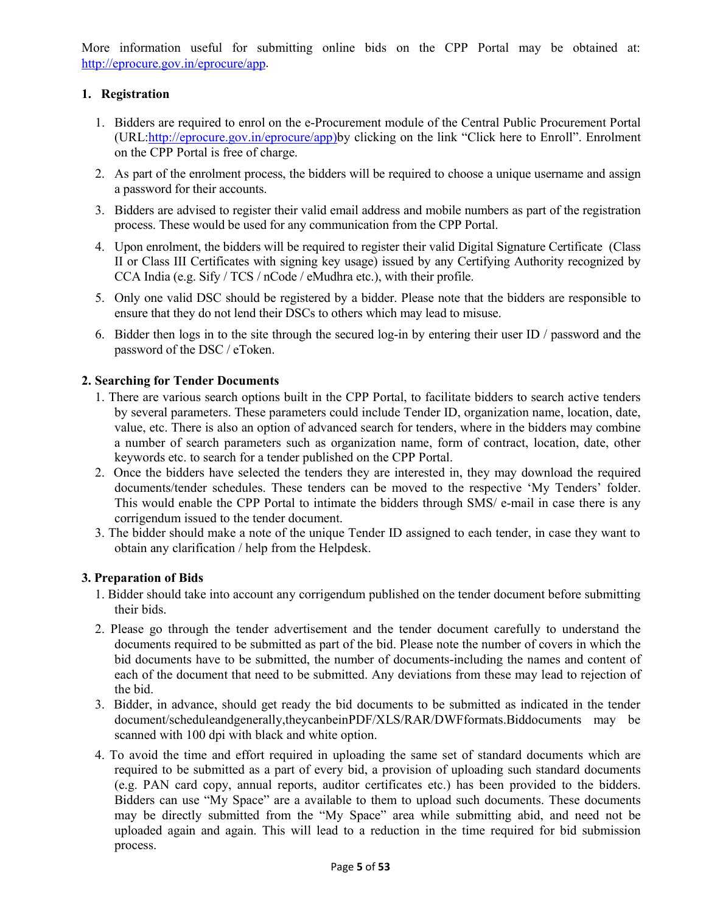More information useful for submitting online bids on the CPP Portal may be obtained at: http://eprocure.gov.in/eprocure/app.

## 1. Registration

1. Bidders are required to enrol on the e-Procurement module of the Central Public Procurement Portal (URL:http://eprocure.gov.in/eprocure/app)by clicking on the link "Click here to Enroll". Enrolment on the CPP Portal is free of charge.
2. As part of the enrolment process, the bidders will be required to choose a unique username and assign a password for their accounts.
3. Bidders are advised to register their valid email address and mobile numbers as part of the registration process. These would be used for any communication from the CPP Portal.
4. Upon enrolment, the bidders will be required to register their valid Digital Signature Certificate (Class II or Class III Certificates with signing key usage) issued by any Certifying Authority recognized by CCA India (e.g. Sify / TCS / nCode / eMudhra etc.), with their profile.
5. Only one valid DSC should be registered by a bidder. Please note that the bidders are responsible to ensure that they do not lend their DSCs to others which may lead to misuse.
6. Bidder then logs in to the site through the secured log-in by entering their user ID / password and the password of the DSC / eToken.

## 2. Searching for Tender Documents

1. There are various search options built in the CPP Portal, to facilitate bidders to search active tenders by several parameters. These parameters could include Tender ID, organization name, location, date, value, etc. There is also an option of advanced search for tenders, where in the bidders may combine a number of search parameters such as organization name, form of contract, location, date, other keywords etc. to search for a tender published on the CPP Portal.
2. Once the bidders have selected the tenders they are interested in, they may download the required documents/tender schedules. These tenders can be moved to the respective 'My Tenders' folder. This would enable the CPP Portal to intimate the bidders through SMS/ e-mail in case there is any corrigendum issued to the tender document.
3. The bidder should make a note of the unique Tender ID assigned to each tender, in case they want to obtain any clarification / help from the Helpdesk.

## 3. Preparation of Bids

1. Bidder should take into account any corrigendum published on the tender document before submitting their bids.
2. Please go through the tender advertisement and the tender document carefully to understand the documents required to be submitted as part of the bid. Please note the number of covers in which the bid documents have to be submitted, the number of documents-including the names and content of each of the document that need to be submitted. Any deviations from these may lead to rejection of the bid.
3. Bidder, in advance, should get ready the bid documents to be submitted as indicated in the tender document/scheduleandgenerally,theycanbeinPDF/XLS/RAR/DWFformats.Biddocuments may be scanned with 100 dpi with black and white option.
4. To avoid the time and effort required in uploading the same set of standard documents which are required to be submitted as a part of every bid, a provision of uploading such standard documents (e.g. PAN card copy, annual reports, auditor certificates etc.) has been provided to the bidders. Bidders can use "My Space" are a available to them to upload such documents. These documents may be directly submitted from the "My Space" area while submitting abid, and need not be uploaded again and again. This will lead to a reduction in the time required for bid submission process.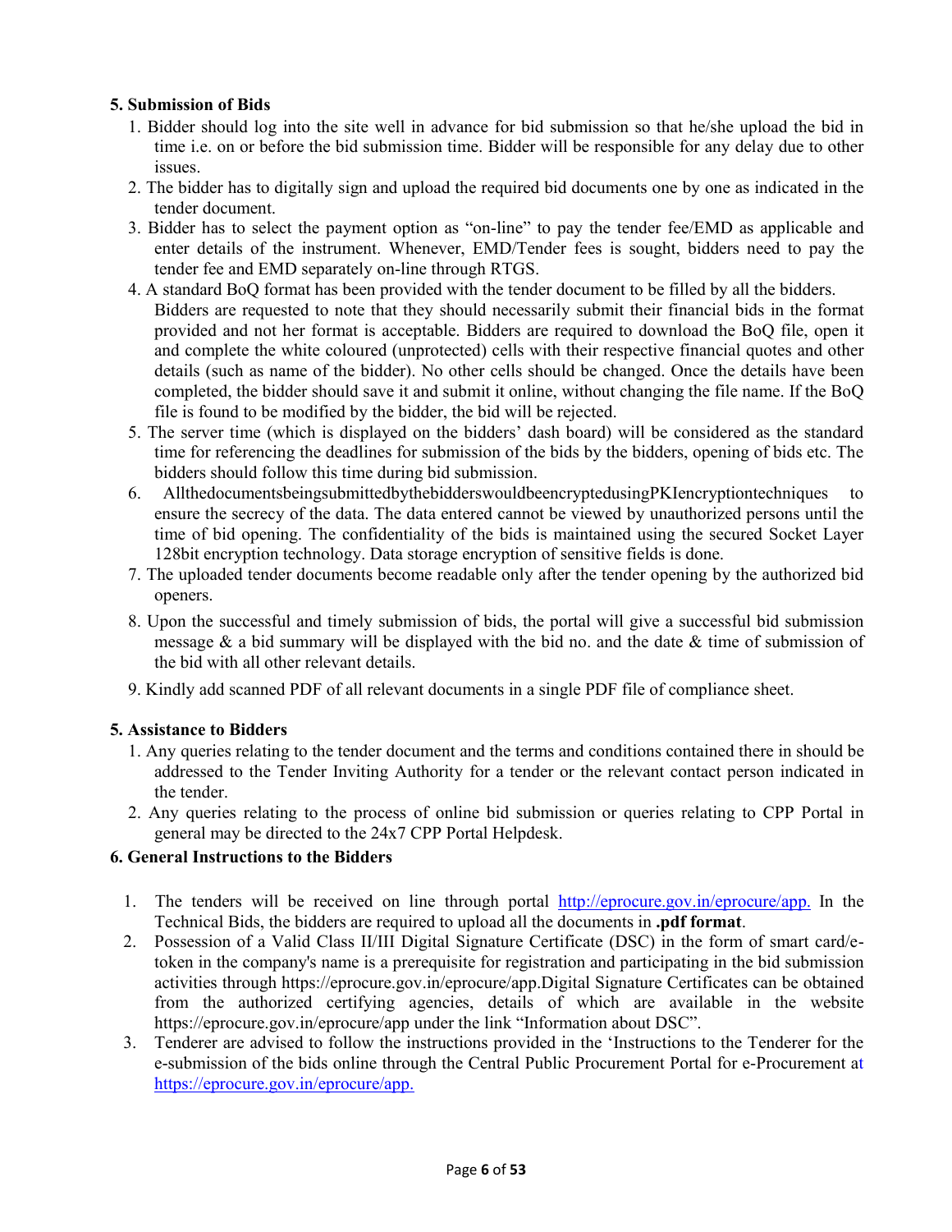**5. Submission of Bids**

1. Bidder should log into the site well in advance for bid submission so that he/she upload the bid in time i.e. on or before the bid submission time. Bidder will be responsible for any delay due to other issues.
2. The bidder has to digitally sign and upload the required bid documents one by one as indicated in the tender document.
3. Bidder has to select the payment option as "on-line" to pay the tender fee/EMD as applicable and enter details of the instrument. Whenever, EMD/Tender fees is sought, bidders need to pay the tender fee and EMD separately on-line through RTGS.
4. A standard BoQ format has been provided with the tender document to be filled by all the bidders. Bidders are requested to note that they should necessarily submit their financial bids in the format provided and not her format is acceptable. Bidders are required to download the BoQ file, open it and complete the white coloured (unprotected) cells with their respective financial quotes and other details (such as name of the bidder). No other cells should be changed. Once the details have been completed, the bidder should save it and submit it online, without changing the file name. If the BoQ file is found to be modified by the bidder, the bid will be rejected.
5. The server time (which is displayed on the bidders' dash board) will be considered as the standard time for referencing the deadlines for submission of the bids by the bidders, opening of bids etc. The bidders should follow this time during bid submission.
6. AllthedocumentsbeingsubmittedbythebidderswouldbeencryptedusingPKIencryptiontechniques to ensure the secrecy of the data. The data entered cannot be viewed by unauthorized persons until the time of bid opening. The confidentiality of the bids is maintained using the secured Socket Layer 128bit encryption technology. Data storage encryption of sensitive fields is done.
7. The uploaded tender documents become readable only after the tender opening by the authorized bid openers.
8. Upon the successful and timely submission of bids, the portal will give a successful bid submission message & a bid summary will be displayed with the bid no. and the date & time of submission of the bid with all other relevant details.
9. Kindly add scanned PDF of all relevant documents in a single PDF file of compliance sheet.

**5. Assistance to Bidders**

1. Any queries relating to the tender document and the terms and conditions contained there in should be addressed to the Tender Inviting Authority for a tender or the relevant contact person indicated in the tender.
2. Any queries relating to the process of online bid submission or queries relating to CPP Portal in general may be directed to the 24x7 CPP Portal Helpdesk.

**6. General Instructions to the Bidders**

1. The tenders will be received on line through portal http://eprocure.gov.in/eprocure/app. In the Technical Bids, the bidders are required to upload all the documents in **.pdf format**.
2. Possession of a Valid Class II/III Digital Signature Certificate (DSC) in the form of smart card/e-token in the company's name is a prerequisite for registration and participating in the bid submission activities through https://eprocure.gov.in/eprocure/app.Digital Signature Certificates can be obtained from the authorized certifying agencies, details of which are available in the website https://eprocure.gov.in/eprocure/app under the link "Information about DSC".
3. Tenderer are advised to follow the instructions provided in the 'Instructions to the Tenderer for the e-submission of the bids online through the Central Public Procurement Portal for e-Procurement at https://eprocure.gov.in/eprocure/app.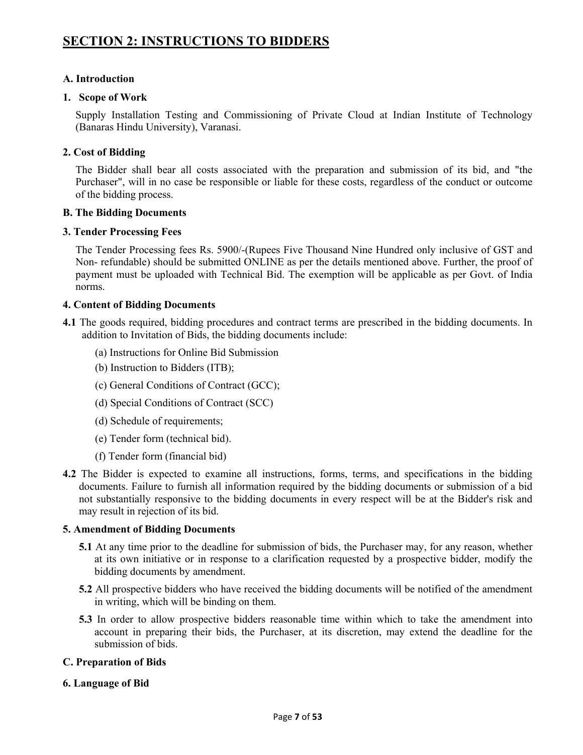# SECTION 2: INSTRUCTIONS TO BIDDERS

### A. Introduction

### 1. Scope of Work

Supply Installation Testing and Commissioning of Private Cloud at Indian Institute of Technology (Banaras Hindu University), Varanasi.

### 2. Cost of Bidding

The Bidder shall bear all costs associated with the preparation and submission of its bid, and "the Purchaser", will in no case be responsible or liable for these costs, regardless of the conduct or outcome of the bidding process.

### B. The Bidding Documents

### 3. Tender Processing Fees

The Tender Processing fees Rs. 5900/-(Rupees Five Thousand Nine Hundred only inclusive of GST and Non- refundable) should be submitted ONLINE as per the details mentioned above. Further, the proof of payment must be uploaded with Technical Bid. The exemption will be applicable as per Govt. of India norms.

### 4. Content of Bidding Documents

**4.1** The goods required, bidding procedures and contract terms are prescribed in the bidding documents. In addition to Invitation of Bids, the bidding documents include:

(a) Instructions for Online Bid Submission

(b) Instruction to Bidders (ITB);

(c) General Conditions of Contract (GCC);

(d) Special Conditions of Contract (SCC)

(d) Schedule of requirements;

(e) Tender form (technical bid).

(f) Tender form (financial bid)

**4.2** The Bidder is expected to examine all instructions, forms, terms, and specifications in the bidding documents. Failure to furnish all information required by the bidding documents or submission of a bid not substantially responsive to the bidding documents in every respect will be at the Bidder's risk and may result in rejection of its bid.

### 5. Amendment of Bidding Documents

**5.1** At any time prior to the deadline for submission of bids, the Purchaser may, for any reason, whether at its own initiative or in response to a clarification requested by a prospective bidder, modify the bidding documents by amendment.

**5.2** All prospective bidders who have received the bidding documents will be notified of the amendment in writing, which will be binding on them.

**5.3** In order to allow prospective bidders reasonable time within which to take the amendment into account in preparing their bids, the Purchaser, at its discretion, may extend the deadline for the submission of bids.

### C. Preparation of Bids

### 6. Language of Bid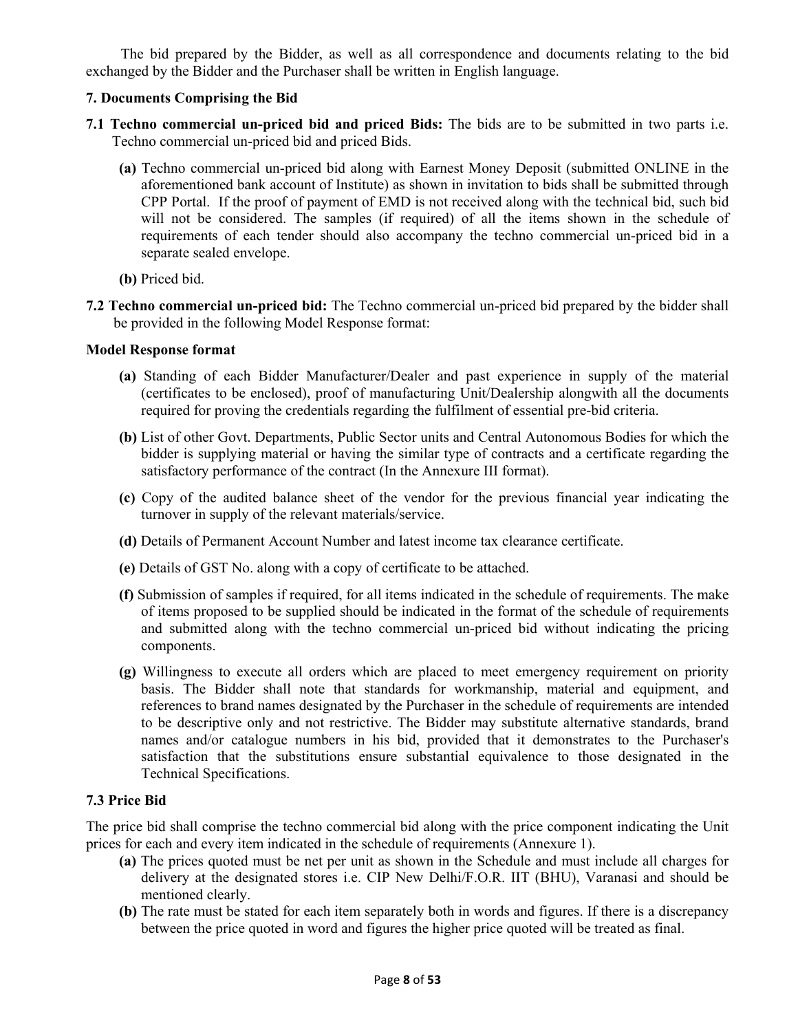The bid prepared by the Bidder, as well as all correspondence and documents relating to the bid exchanged by the Bidder and the Purchaser shall be written in English language.

### 7. Documents Comprising the Bid

**7.1 Techno commercial un-priced bid and priced Bids:** The bids are to be submitted in two parts i.e. Techno commercial un-priced bid and priced Bids.

- **(a)** Techno commercial un-priced bid along with Earnest Money Deposit (submitted ONLINE in the aforementioned bank account of Institute) as shown in invitation to bids shall be submitted through CPP Portal. If the proof of payment of EMD is not received along with the technical bid, such bid will not be considered. The samples (if required) of all the items shown in the schedule of requirements of each tender should also accompany the techno commercial un-priced bid in a separate sealed envelope.
- **(b)** Priced bid.

**7.2 Techno commercial un-priced bid:** The Techno commercial un-priced bid prepared by the bidder shall be provided in the following Model Response format:

**Model Response format**

- **(a)** Standing of each Bidder Manufacturer/Dealer and past experience in supply of the material (certificates to be enclosed), proof of manufacturing Unit/Dealership alongwith all the documents required for proving the credentials regarding the fulfilment of essential pre-bid criteria.
- **(b)** List of other Govt. Departments, Public Sector units and Central Autonomous Bodies for which the bidder is supplying material or having the similar type of contracts and a certificate regarding the satisfactory performance of the contract (In the Annexure III format).
- **(c)** Copy of the audited balance sheet of the vendor for the previous financial year indicating the turnover in supply of the relevant materials/service.
- **(d)** Details of Permanent Account Number and latest income tax clearance certificate.
- **(e)** Details of GST No. along with a copy of certificate to be attached.
- **(f)** Submission of samples if required, for all items indicated in the schedule of requirements. The make of items proposed to be supplied should be indicated in the format of the schedule of requirements and submitted along with the techno commercial un-priced bid without indicating the pricing components.
- **(g)** Willingness to execute all orders which are placed to meet emergency requirement on priority basis. The Bidder shall note that standards for workmanship, material and equipment, and references to brand names designated by the Purchaser in the schedule of requirements are intended to be descriptive only and not restrictive. The Bidder may substitute alternative standards, brand names and/or catalogue numbers in his bid, provided that it demonstrates to the Purchaser's satisfaction that the substitutions ensure substantial equivalence to those designated in the Technical Specifications.

### 7.3 Price Bid

The price bid shall comprise the techno commercial bid along with the price component indicating the Unit prices for each and every item indicated in the schedule of requirements (Annexure 1).

- **(a)** The prices quoted must be net per unit as shown in the Schedule and must include all charges for delivery at the designated stores i.e. CIP New Delhi/F.O.R. IIT (BHU), Varanasi and should be mentioned clearly.
- **(b)** The rate must be stated for each item separately both in words and figures. If there is a discrepancy between the price quoted in word and figures the higher price quoted will be treated as final.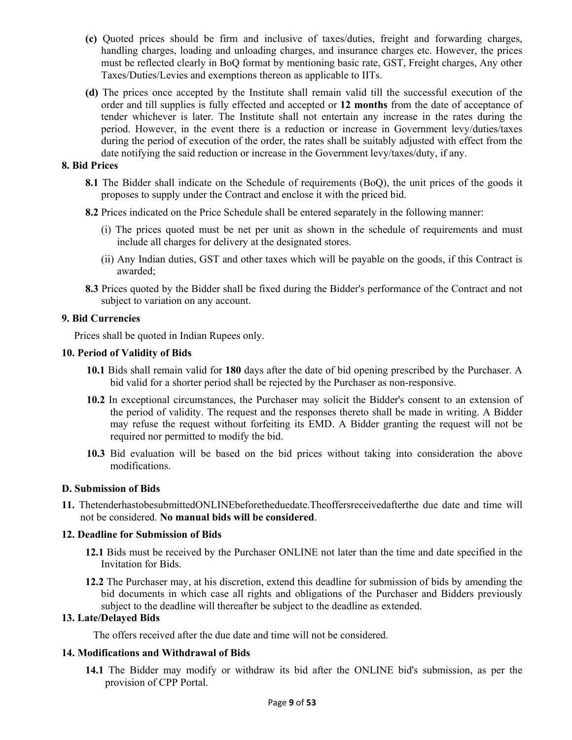**(c)** Quoted prices should be firm and inclusive of taxes/duties, freight and forwarding charges, handling charges, loading and unloading charges, and insurance charges etc. However, the prices must be reflected clearly in BoQ format by mentioning basic rate, GST, Freight charges, Any other Taxes/Duties/Levies and exemptions thereon as applicable to IITs.

**(d)** The prices once accepted by the Institute shall remain valid till the successful execution of the order and till supplies is fully effected and accepted or **12 months** from the date of acceptance of tender whichever is later. The Institute shall not entertain any increase in the rates during the period. However, in the event there is a reduction or increase in Government levy/duties/taxes during the period of execution of the order, the rates shall be suitably adjusted with effect from the date notifying the said reduction or increase in the Government levy/taxes/duty, if any.

**8. Bid Prices**

**8.1** The Bidder shall indicate on the Schedule of requirements (BoQ), the unit prices of the goods it proposes to supply under the Contract and enclose it with the priced bid.

**8.2** Prices indicated on the Price Schedule shall be entered separately in the following manner:

(i) The prices quoted must be net per unit as shown in the schedule of requirements and must include all charges for delivery at the designated stores.

(ii) Any Indian duties, GST and other taxes which will be payable on the goods, if this Contract is awarded;

**8.3** Prices quoted by the Bidder shall be fixed during the Bidder's performance of the Contract and not subject to variation on any account.

**9. Bid Currencies**

Prices shall be quoted in Indian Rupees only.

**10. Period of Validity of Bids**

**10.1** Bids shall remain valid for **180** days after the date of bid opening prescribed by the Purchaser. A bid valid for a shorter period shall be rejected by the Purchaser as non-responsive.

**10.2** In exceptional circumstances, the Purchaser may solicit the Bidder's consent to an extension of the period of validity. The request and the responses thereto shall be made in writing. A Bidder may refuse the request without forfeiting its EMD. A Bidder granting the request will not be required nor permitted to modify the bid.

**10.3** Bid evaluation will be based on the bid prices without taking into consideration the above modifications.

**D. Submission of Bids**

**11.** ThetenderhastobesubmittedONLINEbeforetheduedate.Theoffersreceivedafterthe due date and time will not be considered. **No manual bids will be considered**.

**12. Deadline for Submission of Bids**

**12.1** Bids must be received by the Purchaser ONLINE not later than the time and date specified in the Invitation for Bids.

**12.2** The Purchaser may, at his discretion, extend this deadline for submission of bids by amending the bid documents in which case all rights and obligations of the Purchaser and Bidders previously subject to the deadline will thereafter be subject to the deadline as extended.

**13. Late/Delayed Bids**

The offers received after the due date and time will not be considered.

**14. Modifications and Withdrawal of Bids**

**14.1** The Bidder may modify or withdraw its bid after the ONLINE bid's submission, as per the provision of CPP Portal.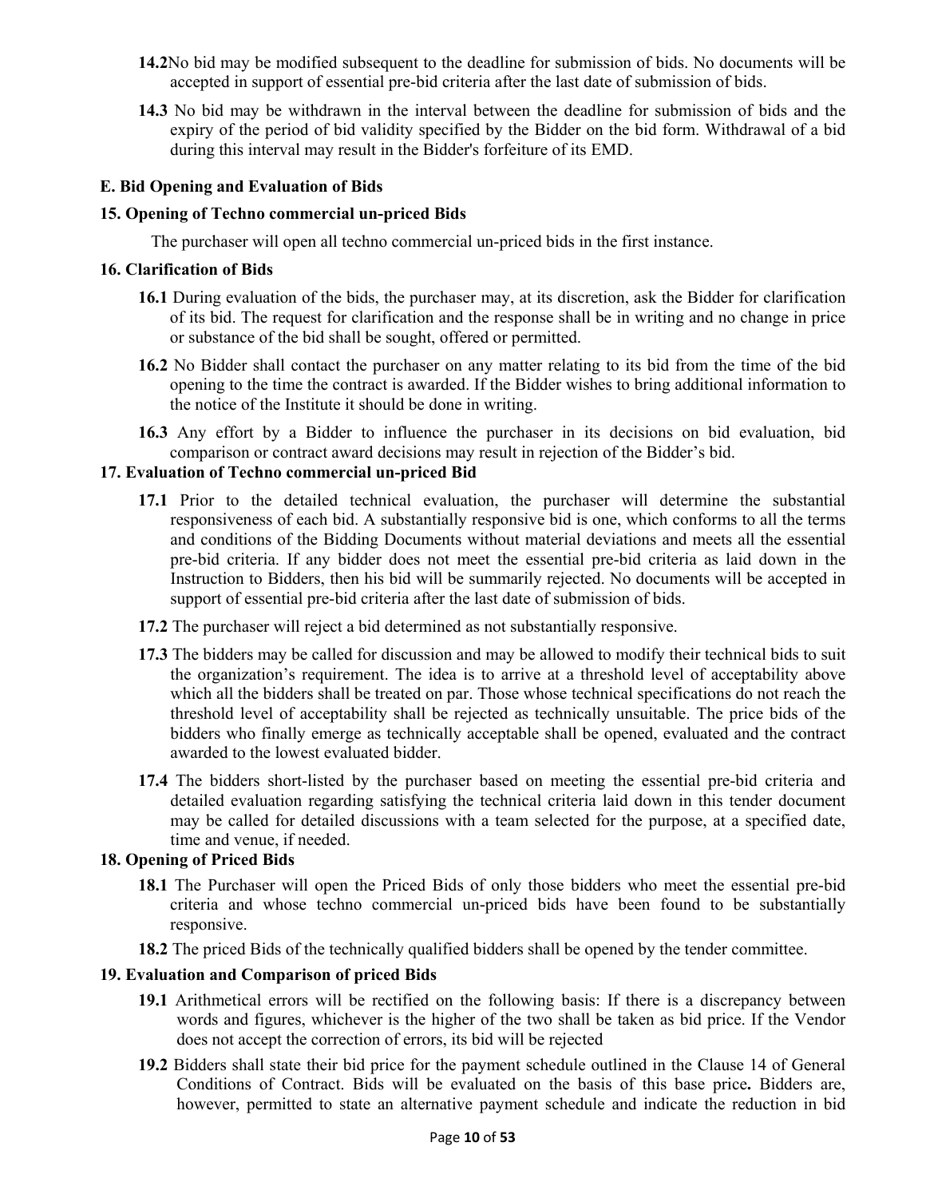**14.2** No bid may be modified subsequent to the deadline for submission of bids. No documents will be accepted in support of essential pre-bid criteria after the last date of submission of bids.

**14.3** No bid may be withdrawn in the interval between the deadline for submission of bids and the expiry of the period of bid validity specified by the Bidder on the bid form. Withdrawal of a bid during this interval may result in the Bidder's forfeiture of its EMD.

### E. Bid Opening and Evaluation of Bids

#### 15. Opening of Techno commercial un-priced Bids

The purchaser will open all techno commercial un-priced bids in the first instance.

#### 16. Clarification of Bids

**16.1** During evaluation of the bids, the purchaser may, at its discretion, ask the Bidder for clarification of its bid. The request for clarification and the response shall be in writing and no change in price or substance of the bid shall be sought, offered or permitted.

**16.2** No Bidder shall contact the purchaser on any matter relating to its bid from the time of the bid opening to the time the contract is awarded. If the Bidder wishes to bring additional information to the notice of the Institute it should be done in writing.

**16.3** Any effort by a Bidder to influence the purchaser in its decisions on bid evaluation, bid comparison or contract award decisions may result in rejection of the Bidder's bid.

#### 17. Evaluation of Techno commercial un-priced Bid

**17.1** Prior to the detailed technical evaluation, the purchaser will determine the substantial responsiveness of each bid. A substantially responsive bid is one, which conforms to all the terms and conditions of the Bidding Documents without material deviations and meets all the essential pre-bid criteria. If any bidder does not meet the essential pre-bid criteria as laid down in the Instruction to Bidders, then his bid will be summarily rejected. No documents will be accepted in support of essential pre-bid criteria after the last date of submission of bids.

**17.2** The purchaser will reject a bid determined as not substantially responsive.

**17.3** The bidders may be called for discussion and may be allowed to modify their technical bids to suit the organization's requirement. The idea is to arrive at a threshold level of acceptability above which all the bidders shall be treated on par. Those whose technical specifications do not reach the threshold level of acceptability shall be rejected as technically unsuitable. The price bids of the bidders who finally emerge as technically acceptable shall be opened, evaluated and the contract awarded to the lowest evaluated bidder.

**17.4** The bidders short-listed by the purchaser based on meeting the essential pre-bid criteria and detailed evaluation regarding satisfying the technical criteria laid down in this tender document may be called for detailed discussions with a team selected for the purpose, at a specified date, time and venue, if needed.

#### 18. Opening of Priced Bids

**18.1** The Purchaser will open the Priced Bids of only those bidders who meet the essential pre-bid criteria and whose techno commercial un-priced bids have been found to be substantially responsive.

**18.2** The priced Bids of the technically qualified bidders shall be opened by the tender committee.

#### 19. Evaluation and Comparison of priced Bids

**19.1** Arithmetical errors will be rectified on the following basis: If there is a discrepancy between words and figures, whichever is the higher of the two shall be taken as bid price. If the Vendor does not accept the correction of errors, its bid will be rejected

**19.2** Bidders shall state their bid price for the payment schedule outlined in the Clause 14 of General Conditions of Contract. Bids will be evaluated on the basis of this base price**.** Bidders are, however, permitted to state an alternative payment schedule and indicate the reduction in bid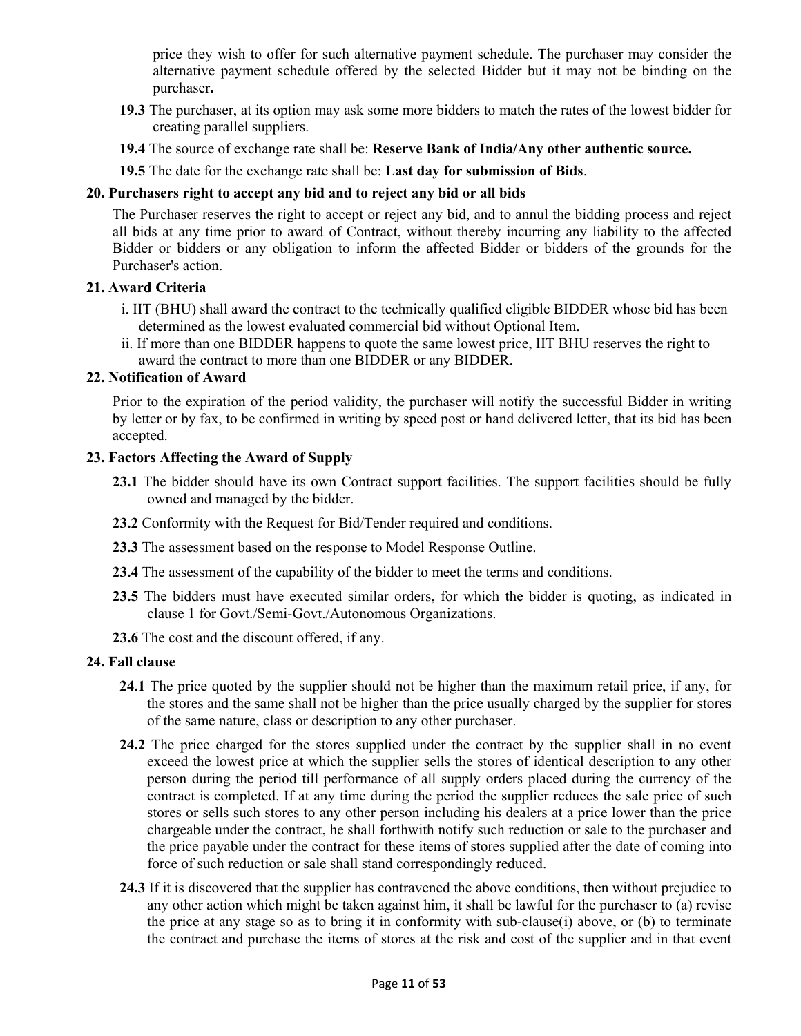price they wish to offer for such alternative payment schedule. The purchaser may consider the alternative payment schedule offered by the selected Bidder but it may not be binding on the purchaser**.**

**19.3** The purchaser, at its option may ask some more bidders to match the rates of the lowest bidder for creating parallel suppliers.

**19.4** The source of exchange rate shall be: **Reserve Bank of India/Any other authentic source.**

**19.5** The date for the exchange rate shall be: **Last day for submission of Bids**.

### 20. Purchasers right to accept any bid and to reject any bid or all bids

The Purchaser reserves the right to accept or reject any bid, and to annul the bidding process and reject all bids at any time prior to award of Contract, without thereby incurring any liability to the affected Bidder or bidders or any obligation to inform the affected Bidder or bidders of the grounds for the Purchaser's action.

### 21. Award Criteria

i. IIT (BHU) shall award the contract to the technically qualified eligible BIDDER whose bid has been determined as the lowest evaluated commercial bid without Optional Item.

ii. If more than one BIDDER happens to quote the same lowest price, IIT BHU reserves the right to award the contract to more than one BIDDER or any BIDDER.

### 22. Notification of Award

Prior to the expiration of the period validity, the purchaser will notify the successful Bidder in writing by letter or by fax, to be confirmed in writing by speed post or hand delivered letter, that its bid has been accepted.

### 23. Factors Affecting the Award of Supply

**23.1** The bidder should have its own Contract support facilities. The support facilities should be fully owned and managed by the bidder.

**23.2** Conformity with the Request for Bid/Tender required and conditions.

**23.3** The assessment based on the response to Model Response Outline.

**23.4** The assessment of the capability of the bidder to meet the terms and conditions.

**23.5** The bidders must have executed similar orders, for which the bidder is quoting, as indicated in clause 1 for Govt./Semi-Govt./Autonomous Organizations.

**23.6** The cost and the discount offered, if any.

### 24. Fall clause

**24.1** The price quoted by the supplier should not be higher than the maximum retail price, if any, for the stores and the same shall not be higher than the price usually charged by the supplier for stores of the same nature, class or description to any other purchaser.

**24.2** The price charged for the stores supplied under the contract by the supplier shall in no event exceed the lowest price at which the supplier sells the stores of identical description to any other person during the period till performance of all supply orders placed during the currency of the contract is completed. If at any time during the period the supplier reduces the sale price of such stores or sells such stores to any other person including his dealers at a price lower than the price chargeable under the contract, he shall forthwith notify such reduction or sale to the purchaser and the price payable under the contract for these items of stores supplied after the date of coming into force of such reduction or sale shall stand correspondingly reduced.

**24.3** If it is discovered that the supplier has contravened the above conditions, then without prejudice to any other action which might be taken against him, it shall be lawful for the purchaser to (a) revise the price at any stage so as to bring it in conformity with sub-clause(i) above, or (b) to terminate the contract and purchase the items of stores at the risk and cost of the supplier and in that event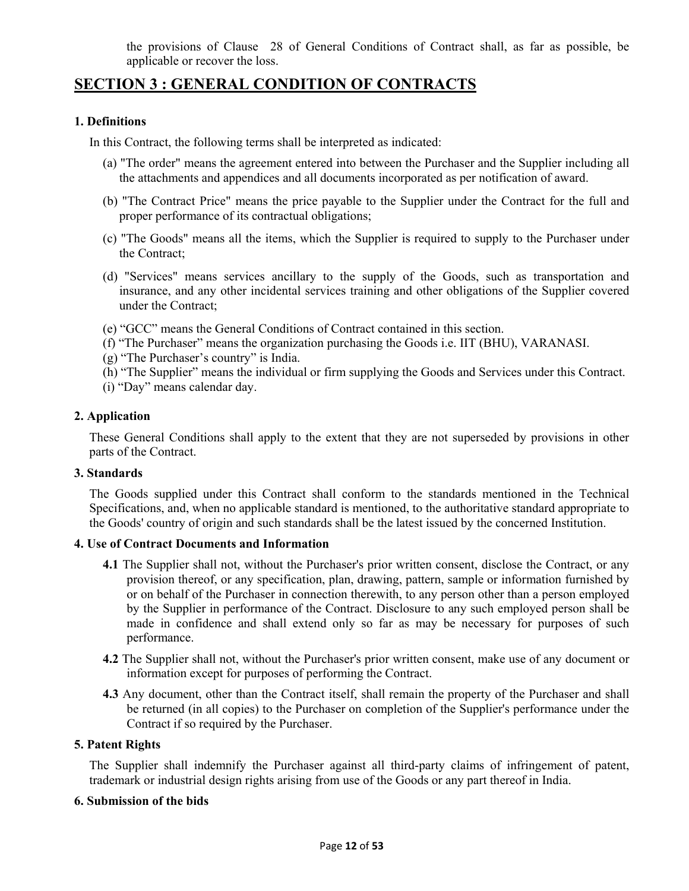the provisions of Clause 28 of General Conditions of Contract shall, as far as possible, be applicable or recover the loss.

# SECTION 3 : GENERAL CONDITION OF CONTRACTS

**1. Definitions**

In this Contract, the following terms shall be interpreted as indicated:

(a) "The order" means the agreement entered into between the Purchaser and the Supplier including all the attachments and appendices and all documents incorporated as per notification of award.

(b) "The Contract Price" means the price payable to the Supplier under the Contract for the full and proper performance of its contractual obligations;

(c) "The Goods" means all the items, which the Supplier is required to supply to the Purchaser under the Contract;

(d) "Services" means services ancillary to the supply of the Goods, such as transportation and insurance, and any other incidental services training and other obligations of the Supplier covered under the Contract;

(e) "GCC" means the General Conditions of Contract contained in this section.

(f) "The Purchaser" means the organization purchasing the Goods i.e. IIT (BHU), VARANASI.

(g) "The Purchaser's country" is India.

(h) "The Supplier" means the individual or firm supplying the Goods and Services under this Contract.

(i) "Day" means calendar day.

**2. Application**

These General Conditions shall apply to the extent that they are not superseded by provisions in other parts of the Contract.

**3. Standards**

The Goods supplied under this Contract shall conform to the standards mentioned in the Technical Specifications, and, when no applicable standard is mentioned, to the authoritative standard appropriate to the Goods' country of origin and such standards shall be the latest issued by the concerned Institution.

**4. Use of Contract Documents and Information**

**4.1** The Supplier shall not, without the Purchaser's prior written consent, disclose the Contract, or any provision thereof, or any specification, plan, drawing, pattern, sample or information furnished by or on behalf of the Purchaser in connection therewith, to any person other than a person employed by the Supplier in performance of the Contract. Disclosure to any such employed person shall be made in confidence and shall extend only so far as may be necessary for purposes of such performance.

**4.2** The Supplier shall not, without the Purchaser's prior written consent, make use of any document or information except for purposes of performing the Contract.

**4.3** Any document, other than the Contract itself, shall remain the property of the Purchaser and shall be returned (in all copies) to the Purchaser on completion of the Supplier's performance under the Contract if so required by the Purchaser.

**5. Patent Rights**

The Supplier shall indemnify the Purchaser against all third-party claims of infringement of patent, trademark or industrial design rights arising from use of the Goods or any part thereof in India.

**6. Submission of the bids**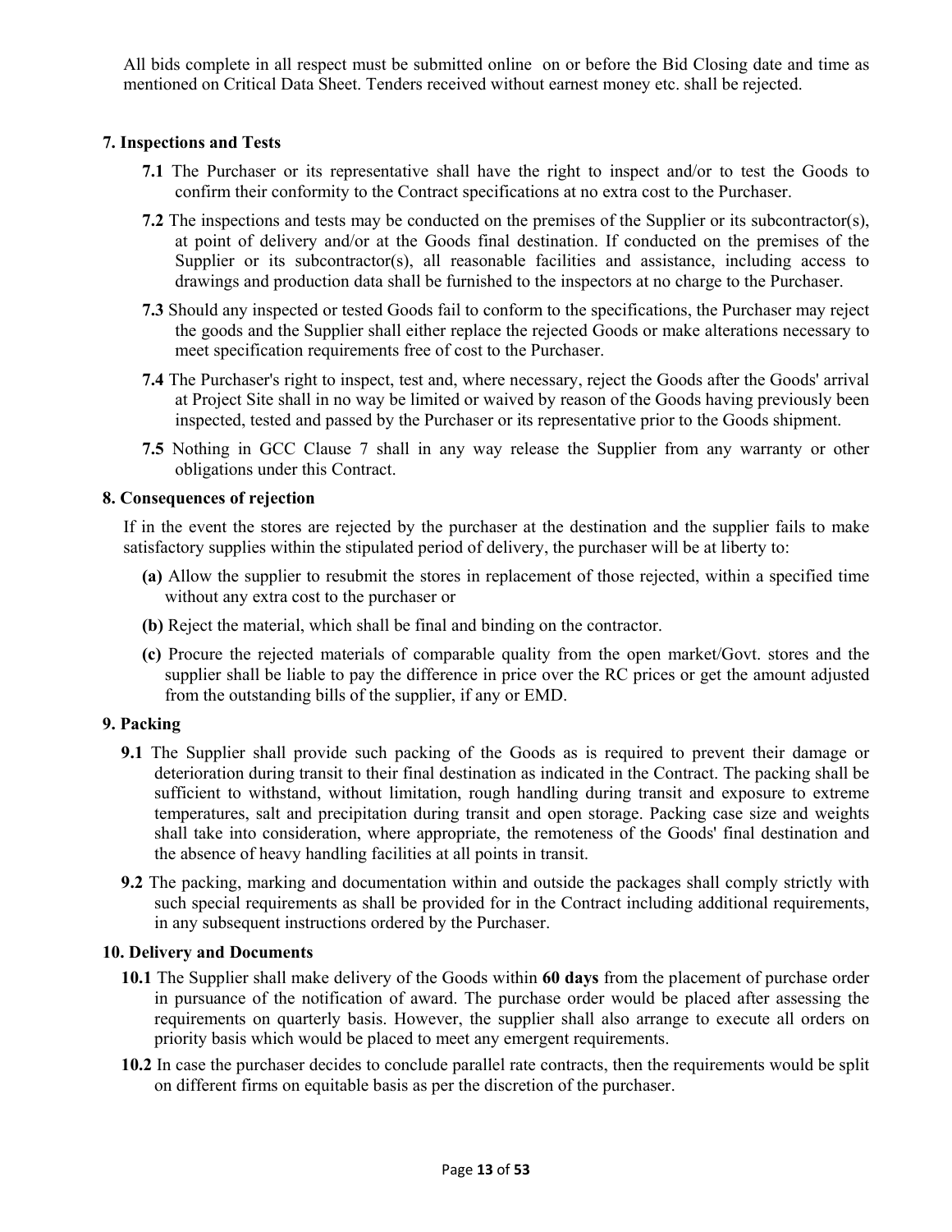All bids complete in all respect must be submitted online on or before the Bid Closing date and time as mentioned on Critical Data Sheet. Tenders received without earnest money etc. shall be rejected.

### 7. Inspections and Tests

**7.1** The Purchaser or its representative shall have the right to inspect and/or to test the Goods to confirm their conformity to the Contract specifications at no extra cost to the Purchaser.

**7.2** The inspections and tests may be conducted on the premises of the Supplier or its subcontractor(s), at point of delivery and/or at the Goods final destination. If conducted on the premises of the Supplier or its subcontractor(s), all reasonable facilities and assistance, including access to drawings and production data shall be furnished to the inspectors at no charge to the Purchaser.

**7.3** Should any inspected or tested Goods fail to conform to the specifications, the Purchaser may reject the goods and the Supplier shall either replace the rejected Goods or make alterations necessary to meet specification requirements free of cost to the Purchaser.

**7.4** The Purchaser's right to inspect, test and, where necessary, reject the Goods after the Goods' arrival at Project Site shall in no way be limited or waived by reason of the Goods having previously been inspected, tested and passed by the Purchaser or its representative prior to the Goods shipment.

**7.5** Nothing in GCC Clause 7 shall in any way release the Supplier from any warranty or other obligations under this Contract.

### 8. Consequences of rejection

If in the event the stores are rejected by the purchaser at the destination and the supplier fails to make satisfactory supplies within the stipulated period of delivery, the purchaser will be at liberty to:

**(a)** Allow the supplier to resubmit the stores in replacement of those rejected, within a specified time without any extra cost to the purchaser or

**(b)** Reject the material, which shall be final and binding on the contractor.

**(c)** Procure the rejected materials of comparable quality from the open market/Govt. stores and the supplier shall be liable to pay the difference in price over the RC prices or get the amount adjusted from the outstanding bills of the supplier, if any or EMD.

### 9. Packing

**9.1** The Supplier shall provide such packing of the Goods as is required to prevent their damage or deterioration during transit to their final destination as indicated in the Contract. The packing shall be sufficient to withstand, without limitation, rough handling during transit and exposure to extreme temperatures, salt and precipitation during transit and open storage. Packing case size and weights shall take into consideration, where appropriate, the remoteness of the Goods' final destination and the absence of heavy handling facilities at all points in transit.

**9.2** The packing, marking and documentation within and outside the packages shall comply strictly with such special requirements as shall be provided for in the Contract including additional requirements, in any subsequent instructions ordered by the Purchaser.

### 10. Delivery and Documents

**10.1** The Supplier shall make delivery of the Goods within **60 days** from the placement of purchase order in pursuance of the notification of award. The purchase order would be placed after assessing the requirements on quarterly basis. However, the supplier shall also arrange to execute all orders on priority basis which would be placed to meet any emergent requirements.

**10.2** In case the purchaser decides to conclude parallel rate contracts, then the requirements would be split on different firms on equitable basis as per the discretion of the purchaser.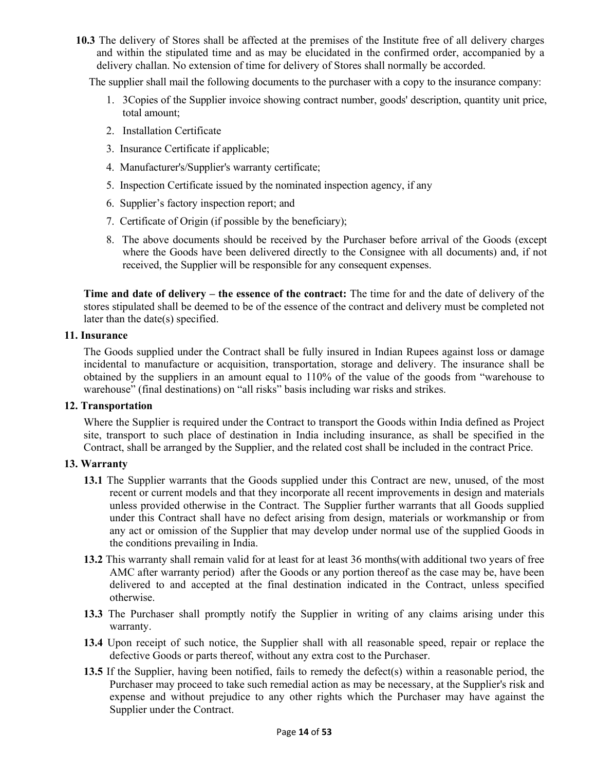**10.3** The delivery of Stores shall be affected at the premises of the Institute free of all delivery charges and within the stipulated time and as may be elucidated in the confirmed order, accompanied by a delivery challan. No extension of time for delivery of Stores shall normally be accorded.

The supplier shall mail the following documents to the purchaser with a copy to the insurance company:

1. 3Copies of the Supplier invoice showing contract number, goods' description, quantity unit price, total amount;
2. Installation Certificate
3. Insurance Certificate if applicable;
4. Manufacturer's/Supplier's warranty certificate;
5. Inspection Certificate issued by the nominated inspection agency, if any
6. Supplier's factory inspection report; and
7. Certificate of Origin (if possible by the beneficiary);
8. The above documents should be received by the Purchaser before arrival of the Goods (except where the Goods have been delivered directly to the Consignee with all documents) and, if not received, the Supplier will be responsible for any consequent expenses.

**Time and date of delivery – the essence of the contract:** The time for and the date of delivery of the stores stipulated shall be deemed to be of the essence of the contract and delivery must be completed not later than the date(s) specified.

**11. Insurance**

The Goods supplied under the Contract shall be fully insured in Indian Rupees against loss or damage incidental to manufacture or acquisition, transportation, storage and delivery. The insurance shall be obtained by the suppliers in an amount equal to 110% of the value of the goods from "warehouse to warehouse" (final destinations) on "all risks" basis including war risks and strikes.

**12. Transportation**

Where the Supplier is required under the Contract to transport the Goods within India defined as Project site, transport to such place of destination in India including insurance, as shall be specified in the Contract, shall be arranged by the Supplier, and the related cost shall be included in the contract Price.

**13. Warranty**

**13.1** The Supplier warrants that the Goods supplied under this Contract are new, unused, of the most recent or current models and that they incorporate all recent improvements in design and materials unless provided otherwise in the Contract. The Supplier further warrants that all Goods supplied under this Contract shall have no defect arising from design, materials or workmanship or from any act or omission of the Supplier that may develop under normal use of the supplied Goods in the conditions prevailing in India.

**13.2** This warranty shall remain valid for at least for at least 36 months(with additional two years of free AMC after warranty period) after the Goods or any portion thereof as the case may be, have been delivered to and accepted at the final destination indicated in the Contract, unless specified otherwise.

**13.3** The Purchaser shall promptly notify the Supplier in writing of any claims arising under this warranty.

**13.4** Upon receipt of such notice, the Supplier shall with all reasonable speed, repair or replace the defective Goods or parts thereof, without any extra cost to the Purchaser.

**13.5** If the Supplier, having been notified, fails to remedy the defect(s) within a reasonable period, the Purchaser may proceed to take such remedial action as may be necessary, at the Supplier's risk and expense and without prejudice to any other rights which the Purchaser may have against the Supplier under the Contract.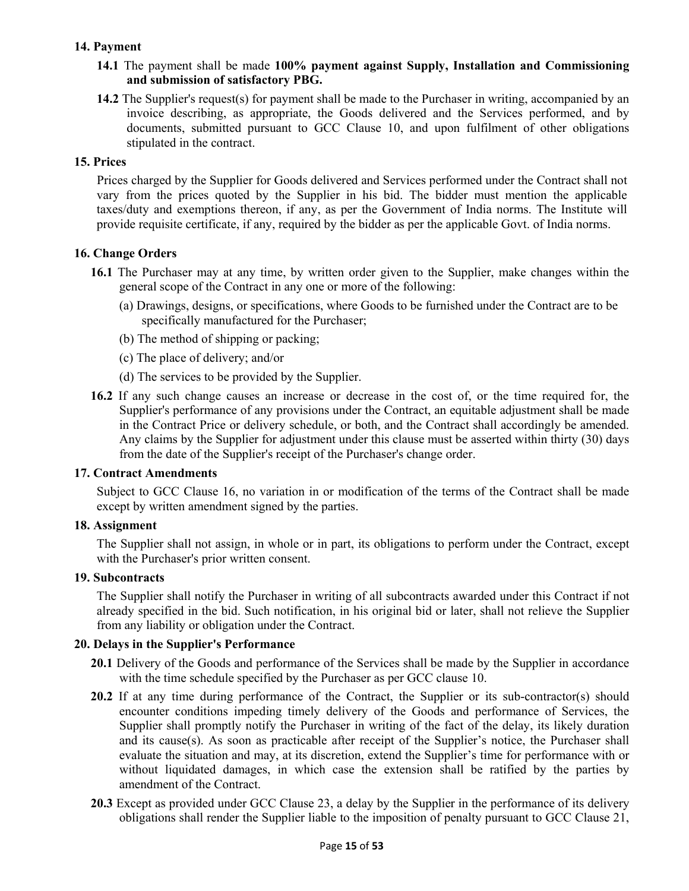## 14. Payment

**14.1** The payment shall be made **100% payment against Supply, Installation and Commissioning and submission of satisfactory PBG.**

**14.2** The Supplier's request(s) for payment shall be made to the Purchaser in writing, accompanied by an invoice describing, as appropriate, the Goods delivered and the Services performed, and by documents, submitted pursuant to GCC Clause 10, and upon fulfilment of other obligations stipulated in the contract.

## 15. Prices

Prices charged by the Supplier for Goods delivered and Services performed under the Contract shall not vary from the prices quoted by the Supplier in his bid. The bidder must mention the applicable taxes/duty and exemptions thereon, if any, as per the Government of India norms. The Institute will provide requisite certificate, if any, required by the bidder as per the applicable Govt. of India norms.

## 16. Change Orders

**16.1** The Purchaser may at any time, by written order given to the Supplier, make changes within the general scope of the Contract in any one or more of the following:

(a) Drawings, designs, or specifications, where Goods to be furnished under the Contract are to be specifically manufactured for the Purchaser;

(b) The method of shipping or packing;

(c) The place of delivery; and/or

(d) The services to be provided by the Supplier.

**16.2** If any such change causes an increase or decrease in the cost of, or the time required for, the Supplier's performance of any provisions under the Contract, an equitable adjustment shall be made in the Contract Price or delivery schedule, or both, and the Contract shall accordingly be amended. Any claims by the Supplier for adjustment under this clause must be asserted within thirty (30) days from the date of the Supplier's receipt of the Purchaser's change order.

## 17. Contract Amendments

Subject to GCC Clause 16, no variation in or modification of the terms of the Contract shall be made except by written amendment signed by the parties.

## 18. Assignment

The Supplier shall not assign, in whole or in part, its obligations to perform under the Contract, except with the Purchaser's prior written consent.

## 19. Subcontracts

The Supplier shall notify the Purchaser in writing of all subcontracts awarded under this Contract if not already specified in the bid. Such notification, in his original bid or later, shall not relieve the Supplier from any liability or obligation under the Contract.

## 20. Delays in the Supplier's Performance

**20.1** Delivery of the Goods and performance of the Services shall be made by the Supplier in accordance with the time schedule specified by the Purchaser as per GCC clause 10.

**20.2** If at any time during performance of the Contract, the Supplier or its sub-contractor(s) should encounter conditions impeding timely delivery of the Goods and performance of Services, the Supplier shall promptly notify the Purchaser in writing of the fact of the delay, its likely duration and its cause(s). As soon as practicable after receipt of the Supplier's notice, the Purchaser shall evaluate the situation and may, at its discretion, extend the Supplier's time for performance with or without liquidated damages, in which case the extension shall be ratified by the parties by amendment of the Contract.

**20.3** Except as provided under GCC Clause 23, a delay by the Supplier in the performance of its delivery obligations shall render the Supplier liable to the imposition of penalty pursuant to GCC Clause 21,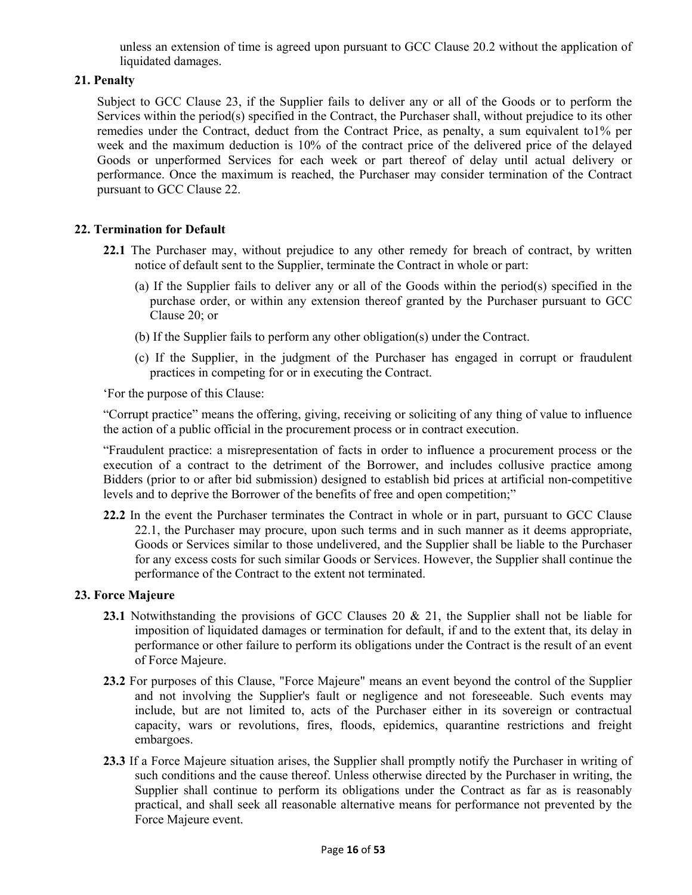unless an extension of time is agreed upon pursuant to GCC Clause 20.2 without the application of liquidated damages.

**21. Penalty**

Subject to GCC Clause 23, if the Supplier fails to deliver any or all of the Goods or to perform the Services within the period(s) specified in the Contract, the Purchaser shall, without prejudice to its other remedies under the Contract, deduct from the Contract Price, as penalty, a sum equivalent to1% per week and the maximum deduction is 10% of the contract price of the delivered price of the delayed Goods or unperformed Services for each week or part thereof of delay until actual delivery or performance. Once the maximum is reached, the Purchaser may consider termination of the Contract pursuant to GCC Clause 22.

**22. Termination for Default**

**22.1** The Purchaser may, without prejudice to any other remedy for breach of contract, by written notice of default sent to the Supplier, terminate the Contract in whole or part:

(a) If the Supplier fails to deliver any or all of the Goods within the period(s) specified in the purchase order, or within any extension thereof granted by the Purchaser pursuant to GCC Clause 20; or

(b) If the Supplier fails to perform any other obligation(s) under the Contract.

(c) If the Supplier, in the judgment of the Purchaser has engaged in corrupt or fraudulent practices in competing for or in executing the Contract.

'For the purpose of this Clause:

"Corrupt practice" means the offering, giving, receiving or soliciting of any thing of value to influence the action of a public official in the procurement process or in contract execution.

"Fraudulent practice: a misrepresentation of facts in order to influence a procurement process or the execution of a contract to the detriment of the Borrower, and includes collusive practice among Bidders (prior to or after bid submission) designed to establish bid prices at artificial non-competitive levels and to deprive the Borrower of the benefits of free and open competition;"

**22.2** In the event the Purchaser terminates the Contract in whole or in part, pursuant to GCC Clause 22.1, the Purchaser may procure, upon such terms and in such manner as it deems appropriate, Goods or Services similar to those undelivered, and the Supplier shall be liable to the Purchaser for any excess costs for such similar Goods or Services. However, the Supplier shall continue the performance of the Contract to the extent not terminated.

**23. Force Majeure**

**23.1** Notwithstanding the provisions of GCC Clauses 20 & 21, the Supplier shall not be liable for imposition of liquidated damages or termination for default, if and to the extent that, its delay in performance or other failure to perform its obligations under the Contract is the result of an event of Force Majeure.

**23.2** For purposes of this Clause, "Force Majeure" means an event beyond the control of the Supplier and not involving the Supplier's fault or negligence and not foreseeable. Such events may include, but are not limited to, acts of the Purchaser either in its sovereign or contractual capacity, wars or revolutions, fires, floods, epidemics, quarantine restrictions and freight embargoes.

**23.3** If a Force Majeure situation arises, the Supplier shall promptly notify the Purchaser in writing of such conditions and the cause thereof. Unless otherwise directed by the Purchaser in writing, the Supplier shall continue to perform its obligations under the Contract as far as is reasonably practical, and shall seek all reasonable alternative means for performance not prevented by the Force Majeure event.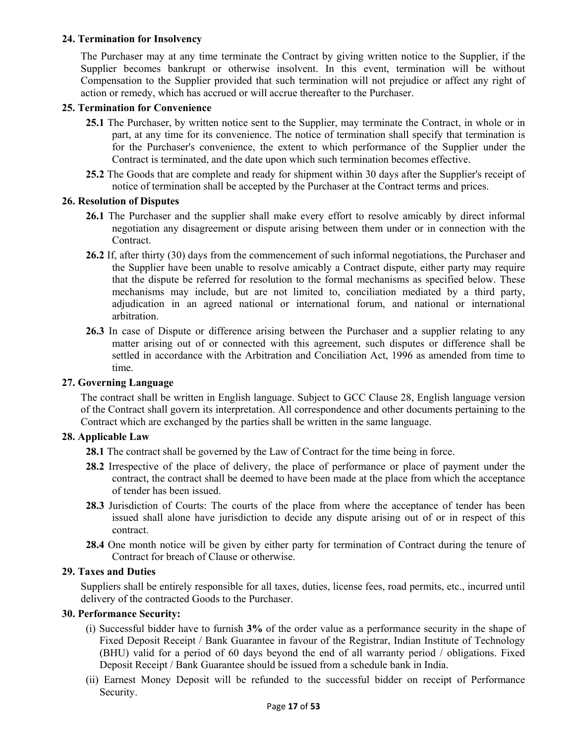### 24. Termination for Insolvency

The Purchaser may at any time terminate the Contract by giving written notice to the Supplier, if the Supplier becomes bankrupt or otherwise insolvent. In this event, termination will be without Compensation to the Supplier provided that such termination will not prejudice or affect any right of action or remedy, which has accrued or will accrue thereafter to the Purchaser.

### 25. Termination for Convenience

**25.1** The Purchaser, by written notice sent to the Supplier, may terminate the Contract, in whole or in part, at any time for its convenience. The notice of termination shall specify that termination is for the Purchaser's convenience, the extent to which performance of the Supplier under the Contract is terminated, and the date upon which such termination becomes effective.

**25.2** The Goods that are complete and ready for shipment within 30 days after the Supplier's receipt of notice of termination shall be accepted by the Purchaser at the Contract terms and prices.

### 26. Resolution of Disputes

**26.1** The Purchaser and the supplier shall make every effort to resolve amicably by direct informal negotiation any disagreement or dispute arising between them under or in connection with the Contract.

**26.2** If, after thirty (30) days from the commencement of such informal negotiations, the Purchaser and the Supplier have been unable to resolve amicably a Contract dispute, either party may require that the dispute be referred for resolution to the formal mechanisms as specified below. These mechanisms may include, but are not limited to, conciliation mediated by a third party, adjudication in an agreed national or international forum, and national or international arbitration.

**26.3** In case of Dispute or difference arising between the Purchaser and a supplier relating to any matter arising out of or connected with this agreement, such disputes or difference shall be settled in accordance with the Arbitration and Conciliation Act, 1996 as amended from time to time.

### 27. Governing Language

The contract shall be written in English language. Subject to GCC Clause 28, English language version of the Contract shall govern its interpretation. All correspondence and other documents pertaining to the Contract which are exchanged by the parties shall be written in the same language.

### 28. Applicable Law

**28.1** The contract shall be governed by the Law of Contract for the time being in force.

**28.2** Irrespective of the place of delivery, the place of performance or place of payment under the contract, the contract shall be deemed to have been made at the place from which the acceptance of tender has been issued.

**28.3** Jurisdiction of Courts: The courts of the place from where the acceptance of tender has been issued shall alone have jurisdiction to decide any dispute arising out of or in respect of this contract.

**28.4** One month notice will be given by either party for termination of Contract during the tenure of Contract for breach of Clause or otherwise.

### 29. Taxes and Duties

Suppliers shall be entirely responsible for all taxes, duties, license fees, road permits, etc., incurred until delivery of the contracted Goods to the Purchaser.

### 30. Performance Security:

(i) Successful bidder have to furnish **3%** of the order value as a performance security in the shape of Fixed Deposit Receipt / Bank Guarantee in favour of the Registrar, Indian Institute of Technology (BHU) valid for a period of 60 days beyond the end of all warranty period / obligations. Fixed Deposit Receipt / Bank Guarantee should be issued from a schedule bank in India.

(ii) Earnest Money Deposit will be refunded to the successful bidder on receipt of Performance Security.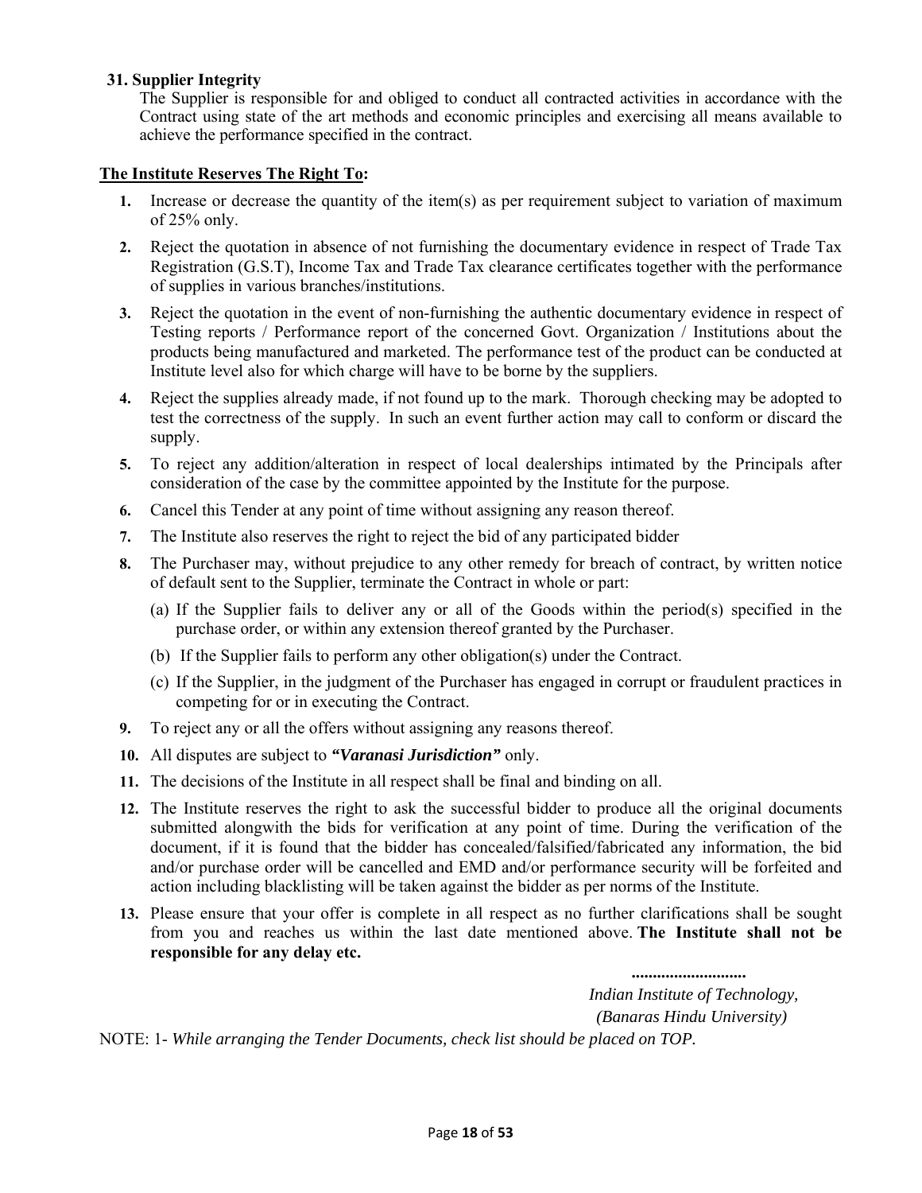**31. Supplier Integrity**

The Supplier is responsible for and obliged to conduct all contracted activities in accordance with the Contract using state of the art methods and economic principles and exercising all means available to achieve the performance specified in the contract.

**<u>The Institute Reserves The Right To</u>:**

1. Increase or decrease the quantity of the item(s) as per requirement subject to variation of maximum of 25% only.
2. Reject the quotation in absence of not furnishing the documentary evidence in respect of Trade Tax Registration (G.S.T), Income Tax and Trade Tax clearance certificates together with the performance of supplies in various branches/institutions.
3. Reject the quotation in the event of non-furnishing the authentic documentary evidence in respect of Testing reports / Performance report of the concerned Govt. Organization / Institutions about the products being manufactured and marketed. The performance test of the product can be conducted at Institute level also for which charge will have to be borne by the suppliers.
4. Reject the supplies already made, if not found up to the mark. Thorough checking may be adopted to test the correctness of the supply. In such an event further action may call to conform or discard the supply.
5. To reject any addition/alteration in respect of local dealerships intimated by the Principals after consideration of the case by the committee appointed by the Institute for the purpose.
6. Cancel this Tender at any point of time without assigning any reason thereof.
7. The Institute also reserves the right to reject the bid of any participated bidder
8. The Purchaser may, without prejudice to any other remedy for breach of contract, by written notice of default sent to the Supplier, terminate the Contract in whole or part:
   (a) If the Supplier fails to deliver any or all of the Goods within the period(s) specified in the purchase order, or within any extension thereof granted by the Purchaser.
   (b) If the Supplier fails to perform any other obligation(s) under the Contract.
   (c) If the Supplier, in the judgment of the Purchaser has engaged in corrupt or fraudulent practices in competing for or in executing the Contract.
9. To reject any or all the offers without assigning any reasons thereof.
10. All disputes are subject to ***"Varanasi Jurisdiction"*** only.
11. The decisions of the Institute in all respect shall be final and binding on all.
12. The Institute reserves the right to ask the successful bidder to produce all the original documents submitted alongwith the bids for verification at any point of time. During the verification of the document, if it is found that the bidder has concealed/falsified/fabricated any information, the bid and/or purchase order will be cancelled and EMD and/or performance security will be forfeited and action including blacklisting will be taken against the bidder as per norms of the Institute.
13. Please ensure that your offer is complete in all respect as no further clarifications shall be sought from you and reaches us within the last date mentioned above. **The Institute shall not be responsible for any delay etc.**

**...........................**

*Indian Institute of Technology,*
*(Banaras Hindu University)*

NOTE: 1- *While arranging the Tender Documents, check list should be placed on TOP.*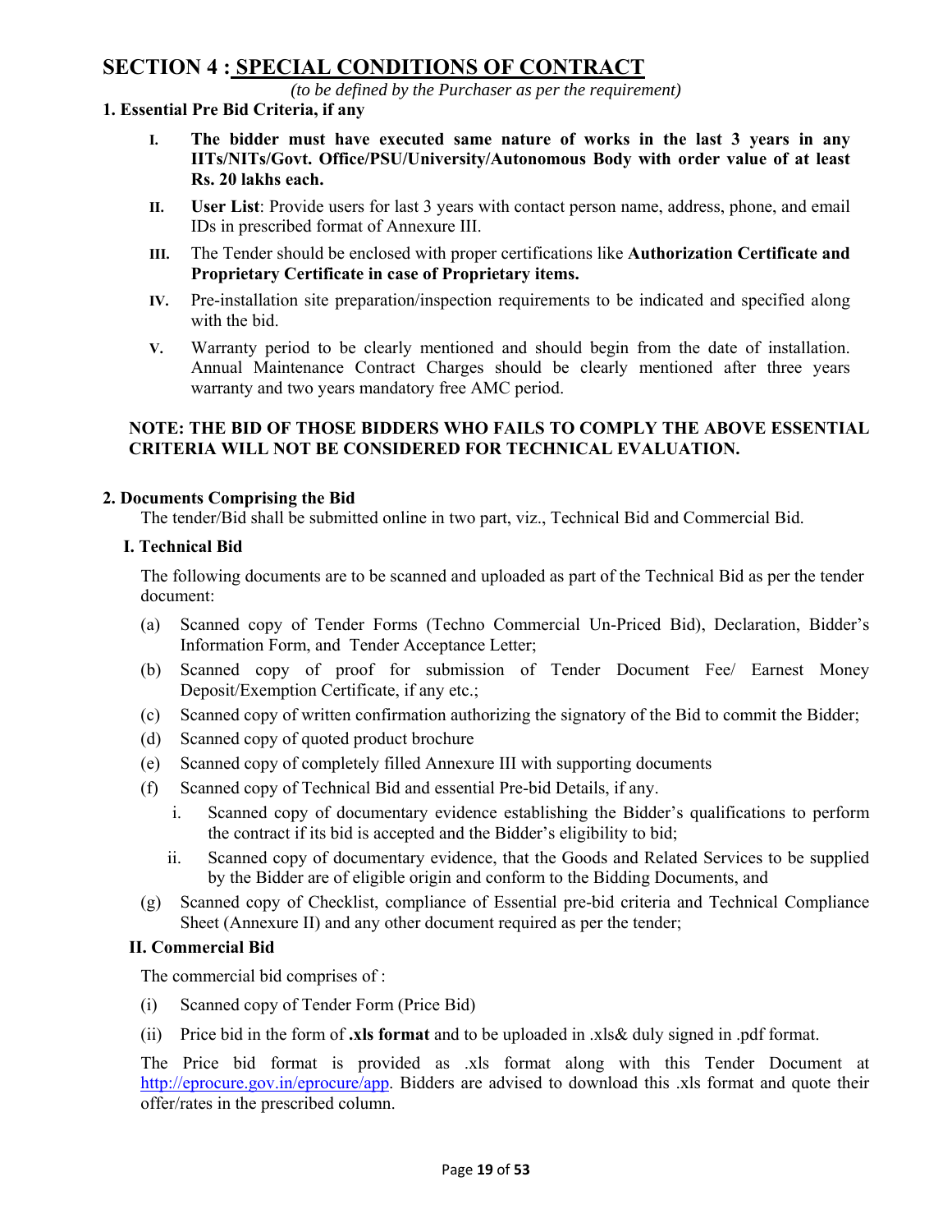# SECTION 4 : SPECIAL CONDITIONS OF CONTRACT

*(to be defined by the Purchaser as per the requirement)*

**1. Essential Pre Bid Criteria, if any**

- **I.** **The bidder must have executed same nature of works in the last 3 years in any IITs/NITs/Govt. Office/PSU/University/Autonomous Body with order value of at least Rs. 20 lakhs each.**
- **II.** **User List**: Provide users for last 3 years with contact person name, address, phone, and email IDs in prescribed format of Annexure III.
- **III.** The Tender should be enclosed with proper certifications like **Authorization Certificate and Proprietary Certificate in case of Proprietary items.**
- **IV.** Pre-installation site preparation/inspection requirements to be indicated and specified along with the bid.
- **V.** Warranty period to be clearly mentioned and should begin from the date of installation. Annual Maintenance Contract Charges should be clearly mentioned after three years warranty and two years mandatory free AMC period.

**NOTE: THE BID OF THOSE BIDDERS WHO FAILS TO COMPLY THE ABOVE ESSENTIAL CRITERIA WILL NOT BE CONSIDERED FOR TECHNICAL EVALUATION.**

**2. Documents Comprising the Bid**

The tender/Bid shall be submitted online in two part, viz., Technical Bid and Commercial Bid.

**I. Technical Bid**

The following documents are to be scanned and uploaded as part of the Technical Bid as per the tender document:

- (a) Scanned copy of Tender Forms (Techno Commercial Un-Priced Bid), Declaration, Bidder's Information Form, and Tender Acceptance Letter;
- (b) Scanned copy of proof for submission of Tender Document Fee/ Earnest Money Deposit/Exemption Certificate, if any etc.;
- (c) Scanned copy of written confirmation authorizing the signatory of the Bid to commit the Bidder;
- (d) Scanned copy of quoted product brochure
- (e) Scanned copy of completely filled Annexure III with supporting documents
- (f) Scanned copy of Technical Bid and essential Pre-bid Details, if any.
  - i. Scanned copy of documentary evidence establishing the Bidder's qualifications to perform the contract if its bid is accepted and the Bidder's eligibility to bid;
  - ii. Scanned copy of documentary evidence, that the Goods and Related Services to be supplied by the Bidder are of eligible origin and conform to the Bidding Documents, and
- (g) Scanned copy of Checklist, compliance of Essential pre-bid criteria and Technical Compliance Sheet (Annexure II) and any other document required as per the tender;

**II. Commercial Bid**

The commercial bid comprises of :

- (i) Scanned copy of Tender Form (Price Bid)
- (ii) Price bid in the form of **.xls format** and to be uploaded in .xls& duly signed in .pdf format.

The Price bid format is provided as .xls format along with this Tender Document at http://eprocure.gov.in/eprocure/app. Bidders are advised to download this .xls format and quote their offer/rates in the prescribed column.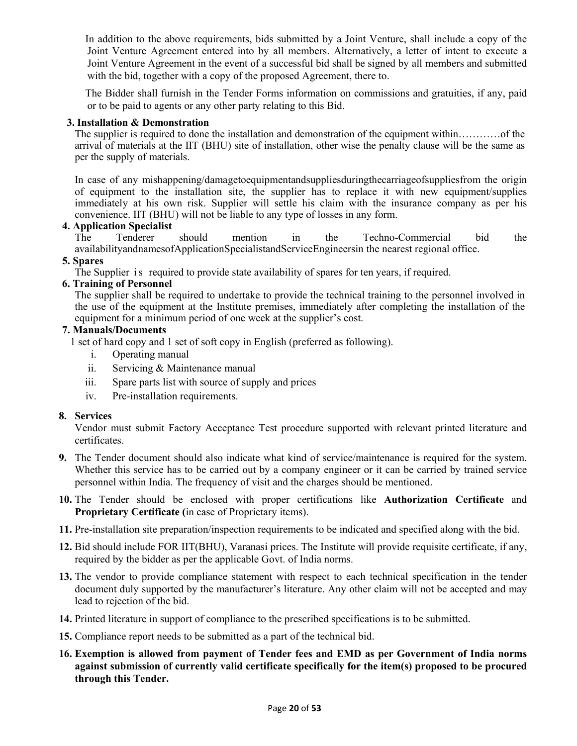In addition to the above requirements, bids submitted by a Joint Venture, shall include a copy of the Joint Venture Agreement entered into by all members. Alternatively, a letter of intent to execute a Joint Venture Agreement in the event of a successful bid shall be signed by all members and submitted with the bid, together with a copy of the proposed Agreement, there to.

The Bidder shall furnish in the Tender Forms information on commissions and gratuities, if any, paid or to be paid to agents or any other party relating to this Bid.

**3. Installation & Demonstration**

The supplier is required to done the installation and demonstration of the equipment within…………of the arrival of materials at the IIT (BHU) site of installation, other wise the penalty clause will be the same as per the supply of materials.

In case of any mishappening/damagetoequipmentandsuppliesduringthecarriageofsuppliesfrom the origin of equipment to the installation site, the supplier has to replace it with new equipment/supplies immediately at his own risk. Supplier will settle his claim with the insurance company as per his convenience. IIT (BHU) will not be liable to any type of losses in any form.

**4. Application Specialist**

The Tenderer should mention in the Techno-Commercial bid the availabilityandnamesofApplicationSpecialistandServiceEngineersin the nearest regional office.

**5. Spares**

The Supplier is required to provide state availability of spares for ten years, if required.

**6. Training of Personnel**

The supplier shall be required to undertake to provide the technical training to the personnel involved in the use of the equipment at the Institute premises, immediately after completing the installation of the equipment for a minimum period of one week at the supplier's cost.

**7. Manuals/Documents**

1 set of hard copy and 1 set of soft copy in English (preferred as following).

i. Operating manual
ii. Servicing & Maintenance manual
iii. Spare parts list with source of supply and prices
iv. Pre-installation requirements.

**8. Services**

Vendor must submit Factory Acceptance Test procedure supported with relevant printed literature and certificates.

**9.** The Tender document should also indicate what kind of service/maintenance is required for the system. Whether this service has to be carried out by a company engineer or it can be carried by trained service personnel within India. The frequency of visit and the charges should be mentioned.

**10.** The Tender should be enclosed with proper certifications like **Authorization Certificate** and **Proprietary Certificate (**in case of Proprietary items).

**11.** Pre-installation site preparation/inspection requirements to be indicated and specified along with the bid.

**12.** Bid should include FOR IIT(BHU), Varanasi prices. The Institute will provide requisite certificate, if any, required by the bidder as per the applicable Govt. of India norms.

**13.** The vendor to provide compliance statement with respect to each technical specification in the tender document duly supported by the manufacturer's literature. Any other claim will not be accepted and may lead to rejection of the bid.

**14.** Printed literature in support of compliance to the prescribed specifications is to be submitted.

**15.** Compliance report needs to be submitted as a part of the technical bid.

**16. Exemption is allowed from payment of Tender fees and EMD as per Government of India norms against submission of currently valid certificate specifically for the item(s) proposed to be procured through this Tender.**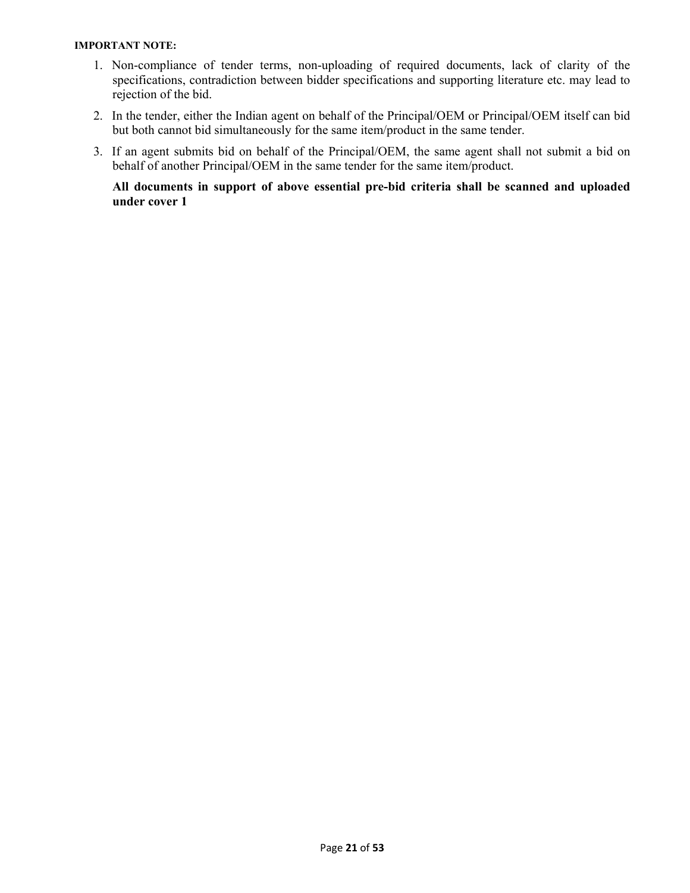**IMPORTANT NOTE:**

1. Non-compliance of tender terms, non-uploading of required documents, lack of clarity of the specifications, contradiction between bidder specifications and supporting literature etc. may lead to rejection of the bid.
2. In the tender, either the Indian agent on behalf of the Principal/OEM or Principal/OEM itself can bid but both cannot bid simultaneously for the same item/product in the same tender.
3. If an agent submits bid on behalf of the Principal/OEM, the same agent shall not submit a bid on behalf of another Principal/OEM in the same tender for the same item/product.

**All documents in support of above essential pre-bid criteria shall be scanned and uploaded under cover 1**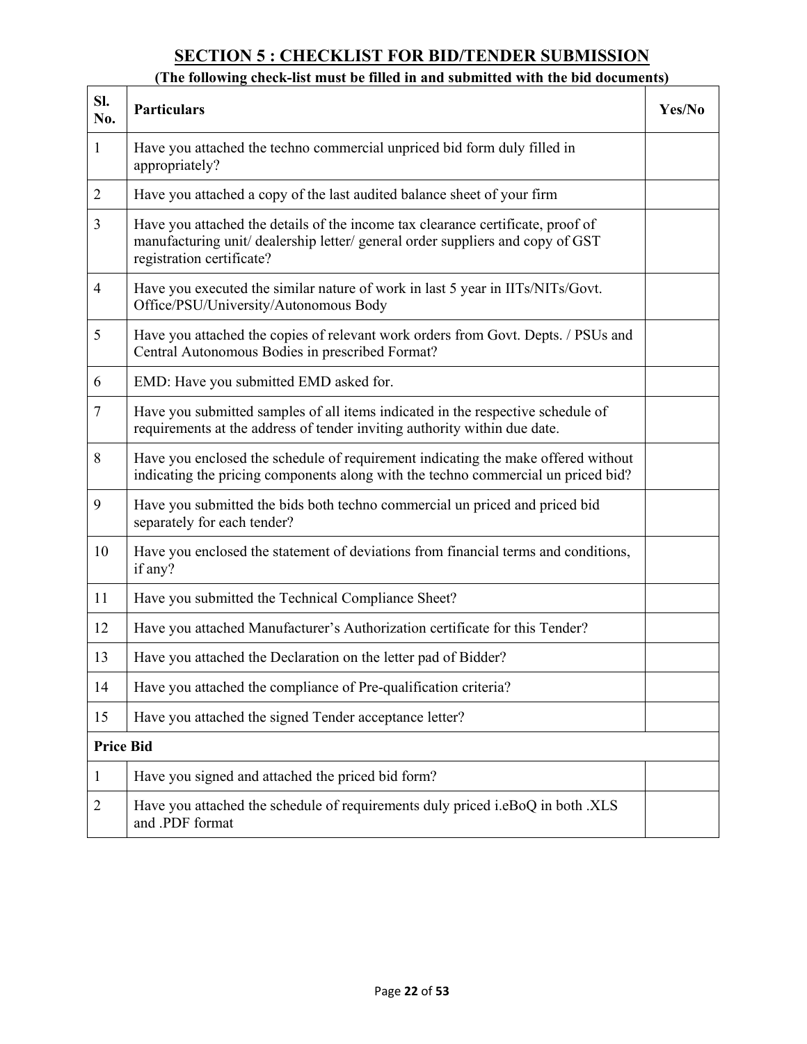## SECTION 5 : CHECKLIST FOR BID/TENDER SUBMISSION

**(The following check-list must be filled in and submitted with the bid documents)**

| Sl. No. | Particulars | Yes/No |
|---|---|---|
| 1 | Have you attached the techno commercial unpriced bid form duly filled in appropriately? | |
| 2 | Have you attached a copy of the last audited balance sheet of your firm | |
| 3 | Have you attached the details of the income tax clearance certificate, proof of manufacturing unit/ dealership letter/ general order suppliers and copy of GST registration certificate? | |
| 4 | Have you executed the similar nature of work in last 5 year in IITs/NITs/Govt. Office/PSU/University/Autonomous Body | |
| 5 | Have you attached the copies of relevant work orders from Govt. Depts. / PSUs and Central Autonomous Bodies in prescribed Format? | |
| 6 | EMD: Have you submitted EMD asked for. | |
| 7 | Have you submitted samples of all items indicated in the respective schedule of requirements at the address of tender inviting authority within due date. | |
| 8 | Have you enclosed the schedule of requirement indicating the make offered without indicating the pricing components along with the techno commercial un priced bid? | |
| 9 | Have you submitted the bids both techno commercial un priced and priced bid separately for each tender? | |
| 10 | Have you enclosed the statement of deviations from financial terms and conditions, if any? | |
| 11 | Have you submitted the Technical Compliance Sheet? | |
| 12 | Have you attached Manufacturer's Authorization certificate for this Tender? | |
| 13 | Have you attached the Declaration on the letter pad of Bidder? | |
| 14 | Have you attached the compliance of Pre-qualification criteria? | |
| 15 | Have you attached the signed Tender acceptance letter? | |
| **Price Bid** | | |
| 1 | Have you signed and attached the priced bid form? | |
| 2 | Have you attached the schedule of requirements duly priced i.eBoQ in both .XLS and .PDF format | |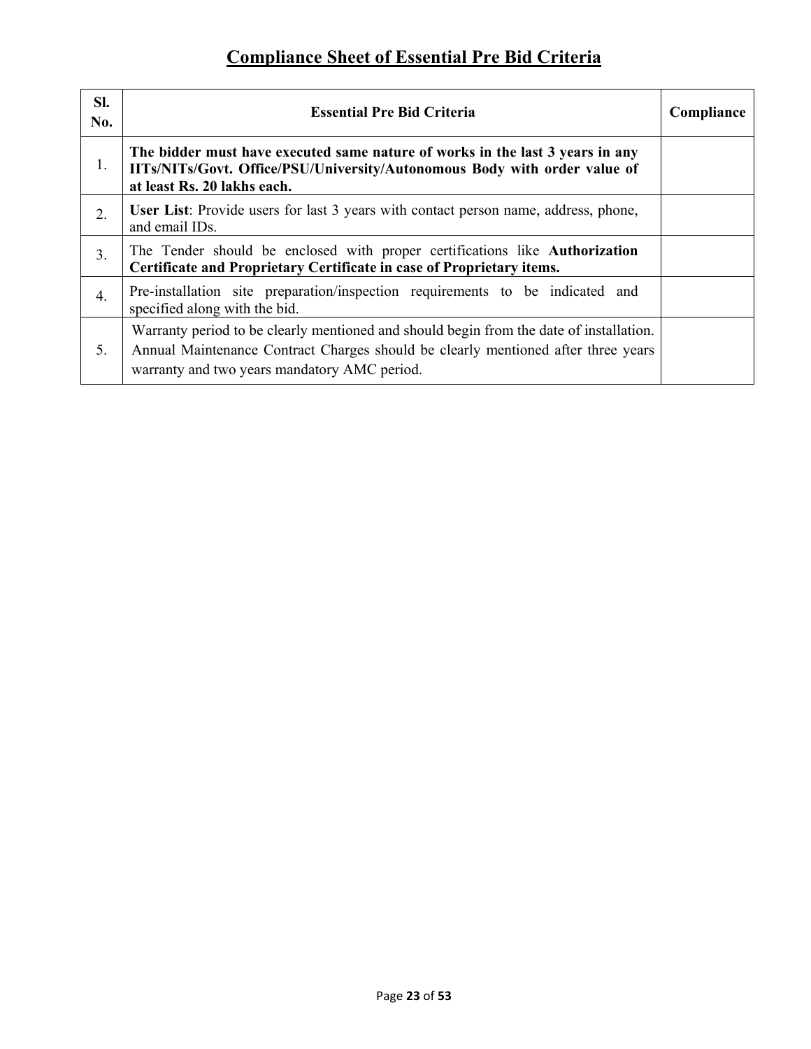## Compliance Sheet of Essential Pre Bid Criteria

| Sl. No. | Essential Pre Bid Criteria | Compliance |
|---|---|---|
| 1. | **The bidder must have executed same nature of works in the last 3 years in any IITs/NITs/Govt. Office/PSU/University/Autonomous Body with order value of at least Rs. 20 lakhs each.** | |
| 2. | **User List**: Provide users for last 3 years with contact person name, address, phone, and email IDs. | |
| 3. | The Tender should be enclosed with proper certifications like **Authorization Certificate and Proprietary Certificate in case of Proprietary items.** | |
| 4. | Pre-installation site preparation/inspection requirements to be indicated and specified along with the bid. | |
| 5. | Warranty period to be clearly mentioned and should begin from the date of installation. Annual Maintenance Contract Charges should be clearly mentioned after three years warranty and two years mandatory AMC period. | |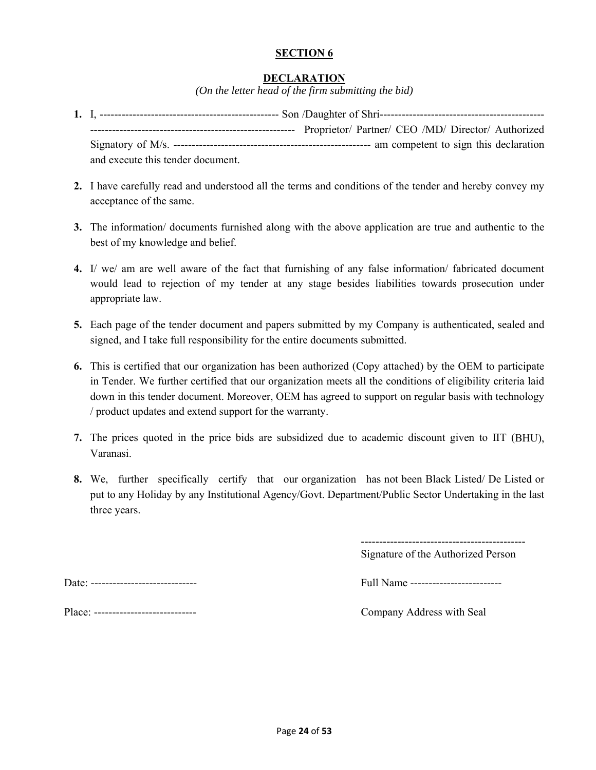**SECTION 6**

**DECLARATION**

*(On the letter head of the firm submitting the bid)*

1. I, ------------------------------------------------ Son /Daughter of Shri--------------------------------------------- ------------------------------------------------------- Proprietor/ Partner/ CEO /MD/ Director/ Authorized Signatory of M/s. ----------------------------------------------------- am competent to sign this declaration and execute this tender document.

2. I have carefully read and understood all the terms and conditions of the tender and hereby convey my acceptance of the same.

3. The information/ documents furnished along with the above application are true and authentic to the best of my knowledge and belief.

4. I/ we/ am are well aware of the fact that furnishing of any false information/ fabricated document would lead to rejection of my tender at any stage besides liabilities towards prosecution under appropriate law.

5. Each page of the tender document and papers submitted by my Company is authenticated, sealed and signed, and I take full responsibility for the entire documents submitted.

6. This is certified that our organization has been authorized (Copy attached) by the OEM to participate in Tender. We further certified that our organization meets all the conditions of eligibility criteria laid down in this tender document. Moreover, OEM has agreed to support on regular basis with technology / product updates and extend support for the warranty.

7. The prices quoted in the price bids are subsidized due to academic discount given to IIT (BHU), Varanasi.

8. We, further specifically certify that our organization has not been Black Listed/ De Listed or put to any Holiday by any Institutional Agency/Govt. Department/Public Sector Undertaking in the last three years.

---------------------------------------------

Signature of the Authorized Person

Date: -----------------------------

Full Name -------------------------

Place: ----------------------------

Company Address with Seal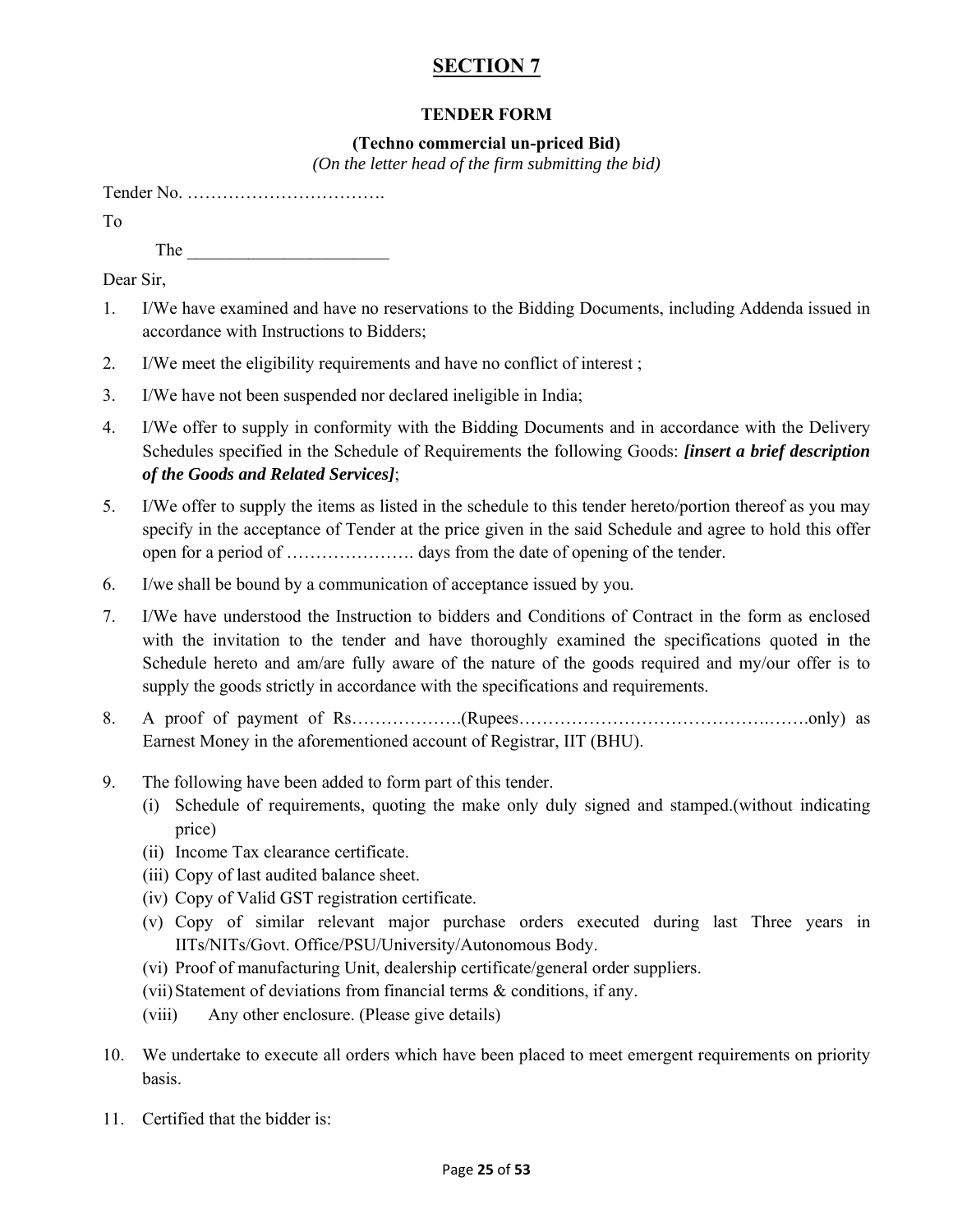# SECTION 7

**TENDER FORM**

**(Techno commercial un-priced Bid)**

*(On the letter head of the firm submitting the bid)*

Tender No. …………………………….

To

The _______________________

Dear Sir,

1. I/We have examined and have no reservations to the Bidding Documents, including Addenda issued in accordance with Instructions to Bidders;
2. I/We meet the eligibility requirements and have no conflict of interest ;
3. I/We have not been suspended nor declared ineligible in India;
4. I/We offer to supply in conformity with the Bidding Documents and in accordance with the Delivery Schedules specified in the Schedule of Requirements the following Goods: ***[insert a brief description of the Goods and Related Services]***;
5. I/We offer to supply the items as listed in the schedule to this tender hereto/portion thereof as you may specify in the acceptance of Tender at the price given in the said Schedule and agree to hold this offer open for a period of …………………. days from the date of opening of the tender.
6. I/we shall be bound by a communication of acceptance issued by you.
7. I/We have understood the Instruction to bidders and Conditions of Contract in the form as enclosed with the invitation to the tender and have thoroughly examined the specifications quoted in the Schedule hereto and am/are fully aware of the nature of the goods required and my/our offer is to supply the goods strictly in accordance with the specifications and requirements.
8. A proof of payment of Rs……………….(Rupees…………………………………….…….only) as Earnest Money in the aforementioned account of Registrar, IIT (BHU).
9. The following have been added to form part of this tender.
   - (i) Schedule of requirements, quoting the make only duly signed and stamped.(without indicating price)
   - (ii) Income Tax clearance certificate.
   - (iii) Copy of last audited balance sheet.
   - (iv) Copy of Valid GST registration certificate.
   - (v) Copy of similar relevant major purchase orders executed during last Three years in IITs/NITs/Govt. Office/PSU/University/Autonomous Body.
   - (vi) Proof of manufacturing Unit, dealership certificate/general order suppliers.
   - (vii) Statement of deviations from financial terms & conditions, if any.
   - (viii) Any other enclosure. (Please give details)
10. We undertake to execute all orders which have been placed to meet emergent requirements on priority basis.
11. Certified that the bidder is: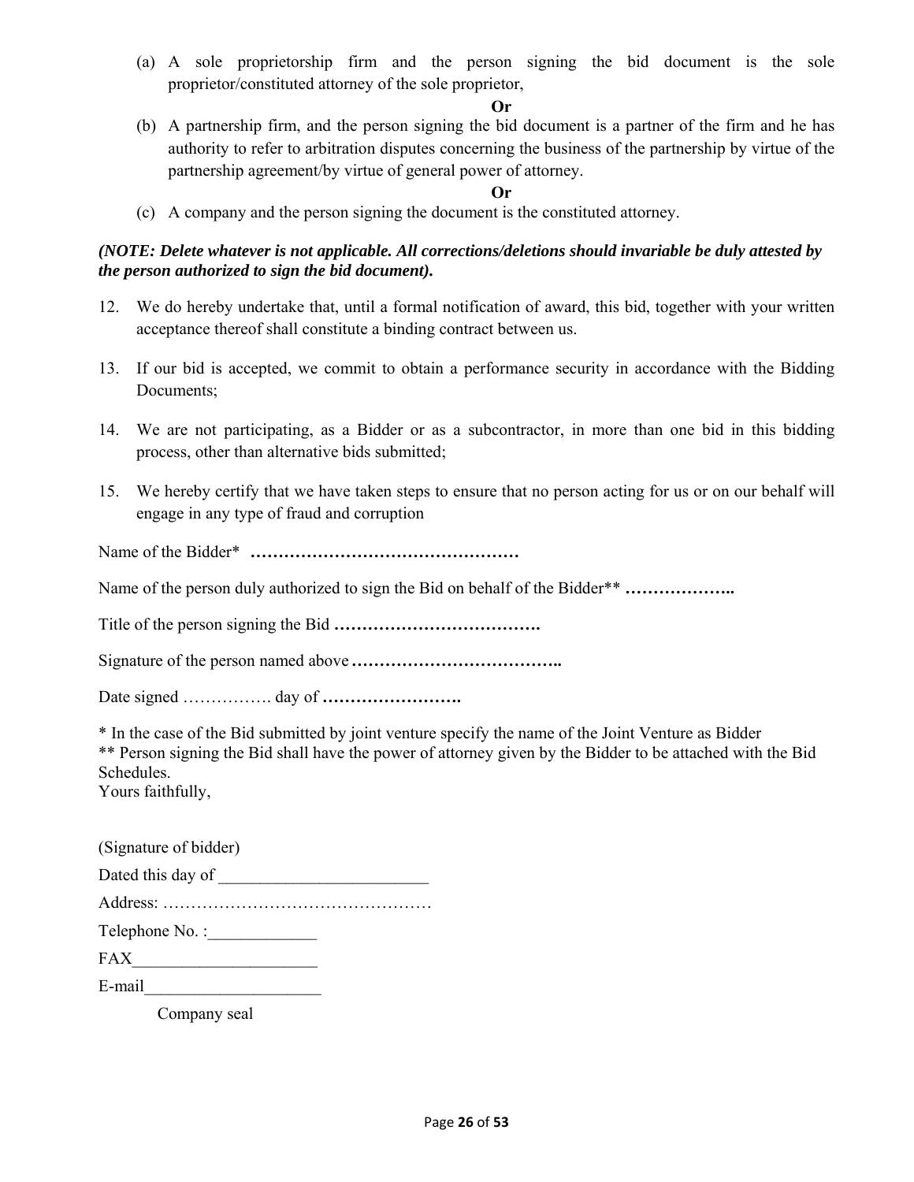(a) A sole proprietorship firm and the person signing the bid document is the sole proprietor/constituted attorney of the sole proprietor,

**Or**

(b) A partnership firm, and the person signing the bid document is a partner of the firm and he has authority to refer to arbitration disputes concerning the business of the partnership by virtue of the partnership agreement/by virtue of general power of attorney.

**Or**

(c) A company and the person signing the document is the constituted attorney.

***(NOTE: Delete whatever is not applicable. All corrections/deletions should invariable be duly attested by the person authorized to sign the bid document).***

12. We do hereby undertake that, until a formal notification of award, this bid, together with your written acceptance thereof shall constitute a binding contract between us.

13. If our bid is accepted, we commit to obtain a performance security in accordance with the Bidding Documents;

14. We are not participating, as a Bidder or as a subcontractor, in more than one bid in this bidding process, other than alternative bids submitted;

15. We hereby certify that we have taken steps to ensure that no person acting for us or on our behalf will engage in any type of fraud and corruption

Name of the Bidder* **…………………………………………**

Name of the person duly authorized to sign the Bid on behalf of the Bidder** **………………..**

Title of the person signing the Bid **……………………………….**

Signature of the person named above **………………………………..**

Date signed ……………. day of **…………………….**

\* In the case of the Bid submitted by joint venture specify the name of the Joint Venture as Bidder
\** Person signing the Bid shall have the power of attorney given by the Bidder to be attached with the Bid Schedules.
Yours faithfully,

(Signature of bidder)

Dated this day of ________________________

Address: …………………………………………

Telephone No. :_____________

FAX______________________

E-mail_____________________

Company seal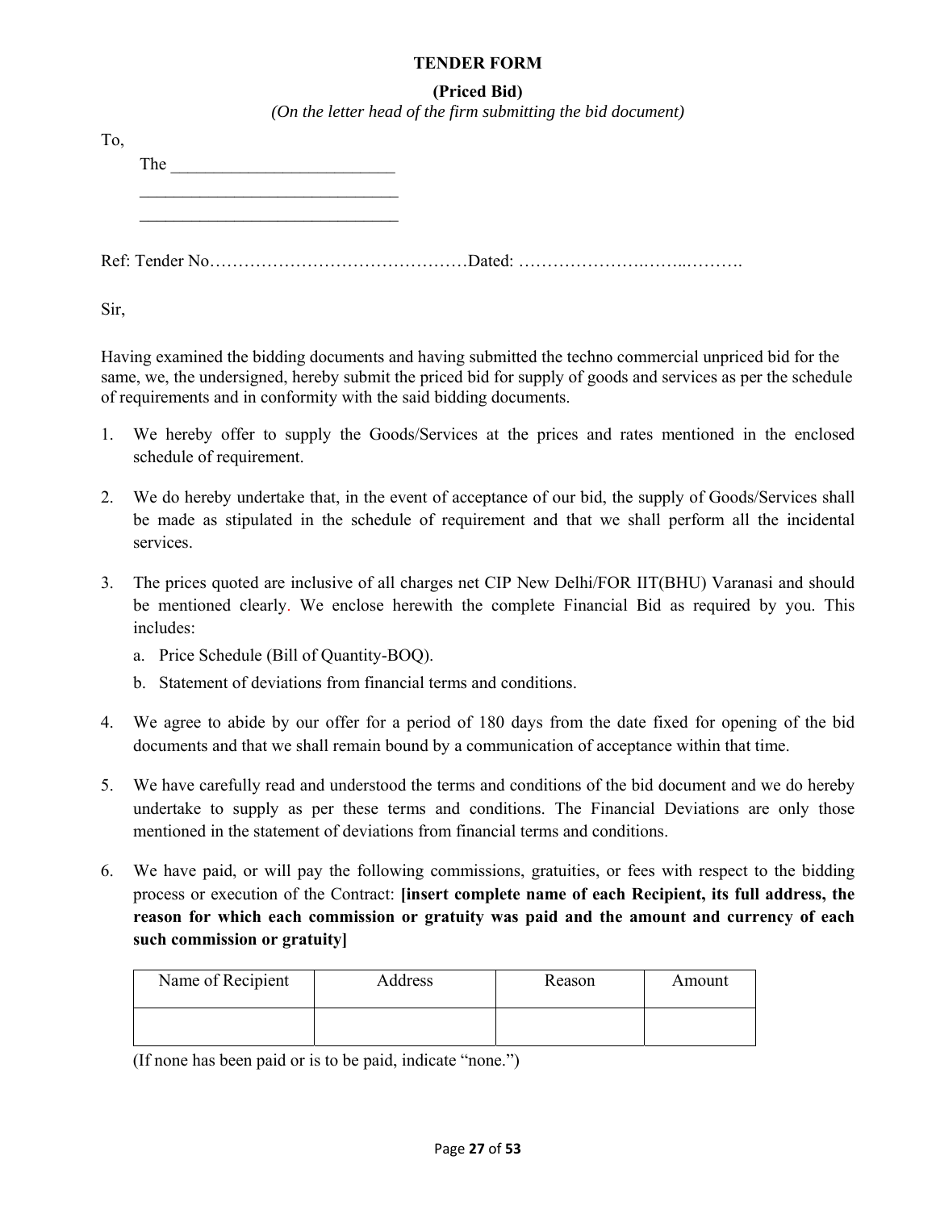**TENDER FORM**

**(Priced Bid)**

*(On the letter head of the firm submitting the bid document)*

To,

The ___________________________

_______________________________

_______________________________

Ref: Tender No………………………………………Dated: ………………….……..……….

Sir,

Having examined the bidding documents and having submitted the techno commercial unpriced bid for the same, we, the undersigned, hereby submit the priced bid for supply of goods and services as per the schedule of requirements and in conformity with the said bidding documents.

1. We hereby offer to supply the Goods/Services at the prices and rates mentioned in the enclosed schedule of requirement.

2. We do hereby undertake that, in the event of acceptance of our bid, the supply of Goods/Services shall be made as stipulated in the schedule of requirement and that we shall perform all the incidental services.

3. The prices quoted are inclusive of all charges net CIP New Delhi/FOR IIT(BHU) Varanasi and should be mentioned clearly. We enclose herewith the complete Financial Bid as required by you. This includes:
   a. Price Schedule (Bill of Quantity-BOQ).
   b. Statement of deviations from financial terms and conditions.

4. We agree to abide by our offer for a period of 180 days from the date fixed for opening of the bid documents and that we shall remain bound by a communication of acceptance within that time.

5. We have carefully read and understood the terms and conditions of the bid document and we do hereby undertake to supply as per these terms and conditions. The Financial Deviations are only those mentioned in the statement of deviations from financial terms and conditions.

6. We have paid, or will pay the following commissions, gratuities, or fees with respect to the bidding process or execution of the Contract: **[insert complete name of each Recipient, its full address, the reason for which each commission or gratuity was paid and the amount and currency of each such commission or gratuity]**

| Name of Recipient | Address | Reason | Amount |
|---|---|---|---|
| | | | |

(If none has been paid or is to be paid, indicate "none.")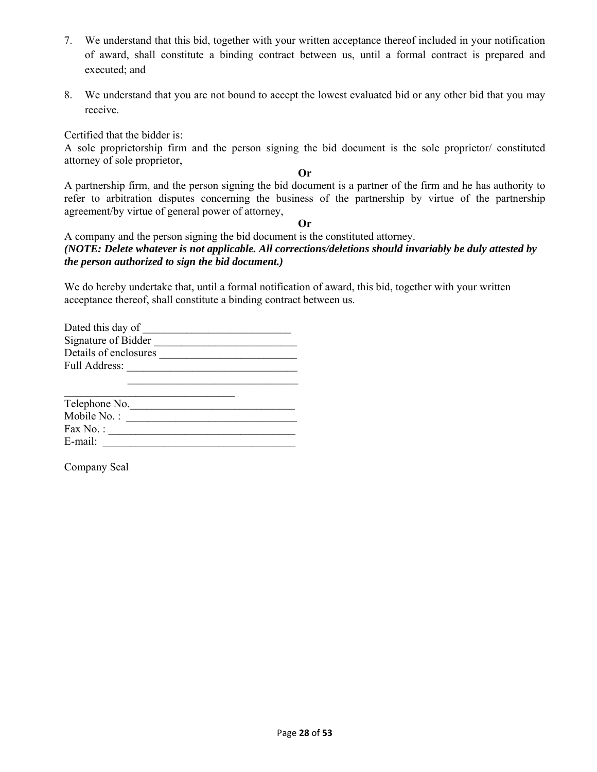7. We understand that this bid, together with your written acceptance thereof included in your notification of award, shall constitute a binding contract between us, until a formal contract is prepared and executed; and

8. We understand that you are not bound to accept the lowest evaluated bid or any other bid that you may receive.

Certified that the bidder is:

A sole proprietorship firm and the person signing the bid document is the sole proprietor/ constituted attorney of sole proprietor,

**Or**

A partnership firm, and the person signing the bid document is a partner of the firm and he has authority to refer to arbitration disputes concerning the business of the partnership by virtue of the partnership agreement/by virtue of general power of attorney,

**Or**

A company and the person signing the bid document is the constituted attorney.

***(NOTE: Delete whatever is not applicable. All corrections/deletions should invariably be duly attested by the person authorized to sign the bid document.)***

We do hereby undertake that, until a formal notification of award, this bid, together with your written acceptance thereof, shall constitute a binding contract between us.

Dated this day of ___________________________

Signature of Bidder __________________________

Details of enclosures _________________________

Full Address: _______________________________

_______________________________

_______________________________

Telephone No._____________________________

Mobile No. : _______________________________

Fax No. : __________________________________

E-mail: ___________________________________

Company Seal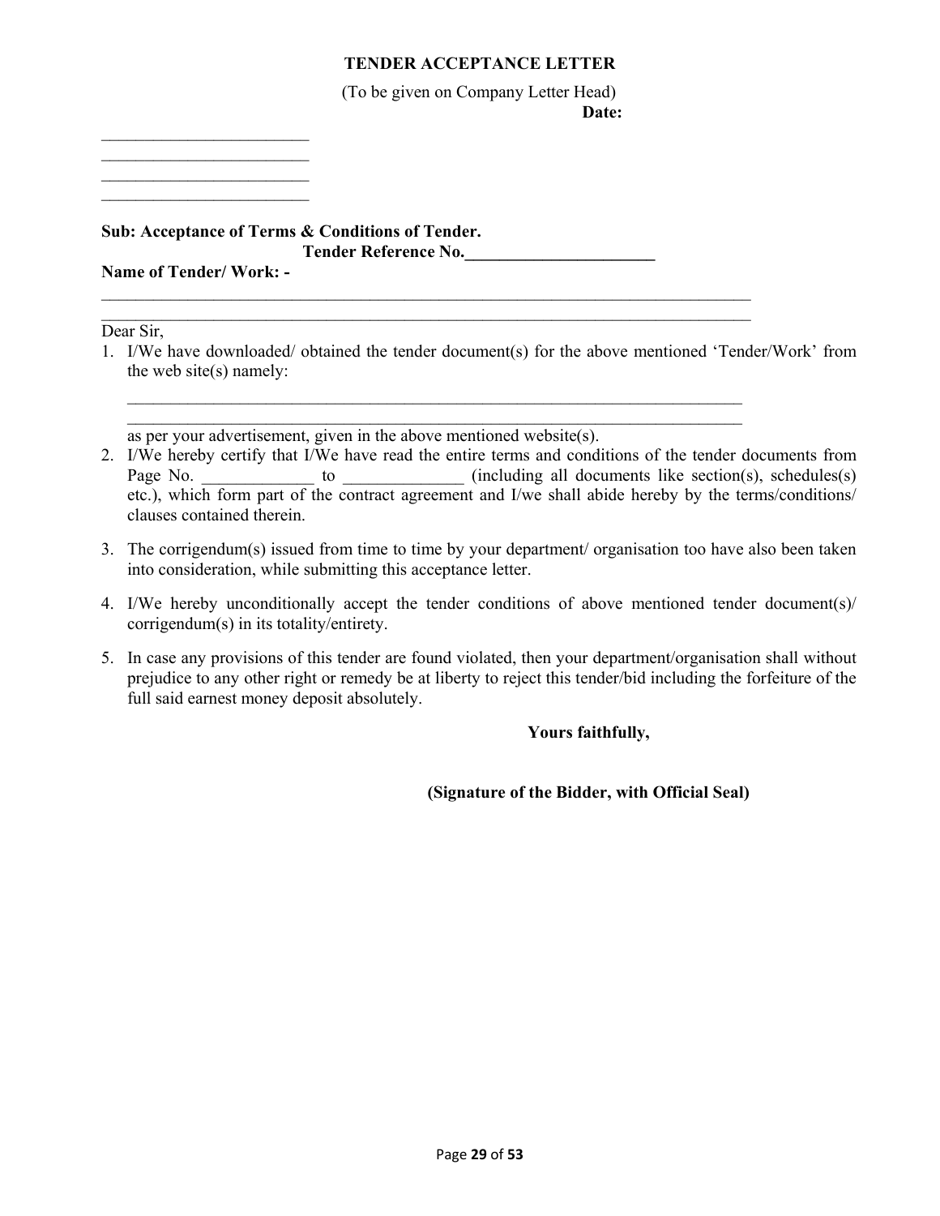**TENDER ACCEPTANCE LETTER**

(To be given on Company Letter Head)

**Date:**

\_\_\_\_\_\_\_\_\_\_\_\_\_\_\_\_\_\_\_\_\_\_\_\_\_

\_\_\_\_\_\_\_\_\_\_\_\_\_\_\_\_\_\_\_\_\_\_\_\_\_

\_\_\_\_\_\_\_\_\_\_\_\_\_\_\_\_\_\_\_\_\_\_\_\_\_

\_\_\_\_\_\_\_\_\_\_\_\_\_\_\_\_\_\_\_\_\_\_\_\_\_

**Sub: Acceptance of Terms & Conditions of Tender.**

**Tender Reference No.\_\_\_\_\_\_\_\_\_\_\_\_\_\_\_\_\_\_\_\_\_\_**

**Name of Tender/ Work: -**

\_\_\_\_\_\_\_\_\_\_\_\_\_\_\_\_\_\_\_\_\_\_\_\_\_\_\_\_\_\_\_\_\_\_\_\_\_\_\_\_\_\_\_\_\_\_\_\_\_\_\_\_\_\_\_\_\_\_\_\_\_\_\_\_\_\_\_\_\_\_\_\_\_\_\_\_\_\_

\_\_\_\_\_\_\_\_\_\_\_\_\_\_\_\_\_\_\_\_\_\_\_\_\_\_\_\_\_\_\_\_\_\_\_\_\_\_\_\_\_\_\_\_\_\_\_\_\_\_\_\_\_\_\_\_\_\_\_\_\_\_\_\_\_\_\_\_\_\_\_\_\_\_\_\_\_\_

Dear Sir,

1. I/We have downloaded/ obtained the tender document(s) for the above mentioned 'Tender/Work' from the web site(s) namely:

   \_\_\_\_\_\_\_\_\_\_\_\_\_\_\_\_\_\_\_\_\_\_\_\_\_\_\_\_\_\_\_\_\_\_\_\_\_\_\_\_\_\_\_\_\_\_\_\_\_\_\_\_\_\_\_\_\_\_\_\_\_\_\_\_\_\_\_\_\_\_\_\_\_

   \_\_\_\_\_\_\_\_\_\_\_\_\_\_\_\_\_\_\_\_\_\_\_\_\_\_\_\_\_\_\_\_\_\_\_\_\_\_\_\_\_\_\_\_\_\_\_\_\_\_\_\_\_\_\_\_\_\_\_\_\_\_\_\_\_\_\_\_\_\_\_\_\_

   as per your advertisement, given in the above mentioned website(s).

2. I/We hereby certify that I/We have read the entire terms and conditions of the tender documents from Page No. \_\_\_\_\_\_\_\_\_\_\_\_\_ to \_\_\_\_\_\_\_\_\_\_\_\_\_\_ (including all documents like section(s), schedules(s) etc.), which form part of the contract agreement and I/we shall abide hereby by the terms/conditions/ clauses contained therein.

3. The corrigendum(s) issued from time to time by your department/ organisation too have also been taken into consideration, while submitting this acceptance letter.

4. I/We hereby unconditionally accept the tender conditions of above mentioned tender document(s)/ corrigendum(s) in its totality/entirety.

5. In case any provisions of this tender are found violated, then your department/organisation shall without prejudice to any other right or remedy be at liberty to reject this tender/bid including the forfeiture of the full said earnest money deposit absolutely.

**Yours faithfully,**

**(Signature of the Bidder, with Official Seal)**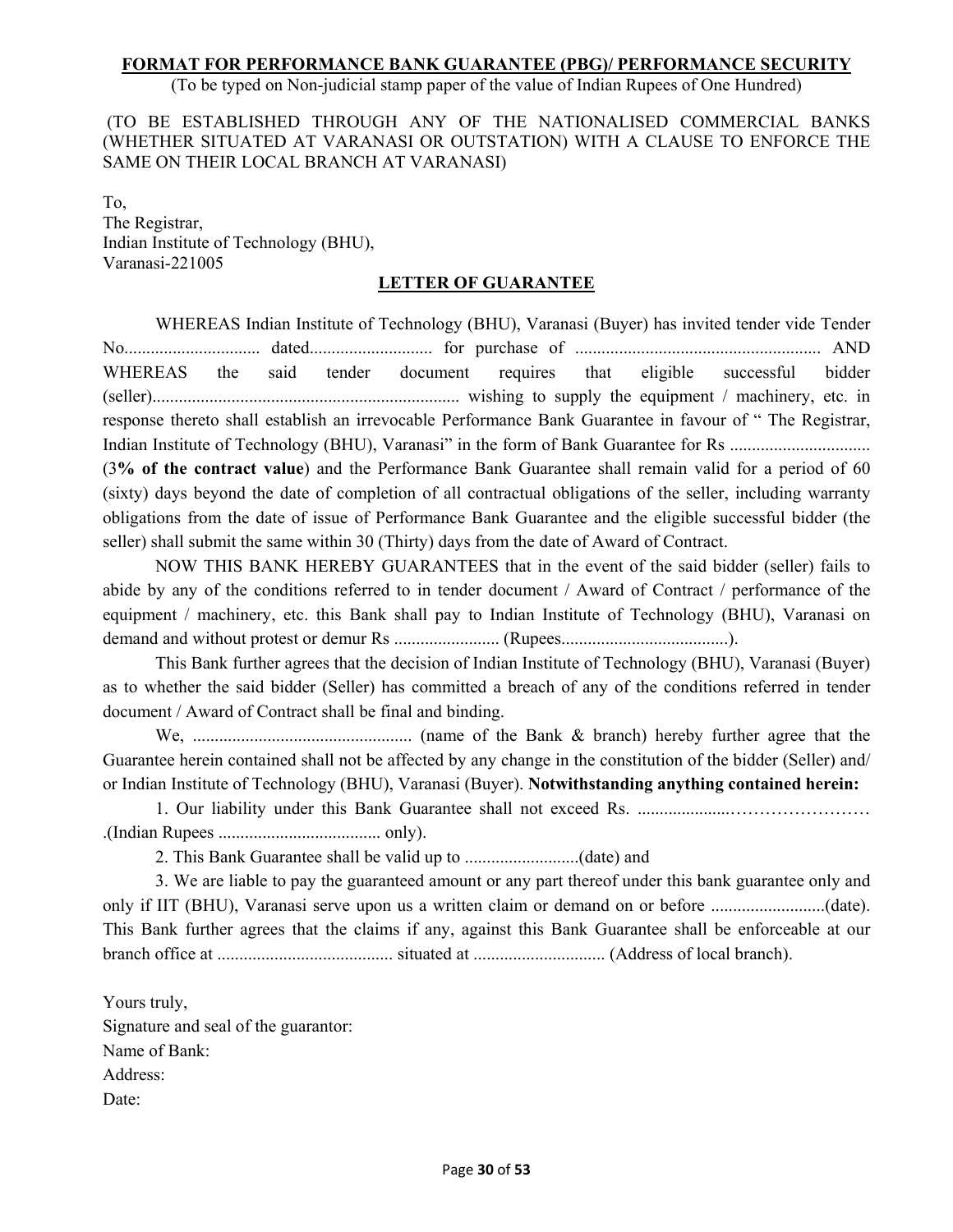**FORMAT FOR PERFORMANCE BANK GUARANTEE (PBG)/ PERFORMANCE SECURITY**

(To be typed on Non-judicial stamp paper of the value of Indian Rupees of One Hundred)

(TO BE ESTABLISHED THROUGH ANY OF THE NATIONALISED COMMERCIAL BANKS (WHETHER SITUATED AT VARANASI OR OUTSTATION) WITH A CLAUSE TO ENFORCE THE SAME ON THEIR LOCAL BRANCH AT VARANASI)

To,
The Registrar,
Indian Institute of Technology (BHU),
Varanasi-221005

**LETTER OF GUARANTEE**

WHEREAS Indian Institute of Technology (BHU), Varanasi (Buyer) has invited tender vide Tender No.............................. dated........................... for purchase of ....................................................... AND WHEREAS the said tender document requires that eligible successful bidder (seller)...................................................................... wishing to supply the equipment / machinery, etc. in response thereto shall establish an irrevocable Performance Bank Guarantee in favour of " The Registrar, Indian Institute of Technology (BHU), Varanasi" in the form of Bank Guarantee for Rs ................................ (3**% of the contract value**) and the Performance Bank Guarantee shall remain valid for a period of 60 (sixty) days beyond the date of completion of all contractual obligations of the seller, including warranty obligations from the date of issue of Performance Bank Guarantee and the eligible successful bidder (the seller) shall submit the same within 30 (Thirty) days from the date of Award of Contract.

NOW THIS BANK HEREBY GUARANTEES that in the event of the said bidder (seller) fails to abide by any of the conditions referred to in tender document / Award of Contract / performance of the equipment / machinery, etc. this Bank shall pay to Indian Institute of Technology (BHU), Varanasi on demand and without protest or demur Rs ........................ (Rupees......................................).

This Bank further agrees that the decision of Indian Institute of Technology (BHU), Varanasi (Buyer) as to whether the said bidder (Seller) has committed a breach of any of the conditions referred in tender document / Award of Contract shall be final and binding.

We, .................................................. (name of the Bank & branch) hereby further agree that the Guarantee herein contained shall not be affected by any change in the constitution of the bidder (Seller) and/ or Indian Institute of Technology (BHU), Varanasi (Buyer). **Notwithstanding anything contained herein:**

1. Our liability under this Bank Guarantee shall not exceed Rs. .....................…………………… .(Indian Rupees ..................................... only).

2. This Bank Guarantee shall be valid up to ..........................(date) and

3. We are liable to pay the guaranteed amount or any part thereof under this bank guarantee only and only if IIT (BHU), Varanasi serve upon us a written claim or demand on or before ..........................(date). This Bank further agrees that the claims if any, against this Bank Guarantee shall be enforceable at our branch office at ........................................ situated at ............................. (Address of local branch).

Yours truly,
Signature and seal of the guarantor:
Name of Bank:
Address:
Date: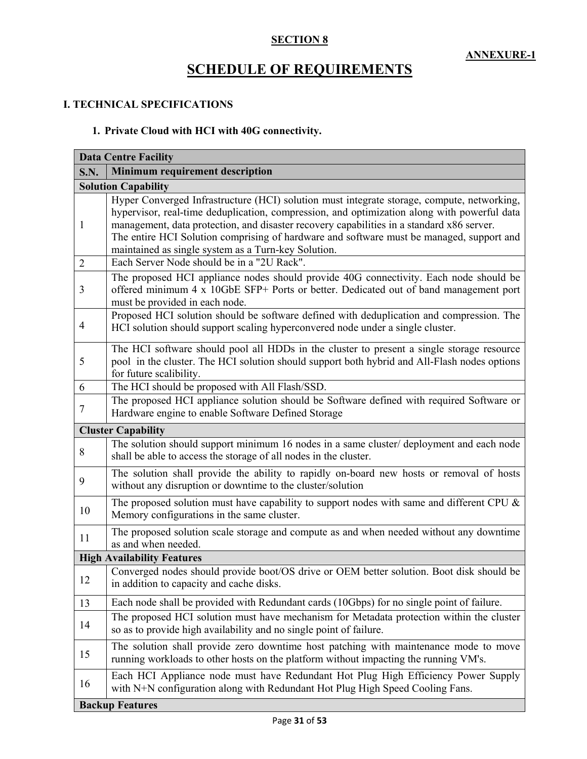**SECTION 8**

**ANNEXURE-1**

# SCHEDULE OF REQUIREMENTS

## I. TECHNICAL SPECIFICATIONS

### 1. Private Cloud with HCI with 40G connectivity.

| **Data Centre Facility** | |
|---|---|
| **S.N.** | **Minimum requirement description** |
| **Solution Capability** | |
| 1 | Hyper Converged Infrastructure (HCI) solution must integrate storage, compute, networking, hypervisor, real-time deduplication, compression, and optimization along with powerful data management, data protection, and disaster recovery capabilities in a standard x86 server. The entire HCI Solution comprising of hardware and software must be managed, support and maintained as single system as a Turn-key Solution. |
| 2 | Each Server Node should be in a "2U Rack". |
| 3 | The proposed HCI appliance nodes should provide 40G connectivity. Each node should be offered minimum 4 x 10GbE SFP+ Ports or better. Dedicated out of band management port must be provided in each node. |
| 4 | Proposed HCI solution should be software defined with deduplication and compression. The HCI solution should support scaling hyperconvered node under a single cluster. |
| 5 | The HCI software should pool all HDDs in the cluster to present a single storage resource pool in the cluster. The HCI solution should support both hybrid and All-Flash nodes options for future scalibility. |
| 6 | The HCI should be proposed with All Flash/SSD. |
| 7 | The proposed HCI appliance solution should be Software defined with required Software or Hardware engine to enable Software Defined Storage |
| **Cluster Capability** | |
| 8 | The solution should support minimum 16 nodes in a same cluster/ deployment and each node shall be able to access the storage of all nodes in the cluster. |
| 9 | The solution shall provide the ability to rapidly on-board new hosts or removal of hosts without any disruption or downtime to the cluster/solution |
| 10 | The proposed solution must have capability to support nodes with same and different CPU & Memory configurations in the same cluster. |
| 11 | The proposed solution scale storage and compute as and when needed without any downtime as and when needed. |
| **High Availability Features** | |
| 12 | Converged nodes should provide boot/OS drive or OEM better solution. Boot disk should be in addition to capacity and cache disks. |
| 13 | Each node shall be provided with Redundant cards (10Gbps) for no single point of failure. |
| 14 | The proposed HCI solution must have mechanism for Metadata protection within the cluster so as to provide high availability and no single point of failure. |
| 15 | The solution shall provide zero downtime host patching with maintenance mode to move running workloads to other hosts on the platform without impacting the running VM's. |
| 16 | Each HCI Appliance node must have Redundant Hot Plug High Efficiency Power Supply with N+N configuration along with Redundant Hot Plug High Speed Cooling Fans. |
| **Backup Features** | |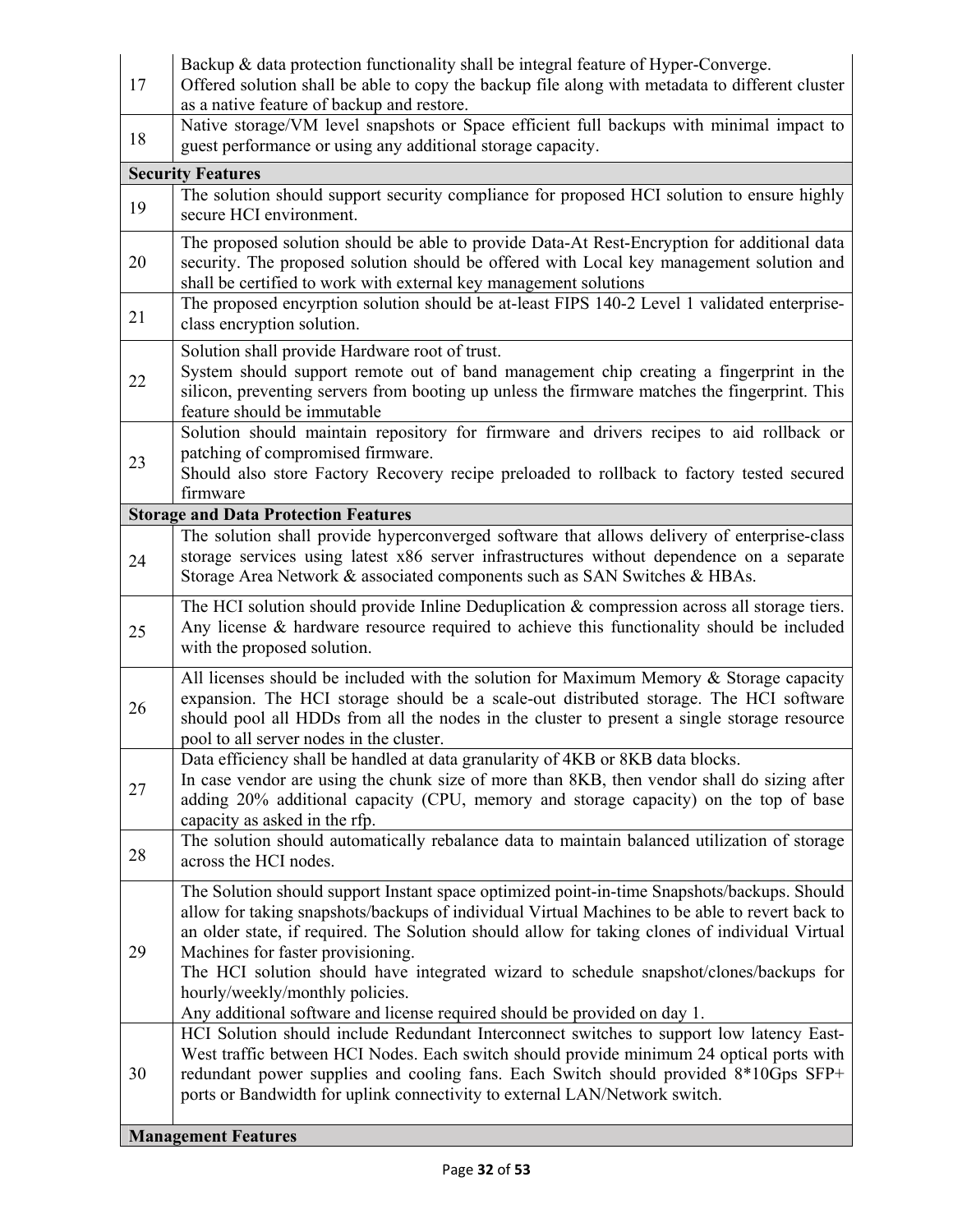| | |
|---|---|
| 17 | Backup & data protection functionality shall be integral feature of Hyper-Converge.<br>Offered solution shall be able to copy the backup file along with metadata to different cluster as a native feature of backup and restore. |
| 18 | Native storage/VM level snapshots or Space efficient full backups with minimal impact to guest performance or using any additional storage capacity. |
| **Security Features** | |
| 19 | The solution should support security compliance for proposed HCI solution to ensure highly secure HCI environment. |
| 20 | The proposed solution should be able to provide Data-At Rest-Encryption for additional data security. The proposed solution should be offered with Local key management solution and shall be certified to work with external key management solutions |
| 21 | The proposed encyrption solution should be at-least FIPS 140-2 Level 1 validated enterprise-class encryption solution. |
| 22 | Solution shall provide Hardware root of trust.<br>System should support remote out of band management chip creating a fingerprint in the silicon, preventing servers from booting up unless the firmware matches the fingerprint. This feature should be immutable |
| 23 | Solution should maintain repository for firmware and drivers recipes to aid rollback or patching of compromised firmware.<br>Should also store Factory Recovery recipe preloaded to rollback to factory tested secured firmware |
| **Storage and Data Protection Features** | |
| 24 | The solution shall provide hyperconverged software that allows delivery of enterprise-class storage services using latest x86 server infrastructures without dependence on a separate Storage Area Network & associated components such as SAN Switches & HBAs. |
| 25 | The HCI solution should provide Inline Deduplication & compression across all storage tiers. Any license & hardware resource required to achieve this functionality should be included with the proposed solution. |
| 26 | All licenses should be included with the solution for Maximum Memory & Storage capacity expansion. The HCI storage should be a scale-out distributed storage. The HCI software should pool all HDDs from all the nodes in the cluster to present a single storage resource pool to all server nodes in the cluster. |
| 27 | Data efficiency shall be handled at data granularity of 4KB or 8KB data blocks.<br>In case vendor are using the chunk size of more than 8KB, then vendor shall do sizing after adding 20% additional capacity (CPU, memory and storage capacity) on the top of base capacity as asked in the rfp. |
| 28 | The solution should automatically rebalance data to maintain balanced utilization of storage across the HCI nodes. |
| 29 | The Solution should support Instant space optimized point-in-time Snapshots/backups. Should allow for taking snapshots/backups of individual Virtual Machines to be able to revert back to an older state, if required. The Solution should allow for taking clones of individual Virtual Machines for faster provisioning.<br>The HCI solution should have integrated wizard to schedule snapshot/clones/backups for hourly/weekly/monthly policies.<br>Any additional software and license required should be provided on day 1. |
| 30 | HCI Solution should include Redundant Interconnect switches to support low latency East-West traffic between HCI Nodes. Each switch should provide minimum 24 optical ports with redundant power supplies and cooling fans. Each Switch should provided 8*10Gps SFP+ ports or Bandwidth for uplink connectivity to external LAN/Network switch. |
| **Management Features** | |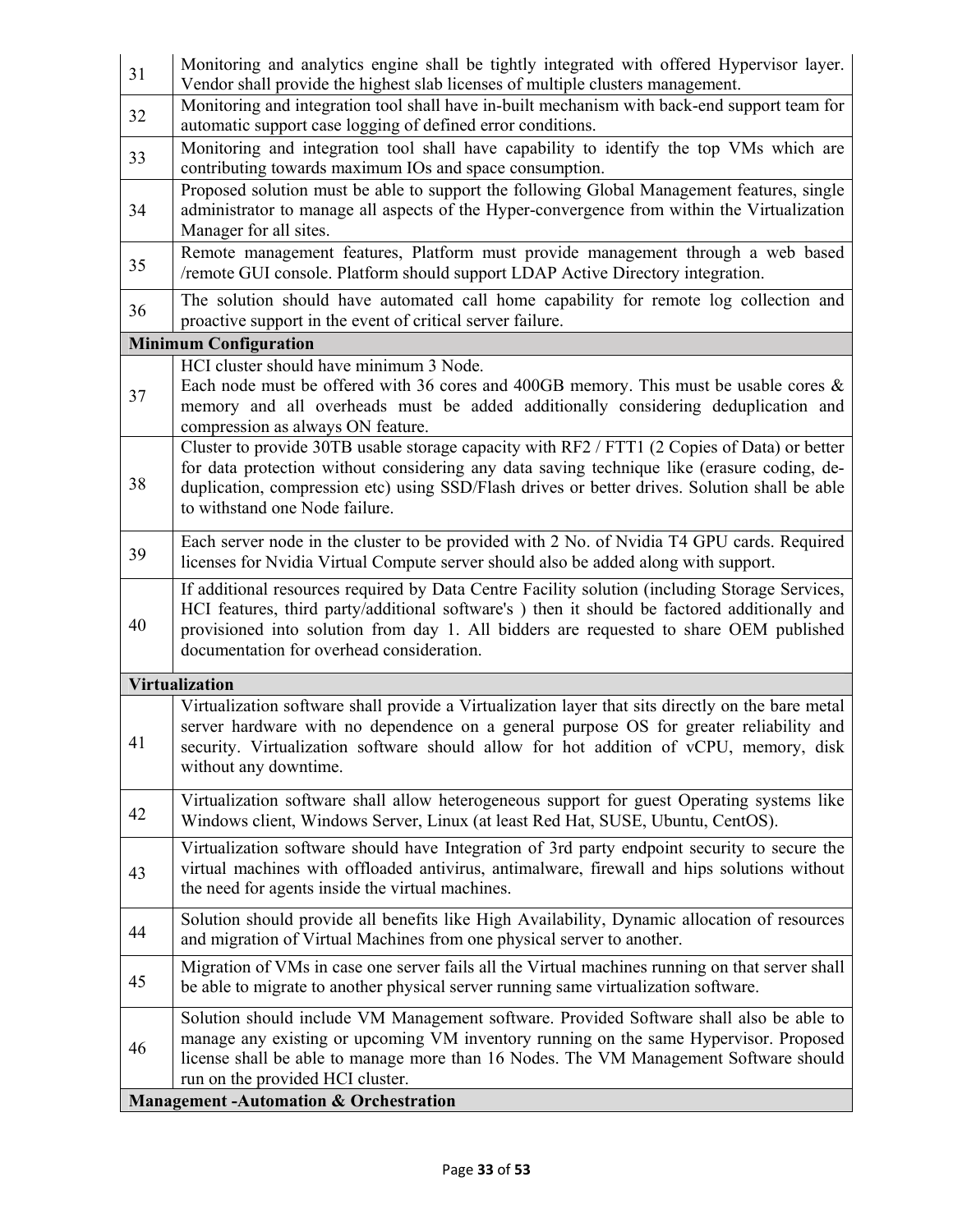| | |
|---|---|
| 31 | Monitoring and analytics engine shall be tightly integrated with offered Hypervisor layer. Vendor shall provide the highest slab licenses of multiple clusters management. |
| 32 | Monitoring and integration tool shall have in-built mechanism with back-end support team for automatic support case logging of defined error conditions. |
| 33 | Monitoring and integration tool shall have capability to identify the top VMs which are contributing towards maximum IOs and space consumption. |
| 34 | Proposed solution must be able to support the following Global Management features, single administrator to manage all aspects of the Hyper-convergence from within the Virtualization Manager for all sites. |
| 35 | Remote management features, Platform must provide management through a web based /remote GUI console. Platform should support LDAP Active Directory integration. |
| 36 | The solution should have automated call home capability for remote log collection and proactive support in the event of critical server failure. |
| **Minimum Configuration** | |
| 37 | HCI cluster should have minimum 3 Node.<br>Each node must be offered with 36 cores and 400GB memory. This must be usable cores & memory and all overheads must be added additionally considering deduplication and compression as always ON feature. |
| 38 | Cluster to provide 30TB usable storage capacity with RF2 / FTT1 (2 Copies of Data) or better for data protection without considering any data saving technique like (erasure coding, de-duplication, compression etc) using SSD/Flash drives or better drives. Solution shall be able to withstand one Node failure. |
| 39 | Each server node in the cluster to be provided with 2 No. of Nvidia T4 GPU cards. Required licenses for Nvidia Virtual Compute server should also be added along with support. |
| 40 | If additional resources required by Data Centre Facility solution (including Storage Services, HCI features, third party/additional software's ) then it should be factored additionally and provisioned into solution from day 1. All bidders are requested to share OEM published documentation for overhead consideration. |
| **Virtualization** | |
| 41 | Virtualization software shall provide a Virtualization layer that sits directly on the bare metal server hardware with no dependence on a general purpose OS for greater reliability and security. Virtualization software should allow for hot addition of vCPU, memory, disk without any downtime. |
| 42 | Virtualization software shall allow heterogeneous support for guest Operating systems like Windows client, Windows Server, Linux (at least Red Hat, SUSE, Ubuntu, CentOS). |
| 43 | Virtualization software should have Integration of 3rd party endpoint security to secure the virtual machines with offloaded antivirus, antimalware, firewall and hips solutions without the need for agents inside the virtual machines. |
| 44 | Solution should provide all benefits like High Availability, Dynamic allocation of resources and migration of Virtual Machines from one physical server to another. |
| 45 | Migration of VMs in case one server fails all the Virtual machines running on that server shall be able to migrate to another physical server running same virtualization software. |
| 46 | Solution should include VM Management software. Provided Software shall also be able to manage any existing or upcoming VM inventory running on the same Hypervisor. Proposed license shall be able to manage more than 16 Nodes. The VM Management Software should run on the provided HCI cluster. |
| **Management -Automation & Orchestration** | |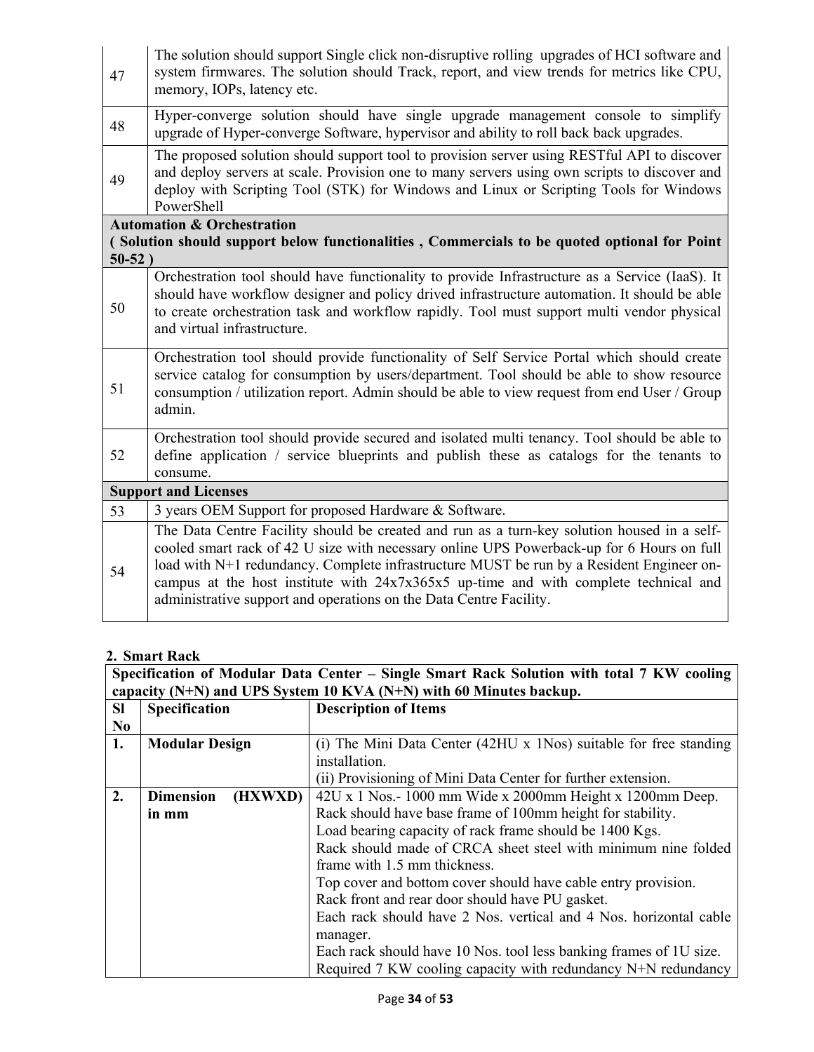| | |
|---|---|
| 47 | The solution should support Single click non-disruptive rolling upgrades of HCI software and system firmwares. The solution should Track, report, and view trends for metrics like CPU, memory, IOPs, latency etc. |
| 48 | Hyper-converge solution should have single upgrade management console to simplify upgrade of Hyper-converge Software, hypervisor and ability to roll back back upgrades. |
| 49 | The proposed solution should support tool to provision server using RESTful API to discover and deploy servers at scale. Provision one to many servers using own scripts to discover and deploy with Scripting Tool (STK) for Windows and Linux or Scripting Tools for Windows PowerShell |
| **Automation & Orchestration ( Solution should support below functionalities , Commercials to be quoted optional for Point 50-52 )** | |
| 50 | Orchestration tool should have functionality to provide Infrastructure as a Service (IaaS). It should have workflow designer and policy drived infrastructure automation. It should be able to create orchestration task and workflow rapidly. Tool must support multi vendor physical and virtual infrastructure. |
| 51 | Orchestration tool should provide functionality of Self Service Portal which should create service catalog for consumption by users/department. Tool should be able to show resource consumption / utilization report. Admin should be able to view request from end User / Group admin. |
| 52 | Orchestration tool should provide secured and isolated multi tenancy. Tool should be able to define application / service blueprints and publish these as catalogs for the tenants to consume. |
| **Support and Licenses** | |
| 53 | 3 years OEM Support for proposed Hardware & Software. |
| 54 | The Data Centre Facility should be created and run as a turn-key solution housed in a self-cooled smart rack of 42 U size with necessary online UPS Powerback-up for 6 Hours on full load with N+1 redundancy. Complete infrastructure MUST be run by a Resident Engineer on-campus at the host institute with 24x7x365x5 up-time and with complete technical and administrative support and operations on the Data Centre Facility. |

## 2. Smart Rack

| **Specification of Modular Data Center – Single Smart Rack Solution with total 7 KW cooling capacity (N+N) and UPS System 10 KVA (N+N) with 60 Minutes backup.** | | |
|---|---|---|
| **Sl No** | **Specification** | **Description of Items** |
| **1.** | **Modular Design** | (i) The Mini Data Center (42HU x 1Nos) suitable for free standing installation.<br>(ii) Provisioning of Mini Data Center for further extension. |
| **2.** | **Dimension (HXWXD) in mm** | 42U x 1 Nos.- 1000 mm Wide x 2000mm Height x 1200mm Deep.<br>Rack should have base frame of 100mm height for stability.<br>Load bearing capacity of rack frame should be 1400 Kgs.<br>Rack should made of CRCA sheet steel with minimum nine folded frame with 1.5 mm thickness.<br>Top cover and bottom cover should have cable entry provision.<br>Rack front and rear door should have PU gasket.<br>Each rack should have 2 Nos. vertical and 4 Nos. horizontal cable manager.<br>Each rack should have 10 Nos. tool less banking frames of 1U size.<br>Required 7 KW cooling capacity with redundancy N+N redundancy |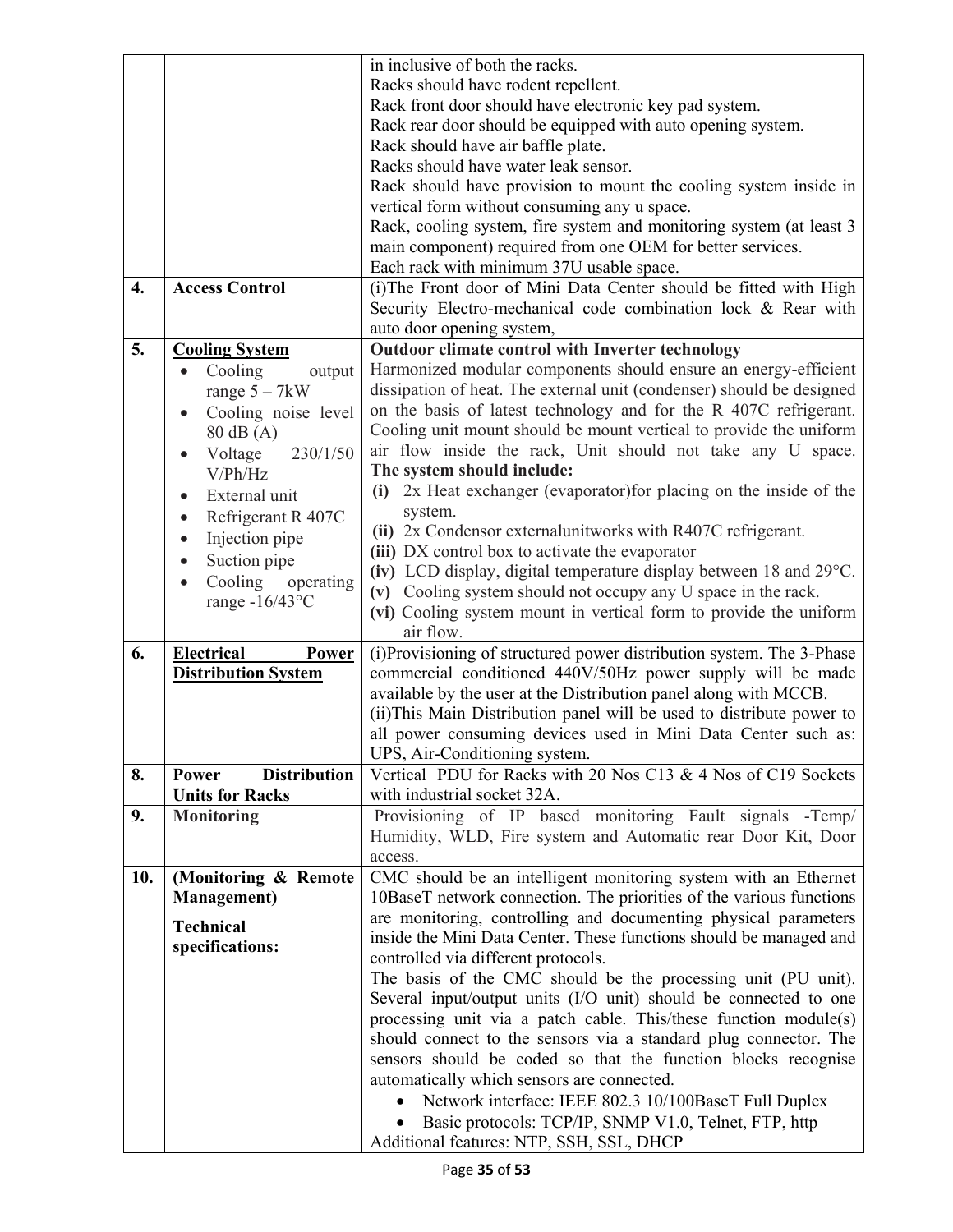| | | |
|---|---|---|
| | | in inclusive of both the racks.<br>Racks should have rodent repellent.<br>Rack front door should have electronic key pad system.<br>Rack rear door should be equipped with auto opening system.<br>Rack should have air baffle plate.<br>Racks should have water leak sensor.<br>Rack should have provision to mount the cooling system inside in vertical form without consuming any u space.<br>Rack, cooling system, fire system and monitoring system (at least 3 main component) required from one OEM for better services.<br>Each rack with minimum 37U usable space. |
| **4.** | **Access Control** | (i)The Front door of Mini Data Center should be fitted with High Security Electro-mechanical code combination lock & Rear with auto door opening system, |
| **5.** | **<u>Cooling System</u>**<br>• Cooling output range 5 – 7kW<br>• Cooling noise level 80 dB (A)<br>• Voltage 230/1/50 V/Ph/Hz<br>• External unit<br>• Refrigerant R 407C<br>• Injection pipe<br>• Suction pipe<br>• Cooling operating range -16/43°C | **Outdoor climate control with Inverter technology**<br>Harmonized modular components should ensure an energy-efficient dissipation of heat. The external unit (condenser) should be designed on the basis of latest technology and for the R 407C refrigerant. Cooling unit mount should be mount vertical to provide the uniform air flow inside the rack, Unit should not take any U space. **The system should include:**<br>**(i)** 2x Heat exchanger (evaporator)for placing on the inside of the system.<br>**(ii)** 2x Condensor externalunitworks with R407C refrigerant.<br>**(iii)** DX control box to activate the evaporator<br>**(iv)** LCD display, digital temperature display between 18 and 29°C.<br>**(v)** Cooling system should not occupy any U space in the rack.<br>**(vi)** Cooling system mount in vertical form to provide the uniform air flow. |
| **6.** | **<u>Electrical Power Distribution System</u>** | (i)Provisioning of structured power distribution system. The 3-Phase commercial conditioned 440V/50Hz power supply will be made available by the user at the Distribution panel along with MCCB.<br>(ii)This Main Distribution panel will be used to distribute power to all power consuming devices used in Mini Data Center such as: UPS, Air-Conditioning system. |
| **8.** | **Power Distribution Units for Racks** | Vertical PDU for Racks with 20 Nos C13 & 4 Nos of C19 Sockets with industrial socket 32A. |
| **9.** | **Monitoring** | Provisioning of IP based monitoring Fault signals -Temp/ Humidity, WLD, Fire system and Automatic rear Door Kit, Door access. |
| **10.** | **(Monitoring & Remote Management)**<br><br>**Technical specifications:** | CMC should be an intelligent monitoring system with an Ethernet 10BaseT network connection. The priorities of the various functions are monitoring, controlling and documenting physical parameters inside the Mini Data Center. These functions should be managed and controlled via different protocols.<br>The basis of the CMC should be the processing unit (PU unit). Several input/output units (I/O unit) should be connected to one processing unit via a patch cable. This/these function module(s) should connect to the sensors via a standard plug connector. The sensors should be coded so that the function blocks recognise automatically which sensors are connected.<br>• Network interface: IEEE 802.3 10/100BaseT Full Duplex<br>• Basic protocols: TCP/IP, SNMP V1.0, Telnet, FTP, http<br>Additional features: NTP, SSH, SSL, DHCP |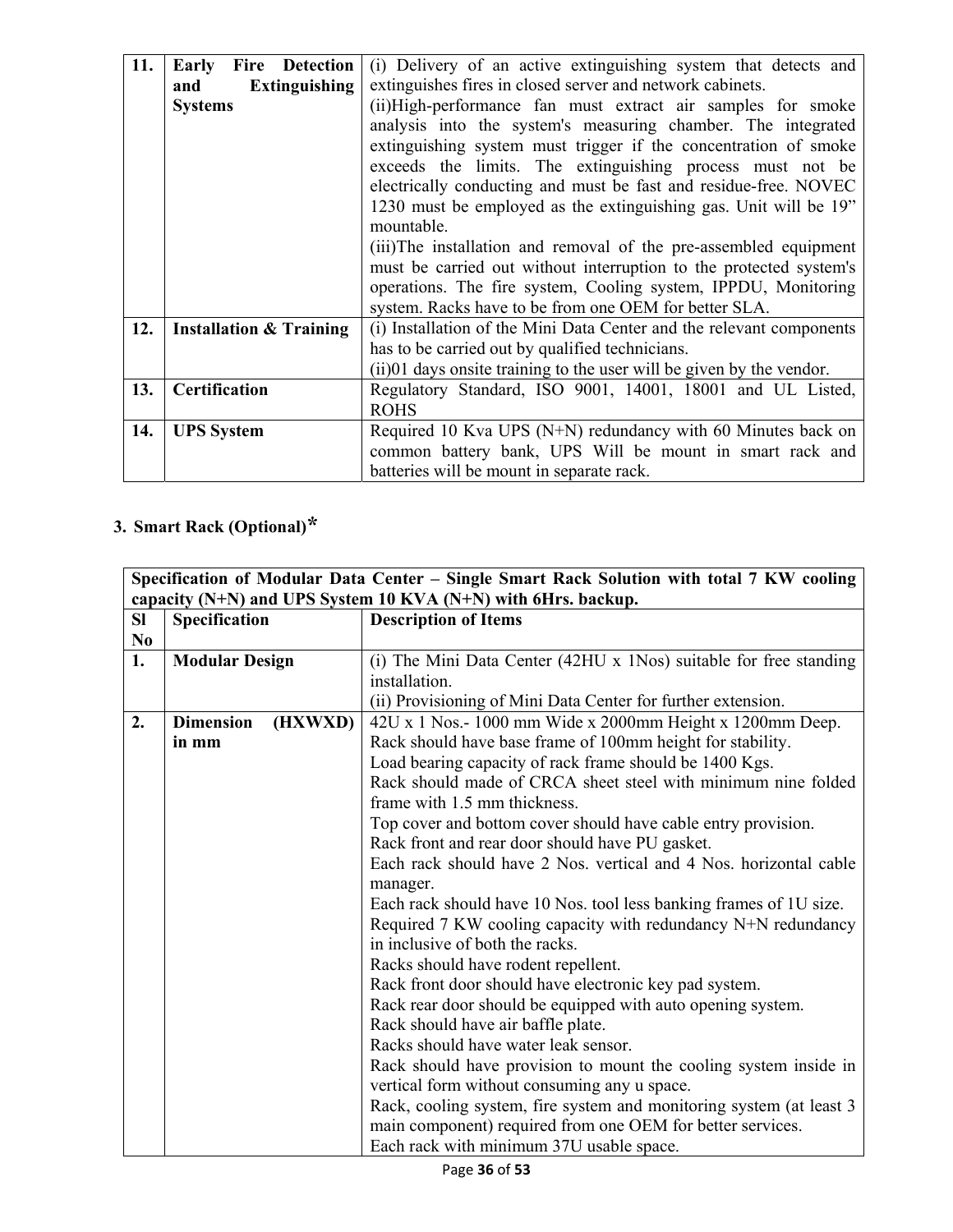| | | |
|---|---|---|
| 11. | **Early Fire Detection and Extinguishing Systems** | (i) Delivery of an active extinguishing system that detects and extinguishes fires in closed server and network cabinets.<br>(ii)High-performance fan must extract air samples for smoke analysis into the system's measuring chamber. The integrated extinguishing system must trigger if the concentration of smoke exceeds the limits. The extinguishing process must not be electrically conducting and must be fast and residue-free. NOVEC 1230 must be employed as the extinguishing gas. Unit will be 19" mountable.<br>(iii)The installation and removal of the pre-assembled equipment must be carried out without interruption to the protected system's operations. The fire system, Cooling system, IPPDU, Monitoring system. Racks have to be from one OEM for better SLA. |
| 12. | **Installation & Training** | (i) Installation of the Mini Data Center and the relevant components has to be carried out by qualified technicians.<br>(ii)01 days onsite training to the user will be given by the vendor. |
| 13. | **Certification** | Regulatory Standard, ISO 9001, 14001, 18001 and UL Listed, ROHS |
| 14. | **UPS System** | Required 10 Kva UPS (N+N) redundancy with 60 Minutes back on common battery bank, UPS Will be mount in smart rack and batteries will be mount in separate rack. |

**3. Smart Rack (Optional)***

| **Specification of Modular Data Center – Single Smart Rack Solution with total 7 KW cooling capacity (N+N) and UPS System 10 KVA (N+N) with 6Hrs. backup.** | | |
|---|---|---|
| **Sl No** | **Specification** | **Description of Items** |
| 1. | **Modular Design** | (i) The Mini Data Center (42HU x 1Nos) suitable for free standing installation.<br>(ii) Provisioning of Mini Data Center for further extension. |
| 2. | **Dimension (HXWXD) in mm** | 42U x 1 Nos.- 1000 mm Wide x 2000mm Height x 1200mm Deep.<br>Rack should have base frame of 100mm height for stability.<br>Load bearing capacity of rack frame should be 1400 Kgs.<br>Rack should made of CRCA sheet steel with minimum nine folded frame with 1.5 mm thickness.<br>Top cover and bottom cover should have cable entry provision.<br>Rack front and rear door should have PU gasket.<br>Each rack should have 2 Nos. vertical and 4 Nos. horizontal cable manager.<br>Each rack should have 10 Nos. tool less banking frames of 1U size.<br>Required 7 KW cooling capacity with redundancy N+N redundancy in inclusive of both the racks.<br>Racks should have rodent repellent.<br>Rack front door should have electronic key pad system.<br>Rack rear door should be equipped with auto opening system.<br>Rack should have air baffle plate.<br>Racks should have water leak sensor.<br>Rack should have provision to mount the cooling system inside in vertical form without consuming any u space.<br>Rack, cooling system, fire system and monitoring system (at least 3 main component) required from one OEM for better services.<br>Each rack with minimum 37U usable space. |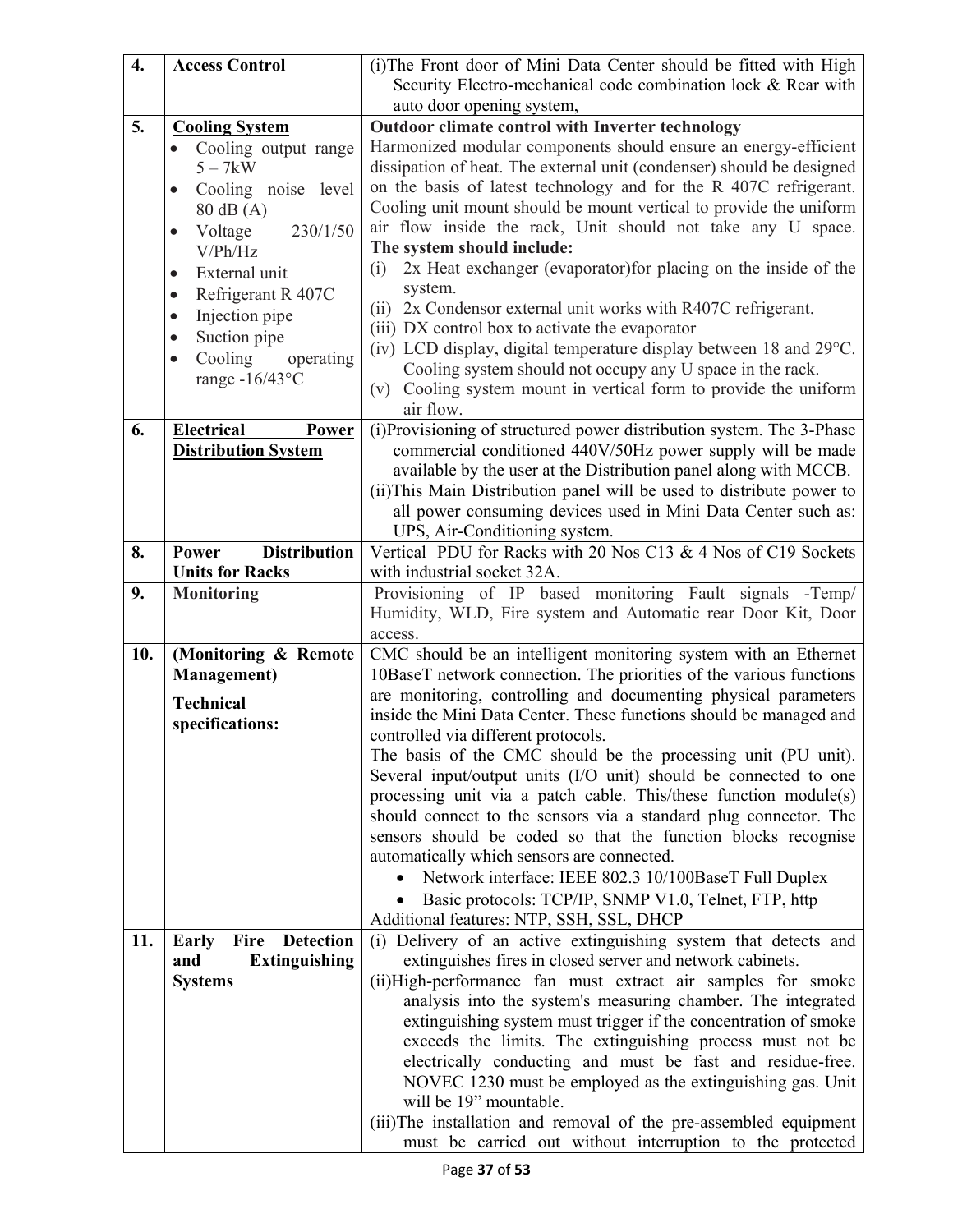| | | |
|---|---|---|
| 4. | **Access Control** | (i)The Front door of Mini Data Center should be fitted with High Security Electro-mechanical code combination lock & Rear with auto door opening system, |
| 5. | **Cooling System**<br>• Cooling output range 5 – 7kW<br>• Cooling noise level 80 dB (A)<br>• Voltage 230/1/50 V/Ph/Hz<br>• External unit<br>• Refrigerant R 407C<br>• Injection pipe<br>• Suction pipe<br>• Cooling operating range -16/43°C | **Outdoor climate control with Inverter technology**<br>Harmonized modular components should ensure an energy-efficient dissipation of heat. The external unit (condenser) should be designed on the basis of latest technology and for the R 407C refrigerant. Cooling unit mount should be mount vertical to provide the uniform air flow inside the rack, Unit should not take any U space.<br>**The system should include:**<br>(i) 2x Heat exchanger (evaporator)for placing on the inside of the system.<br>(ii) 2x Condensor external unit works with R407C refrigerant.<br>(iii) DX control box to activate the evaporator<br>(iv) LCD display, digital temperature display between 18 and 29°C. Cooling system should not occupy any U space in the rack.<br>(v) Cooling system mount in vertical form to provide the uniform air flow. |
| 6. | **Electrical Power Distribution System** | (i)Provisioning of structured power distribution system. The 3-Phase commercial conditioned 440V/50Hz power supply will be made available by the user at the Distribution panel along with MCCB.<br>(ii)This Main Distribution panel will be used to distribute power to all power consuming devices used in Mini Data Center such as: UPS, Air-Conditioning system. |
| 8. | **Power Distribution Units for Racks** | Vertical PDU for Racks with 20 Nos C13 & 4 Nos of C19 Sockets with industrial socket 32A. |
| 9. | **Monitoring** | Provisioning of IP based monitoring Fault signals -Temp/ Humidity, WLD, Fire system and Automatic rear Door Kit, Door access. |
| 10. | **(Monitoring & Remote Management)**<br>**Technical specifications:** | CMC should be an intelligent monitoring system with an Ethernet 10BaseT network connection. The priorities of the various functions are monitoring, controlling and documenting physical parameters inside the Mini Data Center. These functions should be managed and controlled via different protocols.<br>The basis of the CMC should be the processing unit (PU unit). Several input/output units (I/O unit) should be connected to one processing unit via a patch cable. This/these function module(s) should connect to the sensors via a standard plug connector. The sensors should be coded so that the function blocks recognise automatically which sensors are connected.<br>• Network interface: IEEE 802.3 10/100BaseT Full Duplex<br>• Basic protocols: TCP/IP, SNMP V1.0, Telnet, FTP, http<br>Additional features: NTP, SSH, SSL, DHCP |
| 11. | **Early Fire Detection and Extinguishing Systems** | (i) Delivery of an active extinguishing system that detects and extinguishes fires in closed server and network cabinets.<br>(ii)High-performance fan must extract air samples for smoke analysis into the system's measuring chamber. The integrated extinguishing system must trigger if the concentration of smoke exceeds the limits. The extinguishing process must not be electrically conducting and must be fast and residue-free. NOVEC 1230 must be employed as the extinguishing gas. Unit will be 19" mountable.<br>(iii)The installation and removal of the pre-assembled equipment must be carried out without interruption to the protected |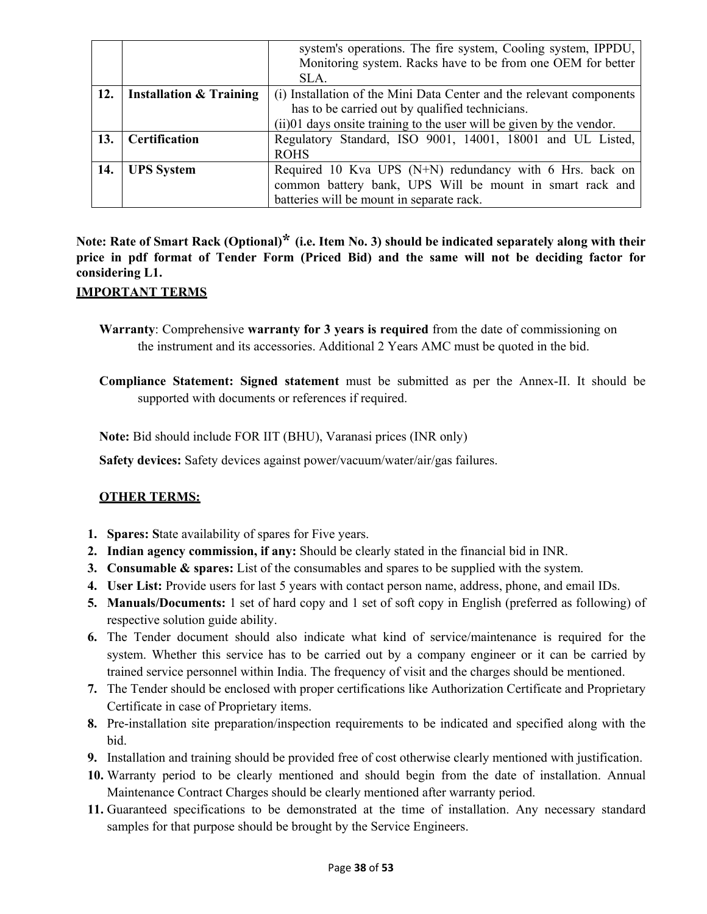| | | |
|---|---|---|
| | | system's operations. The fire system, Cooling system, IPPDU, Monitoring system. Racks have to be from one OEM for better SLA. |
| 12. | **Installation & Training** | (i) Installation of the Mini Data Center and the relevant components has to be carried out by qualified technicians.<br>(ii)01 days onsite training to the user will be given by the vendor. |
| 13. | **Certification** | Regulatory Standard, ISO 9001, 14001, 18001 and UL Listed, ROHS |
| 14. | **UPS System** | Required 10 Kva UPS (N+N) redundancy with 6 Hrs. back on common battery bank, UPS Will be mount in smart rack and batteries will be mount in separate rack. |

**Note: Rate of Smart Rack (Optional)* (i.e. Item No. 3) should be indicated separately along with their price in pdf format of Tender Form (Priced Bid) and the same will not be deciding factor for considering L1.**

## IMPORTANT TERMS

**Warranty**: Comprehensive **warranty for 3 years is required** from the date of commissioning on the instrument and its accessories. Additional 2 Years AMC must be quoted in the bid.

**Compliance Statement: Signed statement** must be submitted as per the Annex-II. It should be supported with documents or references if required.

**Note:** Bid should include FOR IIT (BHU), Varanasi prices (INR only)

**Safety devices:** Safety devices against power/vacuum/water/air/gas failures.

## OTHER TERMS:

1. **Spares: S**tate availability of spares for Five years.
2. **Indian agency commission, if any:** Should be clearly stated in the financial bid in INR.
3. **Consumable & spares:** List of the consumables and spares to be supplied with the system.
4. **User List:** Provide users for last 5 years with contact person name, address, phone, and email IDs.
5. **Manuals/Documents:** 1 set of hard copy and 1 set of soft copy in English (preferred as following) of respective solution guide ability.
6. The Tender document should also indicate what kind of service/maintenance is required for the system. Whether this service has to be carried out by a company engineer or it can be carried by trained service personnel within India. The frequency of visit and the charges should be mentioned.
7. The Tender should be enclosed with proper certifications like Authorization Certificate and Proprietary Certificate in case of Proprietary items.
8. Pre-installation site preparation/inspection requirements to be indicated and specified along with the bid.
9. Installation and training should be provided free of cost otherwise clearly mentioned with justification.
10. Warranty period to be clearly mentioned and should begin from the date of installation. Annual Maintenance Contract Charges should be clearly mentioned after warranty period.
11. Guaranteed specifications to be demonstrated at the time of installation. Any necessary standard samples for that purpose should be brought by the Service Engineers.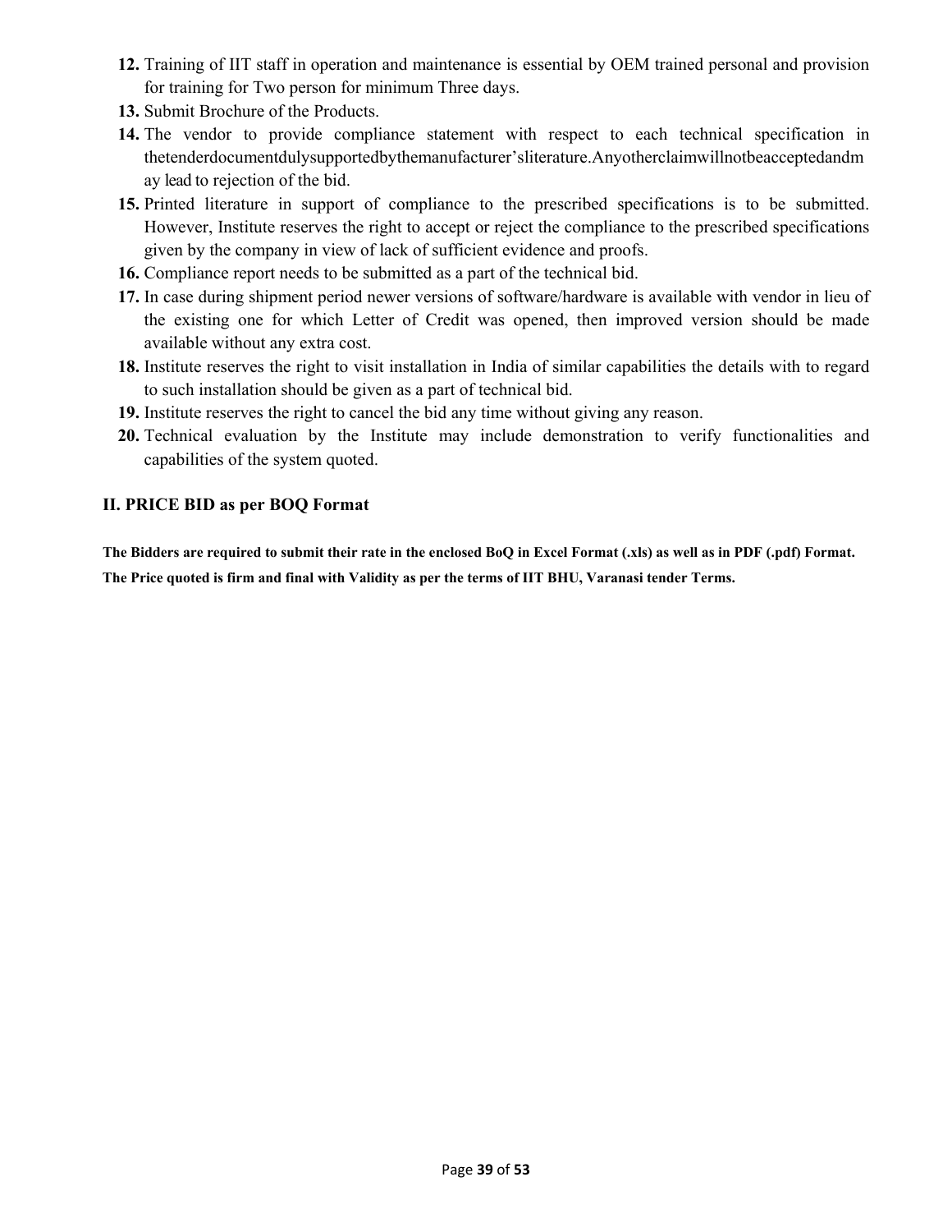12. Training of IIT staff in operation and maintenance is essential by OEM trained personal and provision for training for Two person for minimum Three days.
13. Submit Brochure of the Products.
14. The vendor to provide compliance statement with respect to each technical specification in thetenderdocumentdulysupportedbythemanufacturer'sliterature.Anyotherclaimwillnotbeacceptedandmay lead to rejection of the bid.
15. Printed literature in support of compliance to the prescribed specifications is to be submitted. However, Institute reserves the right to accept or reject the compliance to the prescribed specifications given by the company in view of lack of sufficient evidence and proofs.
16. Compliance report needs to be submitted as a part of the technical bid.
17. In case during shipment period newer versions of software/hardware is available with vendor in lieu of the existing one for which Letter of Credit was opened, then improved version should be made available without any extra cost.
18. Institute reserves the right to visit installation in India of similar capabilities the details with to regard to such installation should be given as a part of technical bid.
19. Institute reserves the right to cancel the bid any time without giving any reason.
20. Technical evaluation by the Institute may include demonstration to verify functionalities and capabilities of the system quoted.

### II. PRICE BID as per BOQ Format

**The Bidders are required to submit their rate in the enclosed BoQ in Excel Format (.xls) as well as in PDF (.pdf) Format. The Price quoted is firm and final with Validity as per the terms of IIT BHU, Varanasi tender Terms.**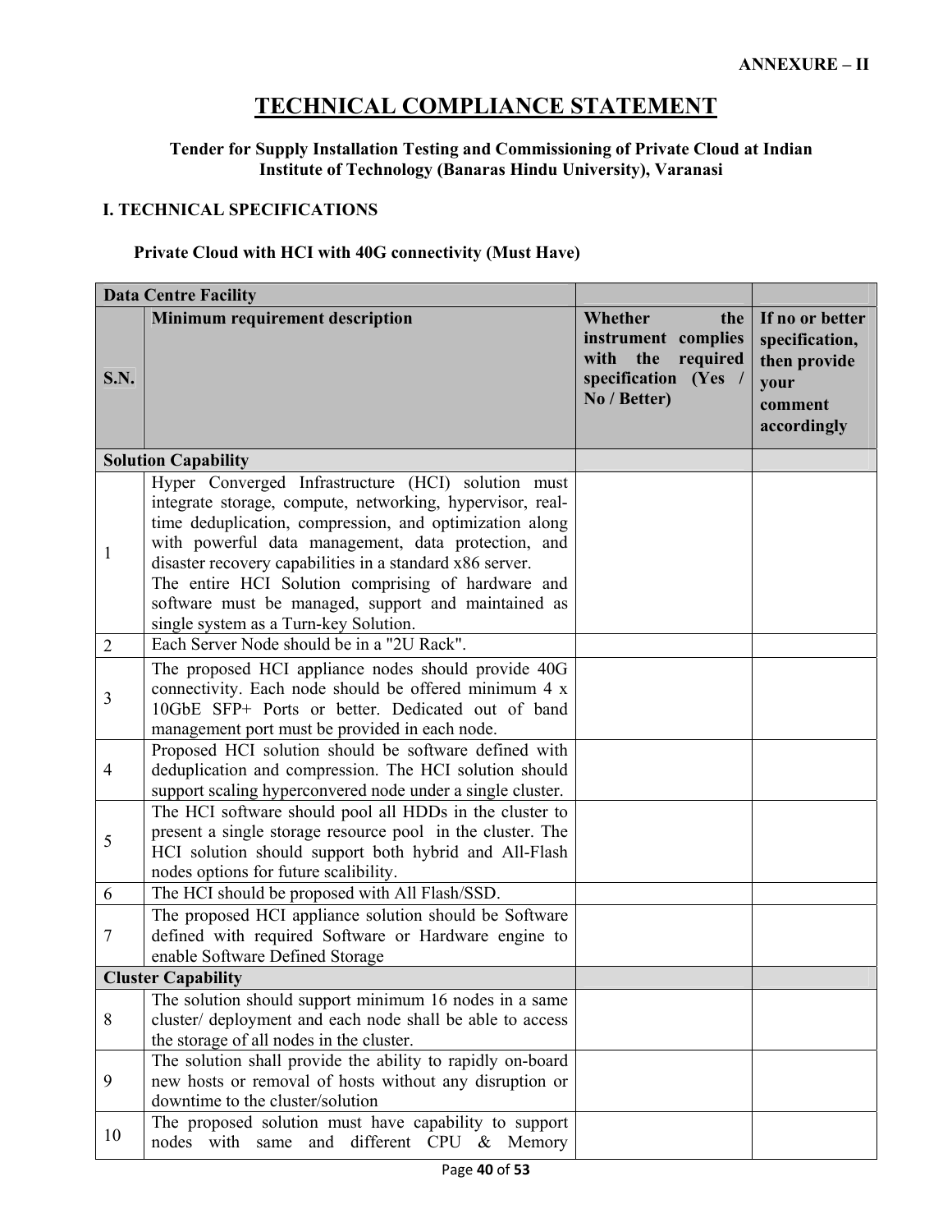ANNEXURE – II

# TECHNICAL COMPLIANCE STATEMENT

**Tender for Supply Installation Testing and Commissioning of Private Cloud at Indian Institute of Technology (Banaras Hindu University), Varanasi**

## I. TECHNICAL SPECIFICATIONS

**Private Cloud with HCI with 40G connectivity (Must Have)**

| **Data Centre Facility** | | | |
|---|---|---|---|
| **S.N.** | **Minimum requirement description** | **Whether the instrument complies with the required specification (Yes / No / Better)** | **If no or better specification, then provide your comment accordingly** |
| **Solution Capability** | | | |
| 1 | Hyper Converged Infrastructure (HCI) solution must integrate storage, compute, networking, hypervisor, real-time deduplication, compression, and optimization along with powerful data management, data protection, and disaster recovery capabilities in a standard x86 server.<br>The entire HCI Solution comprising of hardware and software must be managed, support and maintained as single system as a Turn-key Solution. | | |
| 2 | Each Server Node should be in a "2U Rack". | | |
| 3 | The proposed HCI appliance nodes should provide 40G connectivity. Each node should be offered minimum 4 x 10GbE SFP+ Ports or better. Dedicated out of band management port must be provided in each node. | | |
| 4 | Proposed HCI solution should be software defined with deduplication and compression. The HCI solution should support scaling hyperconvered node under a single cluster. | | |
| 5 | The HCI software should pool all HDDs in the cluster to present a single storage resource pool in the cluster. The HCI solution should support both hybrid and All-Flash nodes options for future scalibility. | | |
| 6 | The HCI should be proposed with All Flash/SSD. | | |
| 7 | The proposed HCI appliance solution should be Software defined with required Software or Hardware engine to enable Software Defined Storage | | |
| **Cluster Capability** | | | |
| 8 | The solution should support minimum 16 nodes in a same cluster/ deployment and each node shall be able to access the storage of all nodes in the cluster. | | |
| 9 | The solution shall provide the ability to rapidly on-board new hosts or removal of hosts without any disruption or downtime to the cluster/solution | | |
| 10 | The proposed solution must have capability to support nodes with same and different CPU & Memory | | |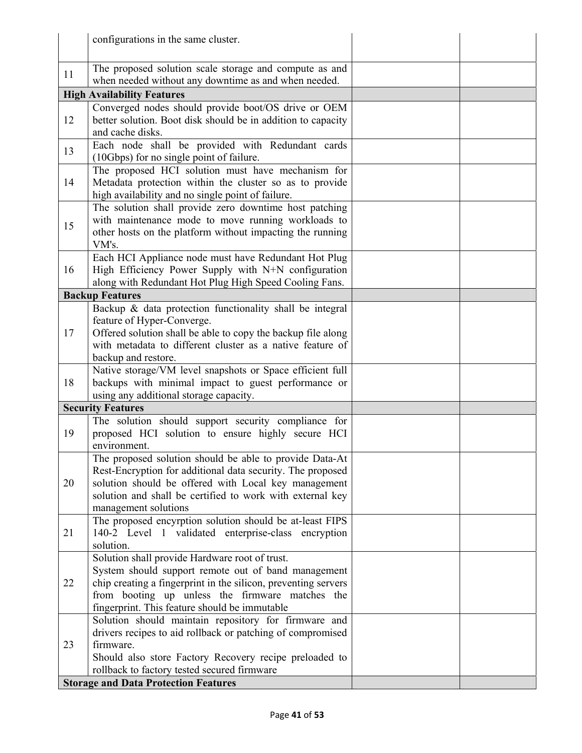| | | | |
|---|---|---|---|
| | configurations in the same cluster. | | |
| 11 | The proposed solution scale storage and compute as and when needed without any downtime as and when needed. | | |
| **High Availability Features** | | | |
| 12 | Converged nodes should provide boot/OS drive or OEM better solution. Boot disk should be in addition to capacity and cache disks. | | |
| 13 | Each node shall be provided with Redundant cards (10Gbps) for no single point of failure. | | |
| 14 | The proposed HCI solution must have mechanism for Metadata protection within the cluster so as to provide high availability and no single point of failure. | | |
| 15 | The solution shall provide zero downtime host patching with maintenance mode to move running workloads to other hosts on the platform without impacting the running VM's. | | |
| 16 | Each HCI Appliance node must have Redundant Hot Plug High Efficiency Power Supply with N+N configuration along with Redundant Hot Plug High Speed Cooling Fans. | | |
| **Backup Features** | | | |
| 17 | Backup & data protection functionality shall be integral feature of Hyper-Converge.<br>Offered solution shall be able to copy the backup file along with metadata to different cluster as a native feature of backup and restore. | | |
| 18 | Native storage/VM level snapshots or Space efficient full backups with minimal impact to guest performance or using any additional storage capacity. | | |
| **Security Features** | | | |
| 19 | The solution should support security compliance for proposed HCI solution to ensure highly secure HCI environment. | | |
| 20 | The proposed solution should be able to provide Data-At Rest-Encryption for additional data security. The proposed solution should be offered with Local key management solution and shall be certified to work with external key management solutions | | |
| 21 | The proposed encyrption solution should be at-least FIPS 140-2 Level 1 validated enterprise-class encryption solution. | | |
| 22 | Solution shall provide Hardware root of trust.<br>System should support remote out of band management chip creating a fingerprint in the silicon, preventing servers from booting up unless the firmware matches the fingerprint. This feature should be immutable | | |
| 23 | Solution should maintain repository for firmware and drivers recipes to aid rollback or patching of compromised firmware.<br>Should also store Factory Recovery recipe preloaded to rollback to factory tested secured firmware | | |
| **Storage and Data Protection Features** | | | |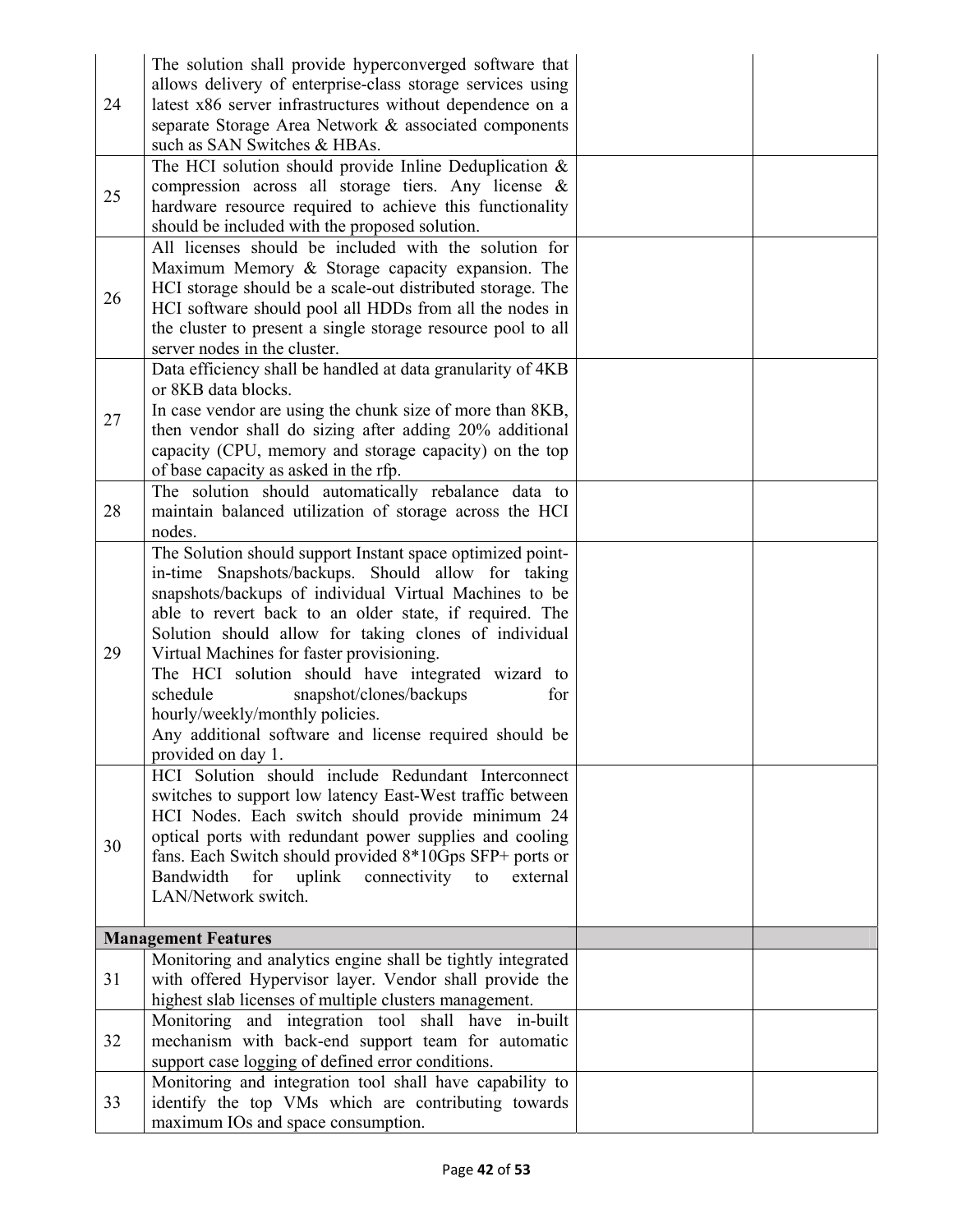| | | | |
|---|---|---|---|
| 24 | The solution shall provide hyperconverged software that allows delivery of enterprise-class storage services using latest x86 server infrastructures without dependence on a separate Storage Area Network & associated components such as SAN Switches & HBAs. | | |
| 25 | The HCI solution should provide Inline Deduplication & compression across all storage tiers. Any license & hardware resource required to achieve this functionality should be included with the proposed solution. | | |
| 26 | All licenses should be included with the solution for Maximum Memory & Storage capacity expansion. The HCI storage should be a scale-out distributed storage. The HCI software should pool all HDDs from all the nodes in the cluster to present a single storage resource pool to all server nodes in the cluster. | | |
| 27 | Data efficiency shall be handled at data granularity of 4KB or 8KB data blocks.<br>In case vendor are using the chunk size of more than 8KB, then vendor shall do sizing after adding 20% additional capacity (CPU, memory and storage capacity) on the top of base capacity as asked in the rfp. | | |
| 28 | The solution should automatically rebalance data to maintain balanced utilization of storage across the HCI nodes. | | |
| 29 | The Solution should support Instant space optimized point-in-time Snapshots/backups. Should allow for taking snapshots/backups of individual Virtual Machines to be able to revert back to an older state, if required. The Solution should allow for taking clones of individual Virtual Machines for faster provisioning.<br>The HCI solution should have integrated wizard to schedule snapshot/clones/backups for hourly/weekly/monthly policies.<br>Any additional software and license required should be provided on day 1. | | |
| 30 | HCI Solution should include Redundant Interconnect switches to support low latency East-West traffic between HCI Nodes. Each switch should provide minimum 24 optical ports with redundant power supplies and cooling fans. Each Switch should provided 8*10Gps SFP+ ports or Bandwidth for uplink connectivity to external LAN/Network switch. | | |
| **Management Features** | | | |
| 31 | Monitoring and analytics engine shall be tightly integrated with offered Hypervisor layer. Vendor shall provide the highest slab licenses of multiple clusters management. | | |
| 32 | Monitoring and integration tool shall have in-built mechanism with back-end support team for automatic support case logging of defined error conditions. | | |
| 33 | Monitoring and integration tool shall have capability to identify the top VMs which are contributing towards maximum IOs and space consumption. | | |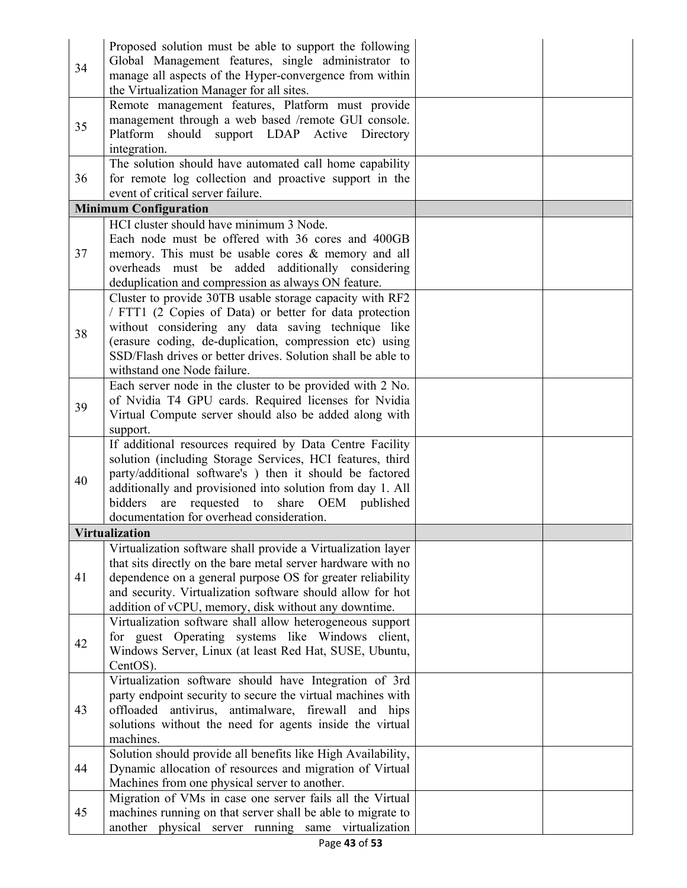| | | | |
|---|---|---|---|
| 34 | Proposed solution must be able to support the following Global Management features, single administrator to manage all aspects of the Hyper-convergence from within the Virtualization Manager for all sites. | | |
| 35 | Remote management features, Platform must provide management through a web based /remote GUI console. Platform should support LDAP Active Directory integration. | | |
| 36 | The solution should have automated call home capability for remote log collection and proactive support in the event of critical server failure. | | |
| **Minimum Configuration** | | | |
| 37 | HCI cluster should have minimum 3 Node. Each node must be offered with 36 cores and 400GB memory. This must be usable cores & memory and all overheads must be added additionally considering deduplication and compression as always ON feature. | | |
| 38 | Cluster to provide 30TB usable storage capacity with RF2 / FTT1 (2 Copies of Data) or better for data protection without considering any data saving technique like (erasure coding, de-duplication, compression etc) using SSD/Flash drives or better drives. Solution shall be able to withstand one Node failure. | | |
| 39 | Each server node in the cluster to be provided with 2 No. of Nvidia T4 GPU cards. Required licenses for Nvidia Virtual Compute server should also be added along with support. | | |
| 40 | If additional resources required by Data Centre Facility solution (including Storage Services, HCI features, third party/additional software's ) then it should be factored additionally and provisioned into solution from day 1. All bidders are requested to share OEM published documentation for overhead consideration. | | |
| **Virtualization** | | | |
| 41 | Virtualization software shall provide a Virtualization layer that sits directly on the bare metal server hardware with no dependence on a general purpose OS for greater reliability and security. Virtualization software should allow for hot addition of vCPU, memory, disk without any downtime. | | |
| 42 | Virtualization software shall allow heterogeneous support for guest Operating systems like Windows client, Windows Server, Linux (at least Red Hat, SUSE, Ubuntu, CentOS). | | |
| 43 | Virtualization software should have Integration of 3rd party endpoint security to secure the virtual machines with offloaded antivirus, antimalware, firewall and hips solutions without the need for agents inside the virtual machines. | | |
| 44 | Solution should provide all benefits like High Availability, Dynamic allocation of resources and migration of Virtual Machines from one physical server to another. | | |
| 45 | Migration of VMs in case one server fails all the Virtual machines running on that server shall be able to migrate to another physical server running same virtualization | | |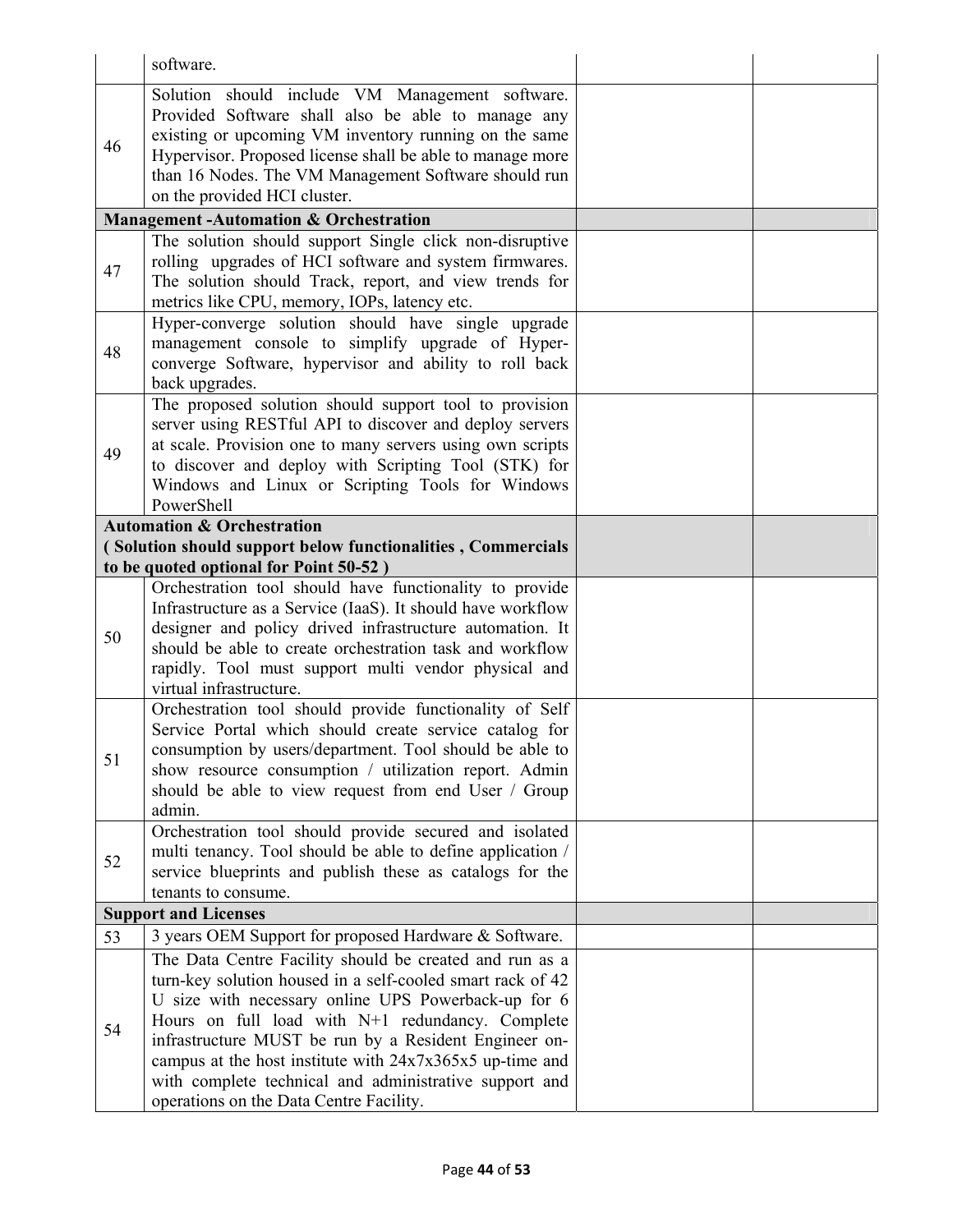| | | | |
|---|---|---|---|
| | software. | | |
| 46 | Solution should include VM Management software. Provided Software shall also be able to manage any existing or upcoming VM inventory running on the same Hypervisor. Proposed license shall be able to manage more than 16 Nodes. The VM Management Software should run on the provided HCI cluster. | | |
| **Management -Automation & Orchestration** | | | |
| 47 | The solution should support Single click non-disruptive rolling upgrades of HCI software and system firmwares. The solution should Track, report, and view trends for metrics like CPU, memory, IOPs, latency etc. | | |
| 48 | Hyper-converge solution should have single upgrade management console to simplify upgrade of Hyper-converge Software, hypervisor and ability to roll back back upgrades. | | |
| 49 | The proposed solution should support tool to provision server using RESTful API to discover and deploy servers at scale. Provision one to many servers using own scripts to discover and deploy with Scripting Tool (STK) for Windows and Linux or Scripting Tools for Windows PowerShell | | |
| **Automation & Orchestration ( Solution should support below functionalities , Commercials to be quoted optional for Point 50-52 )** | | | |
| 50 | Orchestration tool should have functionality to provide Infrastructure as a Service (IaaS). It should have workflow designer and policy drived infrastructure automation. It should be able to create orchestration task and workflow rapidly. Tool must support multi vendor physical and virtual infrastructure. | | |
| 51 | Orchestration tool should provide functionality of Self Service Portal which should create service catalog for consumption by users/department. Tool should be able to show resource consumption / utilization report. Admin should be able to view request from end User / Group admin. | | |
| 52 | Orchestration tool should provide secured and isolated multi tenancy. Tool should be able to define application / service blueprints and publish these as catalogs for the tenants to consume. | | |
| **Support and Licenses** | | | |
| 53 | 3 years OEM Support for proposed Hardware & Software. | | |
| 54 | The Data Centre Facility should be created and run as a turn-key solution housed in a self-cooled smart rack of 42 U size with necessary online UPS Powerback-up for 6 Hours on full load with N+1 redundancy. Complete infrastructure MUST be run by a Resident Engineer on-campus at the host institute with 24x7x365x5 up-time and with complete technical and administrative support and operations on the Data Centre Facility. | | |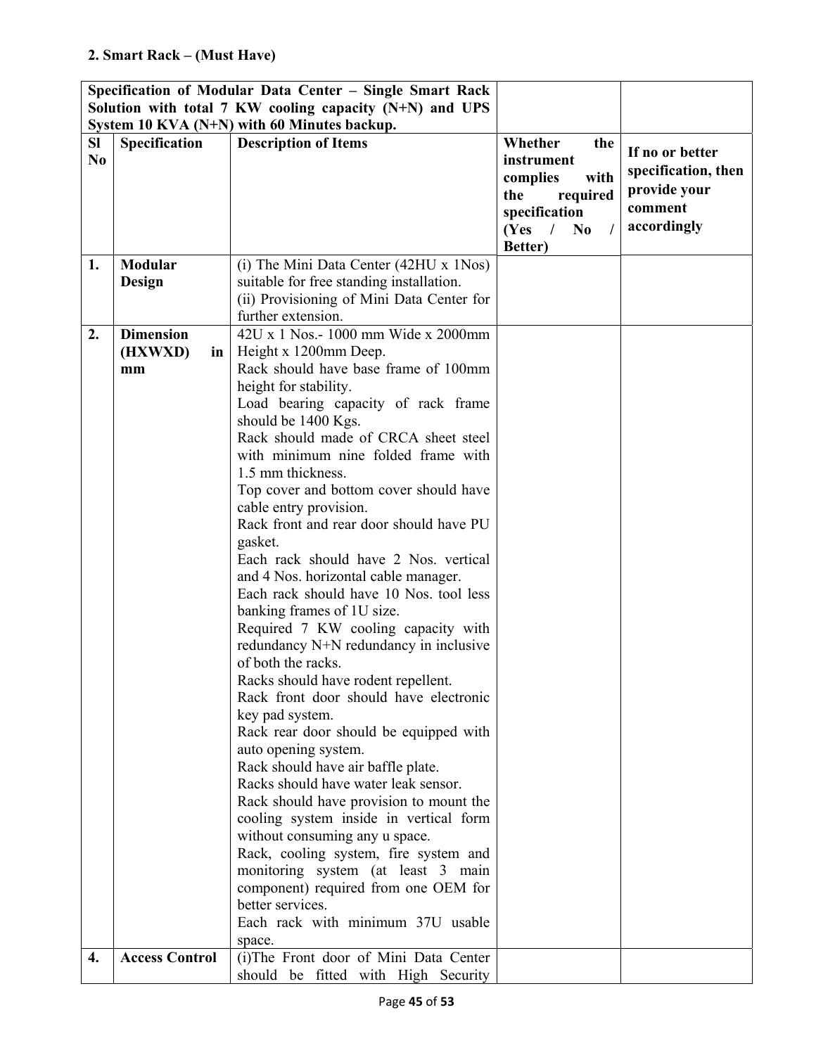## 2. Smart Rack – (Must Have)

| Specification of Modular Data Center – Single Smart Rack Solution with total 7 KW cooling capacity (N+N) and UPS System 10 KVA (N+N) with 60 Minutes backup. | | | | |
|---|---|---|---|---|
| **Sl No** | **Specification** | **Description of Items** | **Whether the instrument complies with the required specification (Yes / No / Better)** | **If no or better specification, then provide your comment accordingly** |
| **1.** | **Modular Design** | (i) The Mini Data Center (42HU x 1Nos) suitable for free standing installation.<br>(ii) Provisioning of Mini Data Center for further extension. | | |
| **2.** | **Dimension (HXWXD) in mm** | 42U x 1 Nos.- 1000 mm Wide x 2000mm Height x 1200mm Deep.<br>Rack should have base frame of 100mm height for stability.<br>Load bearing capacity of rack frame should be 1400 Kgs.<br>Rack should made of CRCA sheet steel with minimum nine folded frame with 1.5 mm thickness.<br>Top cover and bottom cover should have cable entry provision.<br>Rack front and rear door should have PU gasket.<br>Each rack should have 2 Nos. vertical and 4 Nos. horizontal cable manager.<br>Each rack should have 10 Nos. tool less banking frames of 1U size.<br>Required 7 KW cooling capacity with redundancy N+N redundancy in inclusive of both the racks.<br>Racks should have rodent repellent.<br>Rack front door should have electronic key pad system.<br>Rack rear door should be equipped with auto opening system.<br>Rack should have air baffle plate.<br>Racks should have water leak sensor.<br>Rack should have provision to mount the cooling system inside in vertical form without consuming any u space.<br>Rack, cooling system, fire system and monitoring system (at least 3 main component) required from one OEM for better services.<br>Each rack with minimum 37U usable space. | | |
| **4.** | **Access Control** | (i)The Front door of Mini Data Center should be fitted with High Security | | |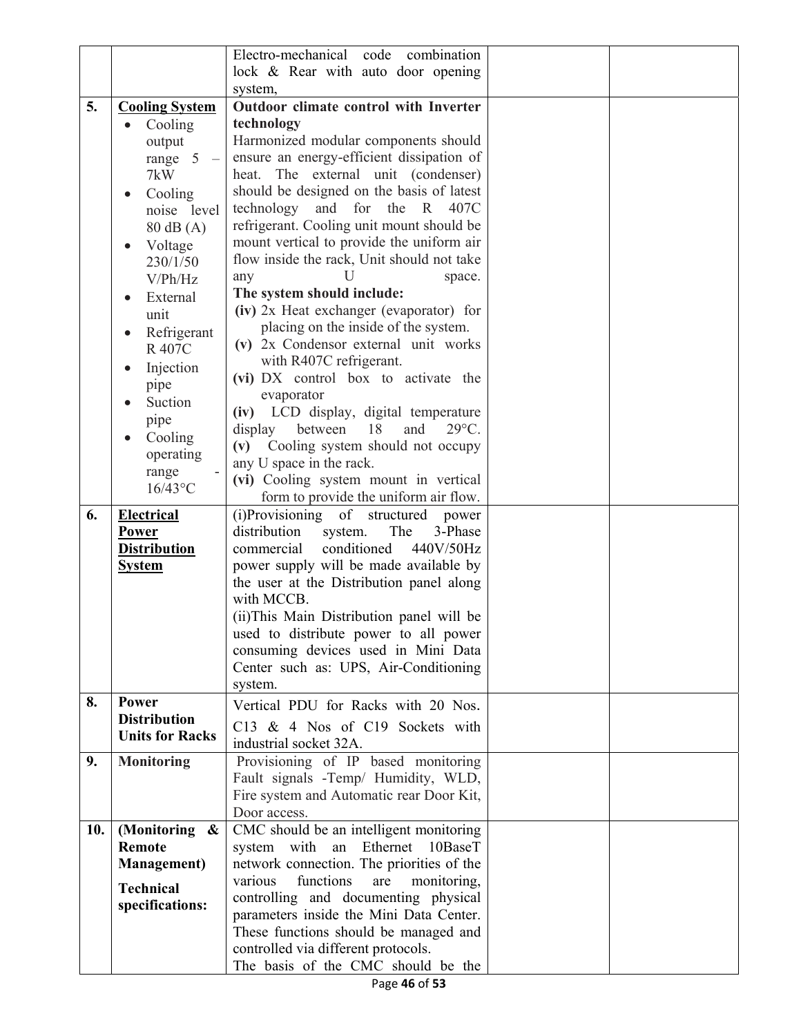| | | | | |
|---|---|---|---|---|
| | | Electro-mechanical code combination lock & Rear with auto door opening system, | | |
| **5.** | **Cooling System**<br>• Cooling output range 5 – 7kW<br>• Cooling noise level 80 dB (A)<br>• Voltage 230/1/50 V/Ph/Hz<br>• External unit<br>• Refrigerant R 407C<br>• Injection pipe<br>• Suction pipe<br>• Cooling operating range - 16/43°C | **Outdoor climate control with Inverter technology**<br>Harmonized modular components should ensure an energy-efficient dissipation of heat. The external unit (condenser) should be designed on the basis of latest technology and for the R 407C refrigerant. Cooling unit mount should be mount vertical to provide the uniform air flow inside the rack, Unit should not take any U space.<br>**The system should include:**<br>**(iv)** 2x Heat exchanger (evaporator) for placing on the inside of the system.<br>**(v)** 2x Condensor external unit works with R407C refrigerant.<br>**(vi)** DX control box to activate the evaporator<br>**(iv)** LCD display, digital temperature display between 18 and 29°C.<br>**(v)** Cooling system should not occupy any U space in the rack.<br>**(vi)** Cooling system mount in vertical form to provide the uniform air flow. | | |
| **6.** | **Electrical Power Distribution System** | (i)Provisioning of structured power distribution system. The 3-Phase commercial conditioned 440V/50Hz power supply will be made available by the user at the Distribution panel along with MCCB.<br>(ii)This Main Distribution panel will be used to distribute power to all power consuming devices used in Mini Data Center such as: UPS, Air-Conditioning system. | | |
| **8.** | **Power Distribution Units for Racks** | Vertical PDU for Racks with 20 Nos. C13 & 4 Nos of C19 Sockets with industrial socket 32A. | | |
| **9.** | **Monitoring** | Provisioning of IP based monitoring Fault signals -Temp/ Humidity, WLD, Fire system and Automatic rear Door Kit, Door access. | | |
| **10.** | **(Monitoring & Remote Management)**<br>**Technical specifications:** | CMC should be an intelligent monitoring system with an Ethernet 10BaseT network connection. The priorities of the various functions are monitoring, controlling and documenting physical parameters inside the Mini Data Center. These functions should be managed and controlled via different protocols.<br>The basis of the CMC should be the | | |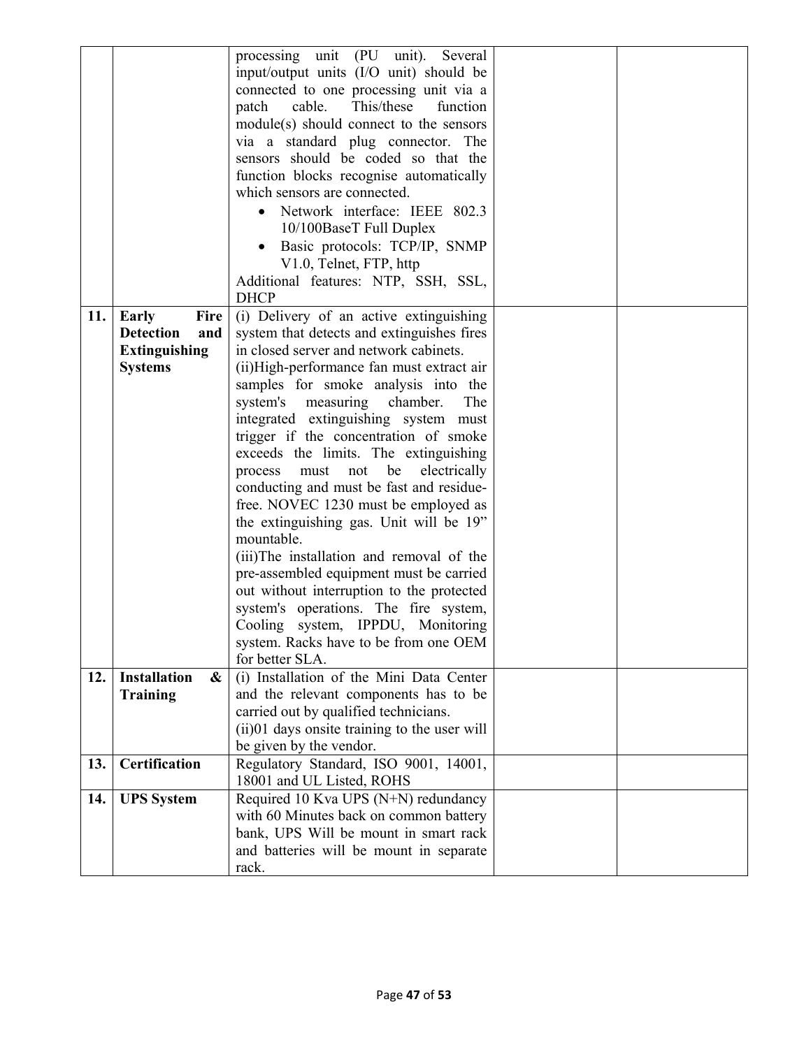| | | | | |
|---|---|---|---|---|
| | | processing unit (PU unit). Several input/output units (I/O unit) should be connected to one processing unit via a patch cable. This/these function module(s) should connect to the sensors via a standard plug connector. The sensors should be coded so that the function blocks recognise automatically which sensors are connected.<br>• Network interface: IEEE 802.3 10/100BaseT Full Duplex<br>• Basic protocols: TCP/IP, SNMP V1.0, Telnet, FTP, http<br>Additional features: NTP, SSH, SSL, DHCP | | |
| **11.** | **Early Fire Detection and Extinguishing Systems** | (i) Delivery of an active extinguishing system that detects and extinguishes fires in closed server and network cabinets.<br>(ii)High-performance fan must extract air samples for smoke analysis into the system's measuring chamber. The integrated extinguishing system must trigger if the concentration of smoke exceeds the limits. The extinguishing process must not be electrically conducting and must be fast and residue-free. NOVEC 1230 must be employed as the extinguishing gas. Unit will be 19" mountable.<br>(iii)The installation and removal of the pre-assembled equipment must be carried out without interruption to the protected system's operations. The fire system, Cooling system, IPPDU, Monitoring system. Racks have to be from one OEM for better SLA. | | |
| **12.** | **Installation & Training** | (i) Installation of the Mini Data Center and the relevant components has to be carried out by qualified technicians.<br>(ii)01 days onsite training to the user will be given by the vendor. | | |
| **13.** | **Certification** | Regulatory Standard, ISO 9001, 14001, 18001 and UL Listed, ROHS | | |
| **14.** | **UPS System** | Required 10 Kva UPS (N+N) redundancy with 60 Minutes back on common battery bank, UPS Will be mount in smart rack and batteries will be mount in separate rack. | | |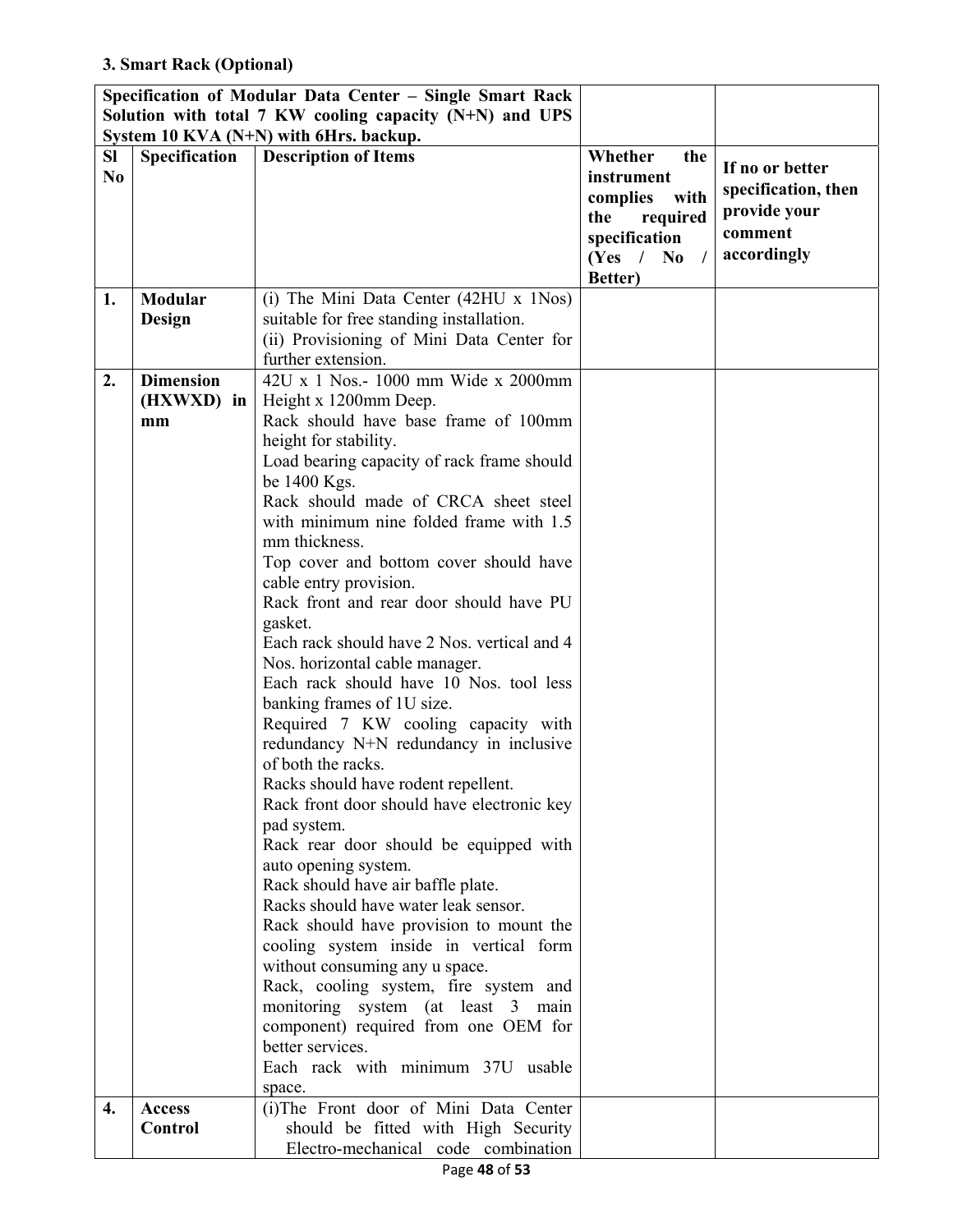### 3. Smart Rack (Optional)

| Specification of Modular Data Center – Single Smart Rack Solution with total 7 KW cooling capacity (N+N) and UPS System 10 KVA (N+N) with 6Hrs. backup. | | | | |
|---|---|---|---|---|
| **Sl No** | **Specification** | **Description of Items** | **Whether the instrument complies with the required specification (Yes / No / Better)** | **If no or better specification, then provide your comment accordingly** |
| **1.** | **Modular Design** | (i) The Mini Data Center (42HU x 1Nos) suitable for free standing installation.<br>(ii) Provisioning of Mini Data Center for further extension. | | |
| **2.** | **Dimension (HXWXD) in mm** | 42U x 1 Nos.- 1000 mm Wide x 2000mm Height x 1200mm Deep.<br>Rack should have base frame of 100mm height for stability.<br>Load bearing capacity of rack frame should be 1400 Kgs.<br>Rack should made of CRCA sheet steel with minimum nine folded frame with 1.5 mm thickness.<br>Top cover and bottom cover should have cable entry provision.<br>Rack front and rear door should have PU gasket.<br>Each rack should have 2 Nos. vertical and 4 Nos. horizontal cable manager.<br>Each rack should have 10 Nos. tool less banking frames of 1U size.<br>Required 7 KW cooling capacity with redundancy N+N redundancy in inclusive of both the racks.<br>Racks should have rodent repellent.<br>Rack front door should have electronic key pad system.<br>Rack rear door should be equipped with auto opening system.<br>Rack should have air baffle plate.<br>Racks should have water leak sensor.<br>Rack should have provision to mount the cooling system inside in vertical form without consuming any u space.<br>Rack, cooling system, fire system and monitoring system (at least 3 main component) required from one OEM for better services.<br>Each rack with minimum 37U usable space. | | |
| **4.** | **Access Control** | (i)The Front door of Mini Data Center should be fitted with High Security Electro-mechanical code combination | | |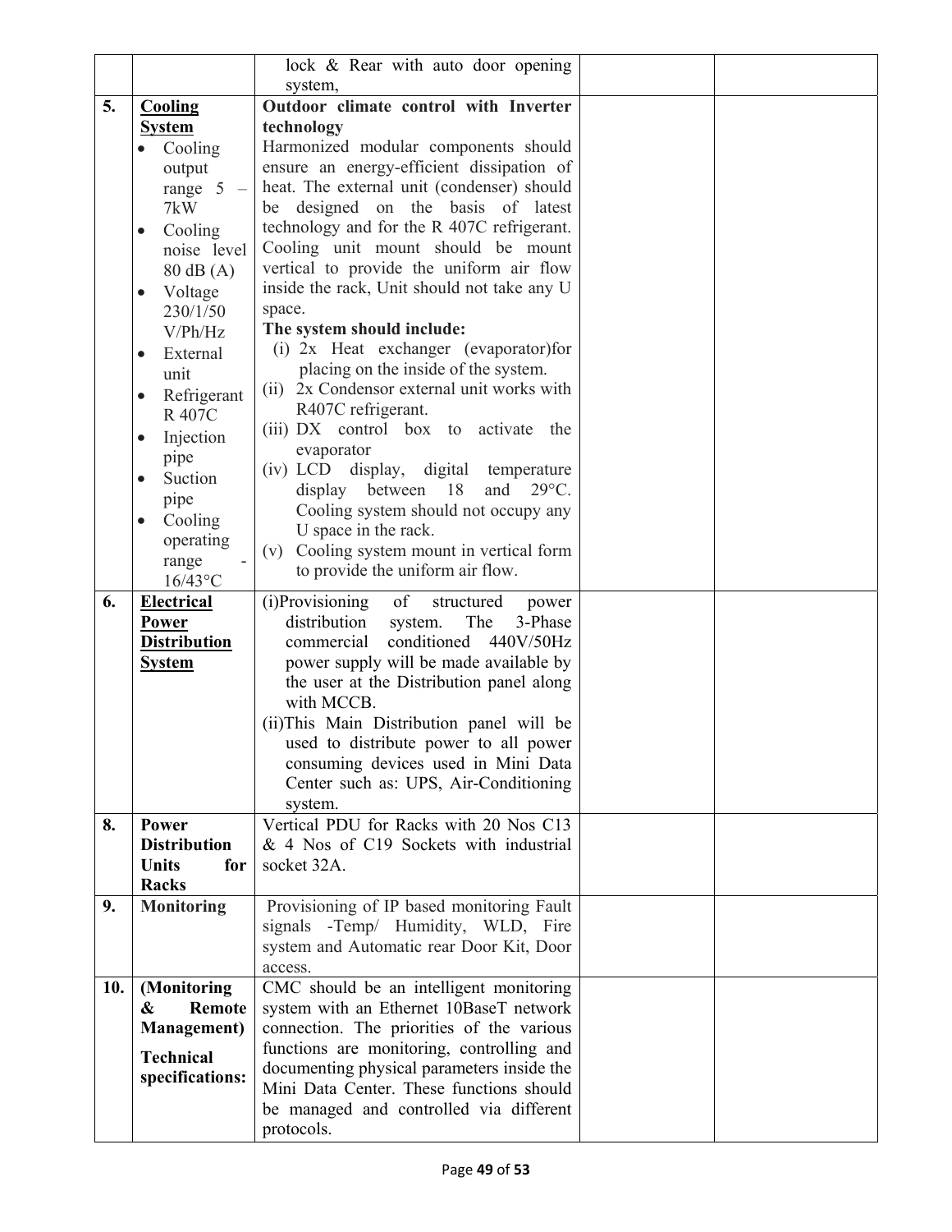| | | | | |
|---|---|---|---|---|
| | | lock & Rear with auto door opening system, | | |
| 5. | **Cooling System**<br>• Cooling output range 5 – 7kW<br>• Cooling noise level 80 dB (A)<br>• Voltage 230/1/50 V/Ph/Hz<br>• External unit<br>• Refrigerant R 407C<br>• Injection pipe<br>• Suction pipe<br>• Cooling operating range - 16/43°C | **Outdoor climate control with Inverter technology**<br>Harmonized modular components should ensure an energy-efficient dissipation of heat. The external unit (condenser) should be designed on the basis of latest technology and for the R 407C refrigerant. Cooling unit mount should be mount vertical to provide the uniform air flow inside the rack, Unit should not take any U space.<br>**The system should include:**<br>(i) 2x Heat exchanger (evaporator)for placing on the inside of the system.<br>(ii) 2x Condensor external unit works with R407C refrigerant.<br>(iii) DX control box to activate the evaporator<br>(iv) LCD display, digital temperature display between 18 and 29°C. Cooling system should not occupy any U space in the rack.<br>(v) Cooling system mount in vertical form to provide the uniform air flow. | | |
| 6. | **Electrical Power Distribution System** | (i)Provisioning of structured power distribution system. The 3-Phase commercial conditioned 440V/50Hz power supply will be made available by the user at the Distribution panel along with MCCB.<br>(ii)This Main Distribution panel will be used to distribute power to all power consuming devices used in Mini Data Center such as: UPS, Air-Conditioning system. | | |
| 8. | **Power Distribution Units for Racks** | Vertical PDU for Racks with 20 Nos C13 & 4 Nos of C19 Sockets with industrial socket 32A. | | |
| 9. | **Monitoring** | Provisioning of IP based monitoring Fault signals -Temp/ Humidity, WLD, Fire system and Automatic rear Door Kit, Door access. | | |
| 10. | **(Monitoring & Remote Management)**<br>**Technical specifications:** | CMC should be an intelligent monitoring system with an Ethernet 10BaseT network connection. The priorities of the various functions are monitoring, controlling and documenting physical parameters inside the Mini Data Center. These functions should be managed and controlled via different protocols. | | |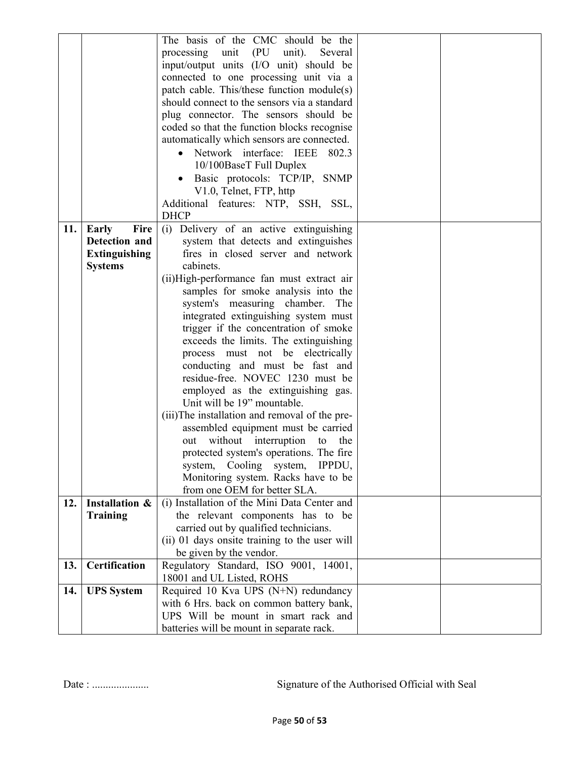| | | | | |
|---|---|---|---|---|
| | | The basis of the CMC should be the processing unit (PU unit). Several input/output units (I/O unit) should be connected to one processing unit via a patch cable. This/these function module(s) should connect to the sensors via a standard plug connector. The sensors should be coded so that the function blocks recognise automatically which sensors are connected.<br>• Network interface: IEEE 802.3 10/100BaseT Full Duplex<br>• Basic protocols: TCP/IP, SNMP V1.0, Telnet, FTP, http<br>Additional features: NTP, SSH, SSL, DHCP | | |
| **11.** | **Early Fire Detection and Extinguishing Systems** | (i) Delivery of an active extinguishing system that detects and extinguishes fires in closed server and network cabinets.<br>(ii)High-performance fan must extract air samples for smoke analysis into the system's measuring chamber. The integrated extinguishing system must trigger if the concentration of smoke exceeds the limits. The extinguishing process must not be electrically conducting and must be fast and residue-free. NOVEC 1230 must be employed as the extinguishing gas. Unit will be 19" mountable.<br>(iii)The installation and removal of the pre-assembled equipment must be carried out without interruption to the protected system's operations. The fire system, Cooling system, IPPDU, Monitoring system. Racks have to be from one OEM for better SLA. | | |
| **12.** | **Installation & Training** | (i) Installation of the Mini Data Center and the relevant components has to be carried out by qualified technicians.<br>(ii) 01 days onsite training to the user will be given by the vendor. | | |
| **13.** | **Certification** | Regulatory Standard, ISO 9001, 14001, 18001 and UL Listed, ROHS | | |
| **14.** | **UPS System** | Required 10 Kva UPS (N+N) redundancy with 6 Hrs. back on common battery bank, UPS Will be mount in smart rack and batteries will be mount in separate rack. | | |

Date : .....................

Signature of the Authorised Official with Seal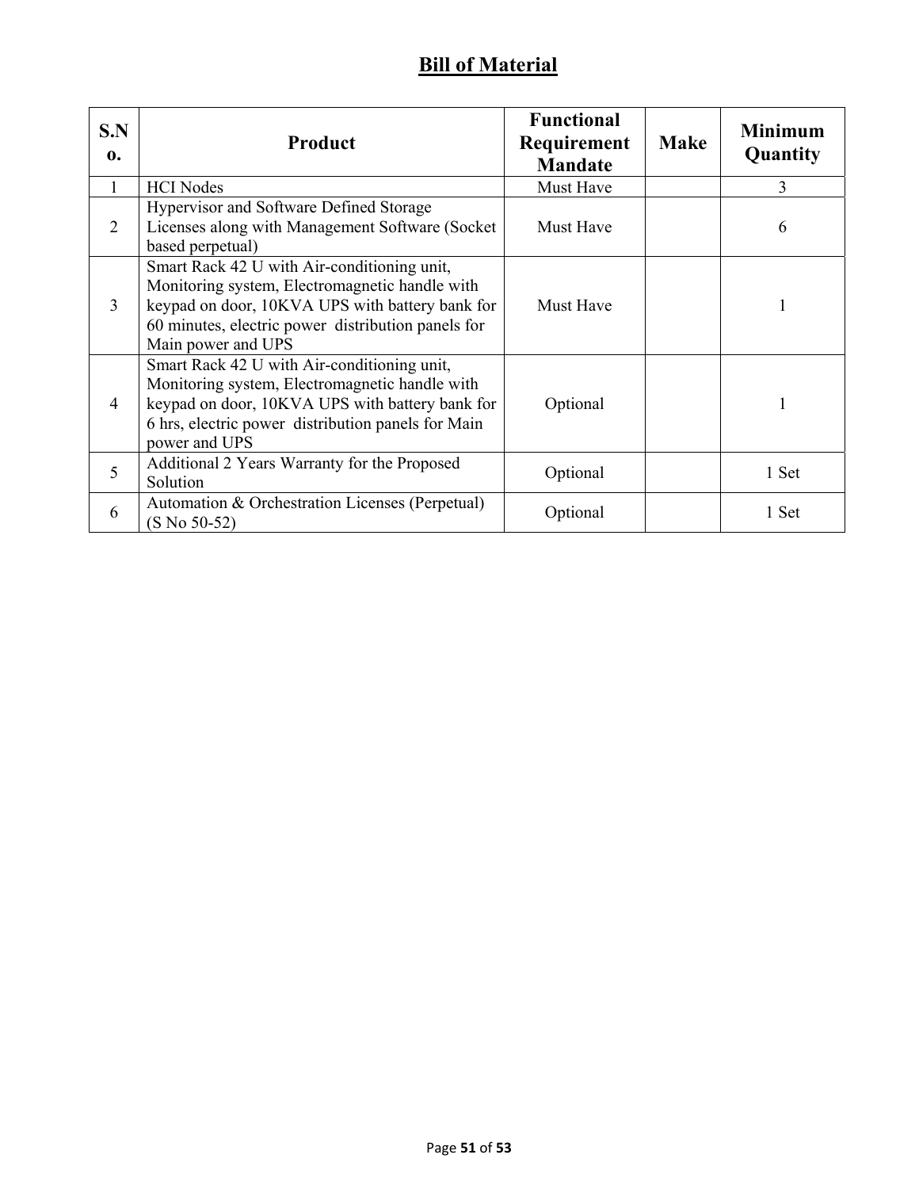## Bill of Material

| S.No. | Product | Functional Requirement Mandate | Make | Minimum Quantity |
|---|---|---|---|---|
| 1 | HCI Nodes | Must Have | | 3 |
| 2 | Hypervisor and Software Defined Storage Licenses along with Management Software (Socket based perpetual) | Must Have | | 6 |
| 3 | Smart Rack 42 U with Air-conditioning unit, Monitoring system, Electromagnetic handle with keypad on door, 10KVA UPS with battery bank for 60 minutes, electric power distribution panels for Main power and UPS | Must Have | | 1 |
| 4 | Smart Rack 42 U with Air-conditioning unit, Monitoring system, Electromagnetic handle with keypad on door, 10KVA UPS with battery bank for 6 hrs, electric power distribution panels for Main power and UPS | Optional | | 1 |
| 5 | Additional 2 Years Warranty for the Proposed Solution | Optional | | 1 Set |
| 6 | Automation & Orchestration Licenses (Perpetual) (S No 50-52) | Optional | | 1 Set |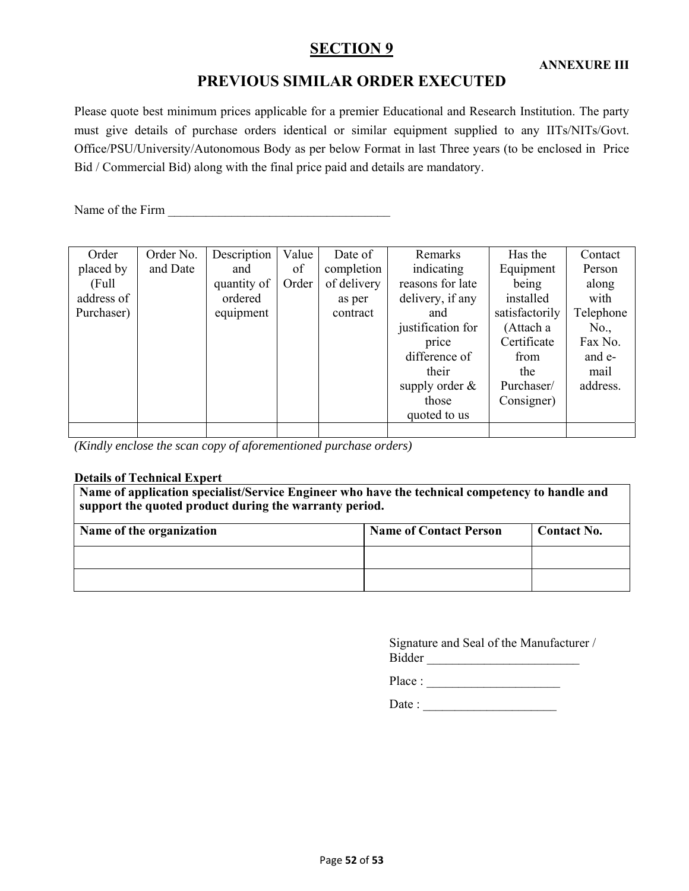# SECTION 9

**ANNEXURE III**

## PREVIOUS SIMILAR ORDER EXECUTED

Please quote best minimum prices applicable for a premier Educational and Research Institution. The party must give details of purchase orders identical or similar equipment supplied to any IITs/NITs/Govt. Office/PSU/University/Autonomous Body as per below Format in last Three years (to be enclosed in Price Bid / Commercial Bid) along with the final price paid and details are mandatory.

Name of the Firm ___________________________________

| Order placed by (Full address of Purchaser) | Order No. and Date | Description and quantity of ordered equipment | Value of Order | Date of completion of delivery as per contract | Remarks indicating reasons for late delivery, if any and justification for price difference of their supply order & those quoted to us | Has the Equipment being installed satisfactorily (Attach a Certificate from the Purchaser/ Consigner) | Contact Person along with Telephone No., Fax No. and e-mail address. |
|---|---|---|---|---|---|---|---|
| | | | | | | | |

*(Kindly enclose the scan copy of aforementioned purchase orders)*

**Details of Technical Expert**

| **Name of application specialist/Service Engineer who have the technical competency to handle and support the quoted product during the warranty period.** | | |
|---|---|---|
| **Name of the organization** | **Name of Contact Person** | **Contact No.** |
| | | |
| | | |

Signature and Seal of the Manufacturer / Bidder ________________________

Place : _____________________

Date : _____________________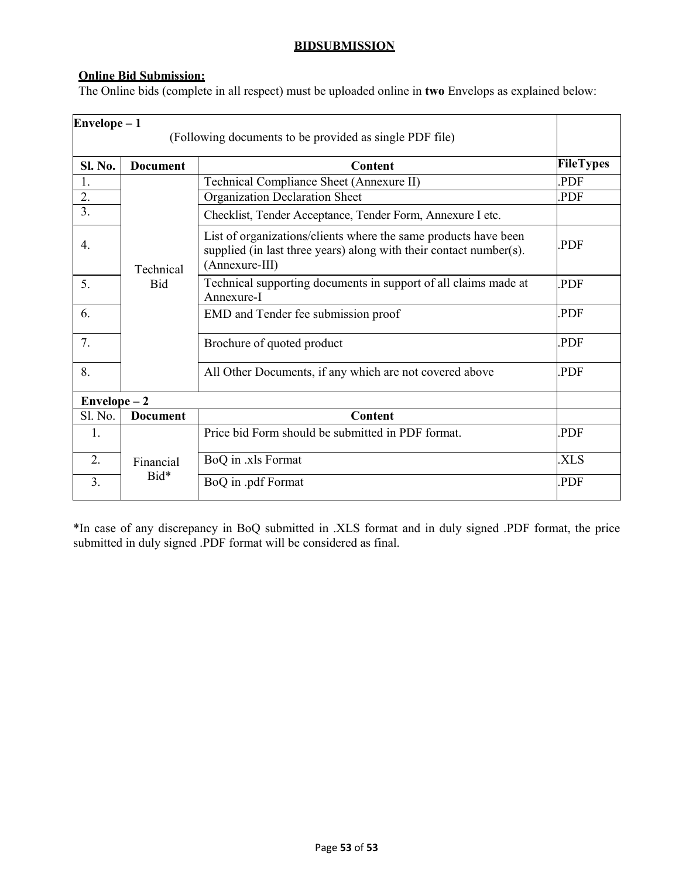**BIDSUBMISSION**

**Online Bid Submission:**

The Online bids (complete in all respect) must be uploaded online in **two** Envelops as explained below:

| **Envelope – 1** (Following documents to be provided as single PDF file) | | | |
|---|---|---|---|
| **Sl. No.** | **Document** | **Content** | **FileTypes** |
| 1. | Technical Bid | Technical Compliance Sheet (Annexure II) | .PDF |
| 2. | | Organization Declaration Sheet | .PDF |
| 3. | | Checklist, Tender Acceptance, Tender Form, Annexure I etc. | |
| 4. | | List of organizations/clients where the same products have been supplied (in last three years) along with their contact number(s). (Annexure-III) | .PDF |
| 5. | | Technical supporting documents in support of all claims made at Annexure-I | .PDF |
| 6. | | EMD and Tender fee submission proof | .PDF |
| 7. | | Brochure of quoted product | .PDF |
| 8. | | All Other Documents, if any which are not covered above | .PDF |
| **Envelope – 2** | | | |
| Sl. No. | **Document** | **Content** | |
| 1. | Financial Bid* | Price bid Form should be submitted in PDF format. | .PDF |
| 2. | | BoQ in .xls Format | .XLS |
| 3. | | BoQ in .pdf Format | .PDF |

*In case of any discrepancy in BoQ submitted in .XLS format and in duly signed .PDF format, the price submitted in duly signed .PDF format will be considered as final.